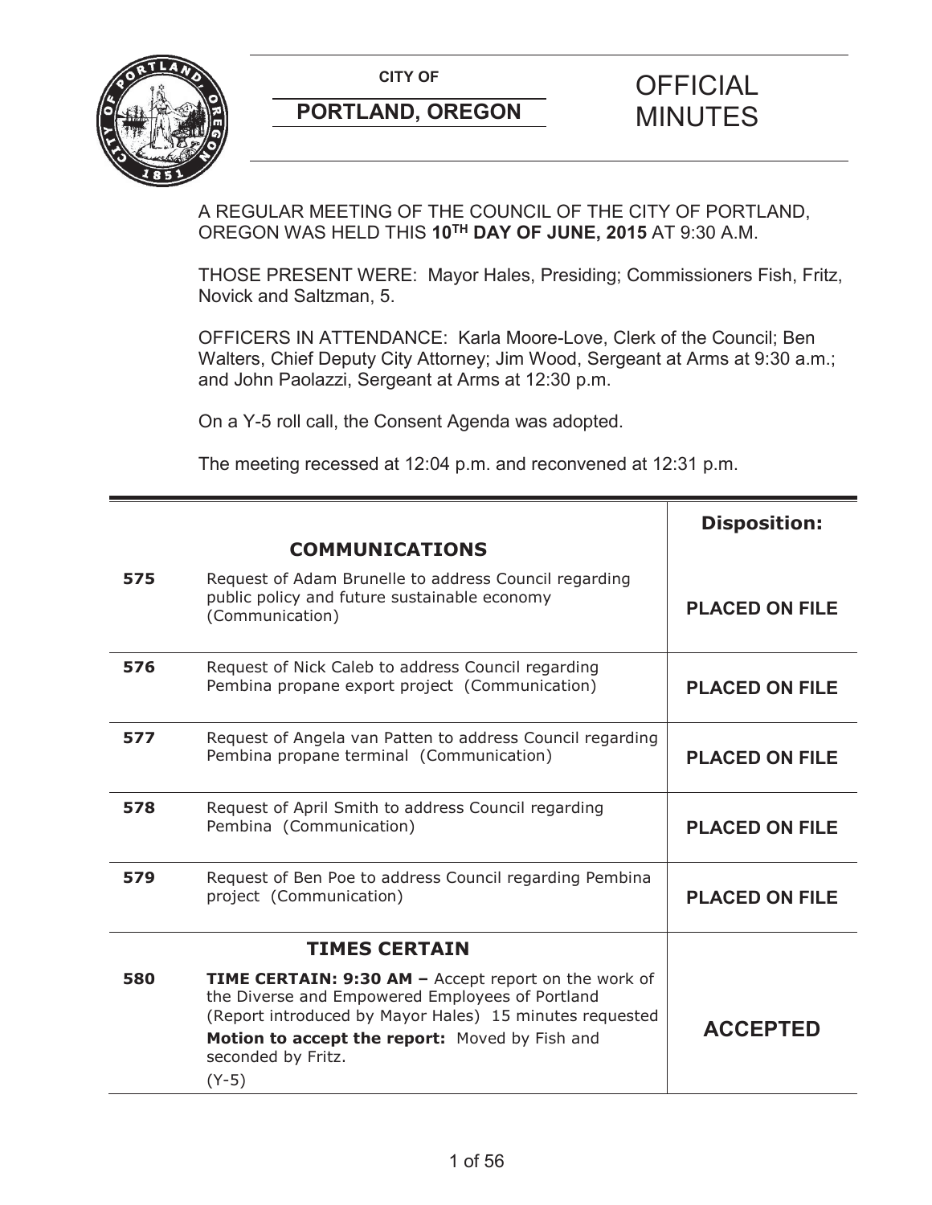**CITY OF**

**PORTLAND, OREGON**

# OFFICIAL MINUTES

A REGULAR MEETING OF THE COUNCIL OF THE CITY OF PORTLAND, OREGON WAS HELD THIS **10TH DAY OF JUNE, 2015** AT 9:30 A.M.

THOSE PRESENT WERE: Mayor Hales, Presiding; Commissioners Fish, Fritz, Novick and Saltzman, 5.

OFFICERS IN ATTENDANCE: Karla Moore-Love, Clerk of the Council; Ben Walters, Chief Deputy City Attorney; Jim Wood, Sergeant at Arms at 9:30 a.m.; and John Paolazzi, Sergeant at Arms at 12:30 p.m.

On a Y-5 roll call, the Consent Agenda was adopted.

The meeting recessed at 12:04 p.m. and reconvened at 12:31 p.m.

| | | **Disposition:** |
|---|---|---|
| | **COMMUNICATIONS** | |
| **575** | Request of Adam Brunelle to address Council regarding public policy and future sustainable economy (Communication) | **PLACED ON FILE** |
| **576** | Request of Nick Caleb to address Council regarding Pembina propane export project (Communication) | **PLACED ON FILE** |
| **577** | Request of Angela van Patten to address Council regarding Pembina propane terminal (Communication) | **PLACED ON FILE** |
| **578** | Request of April Smith to address Council regarding Pembina (Communication) | **PLACED ON FILE** |
| **579** | Request of Ben Poe to address Council regarding Pembina project (Communication) | **PLACED ON FILE** |
| | **TIMES CERTAIN** | |
| **580** | **TIME CERTAIN: 9:30 AM –** Accept report on the work of the Diverse and Empowered Employees of Portland (Report introduced by Mayor Hales) 15 minutes requested<br>**Motion to accept the report:** Moved by Fish and seconded by Fritz.<br>(Y-5) | **ACCEPTED** |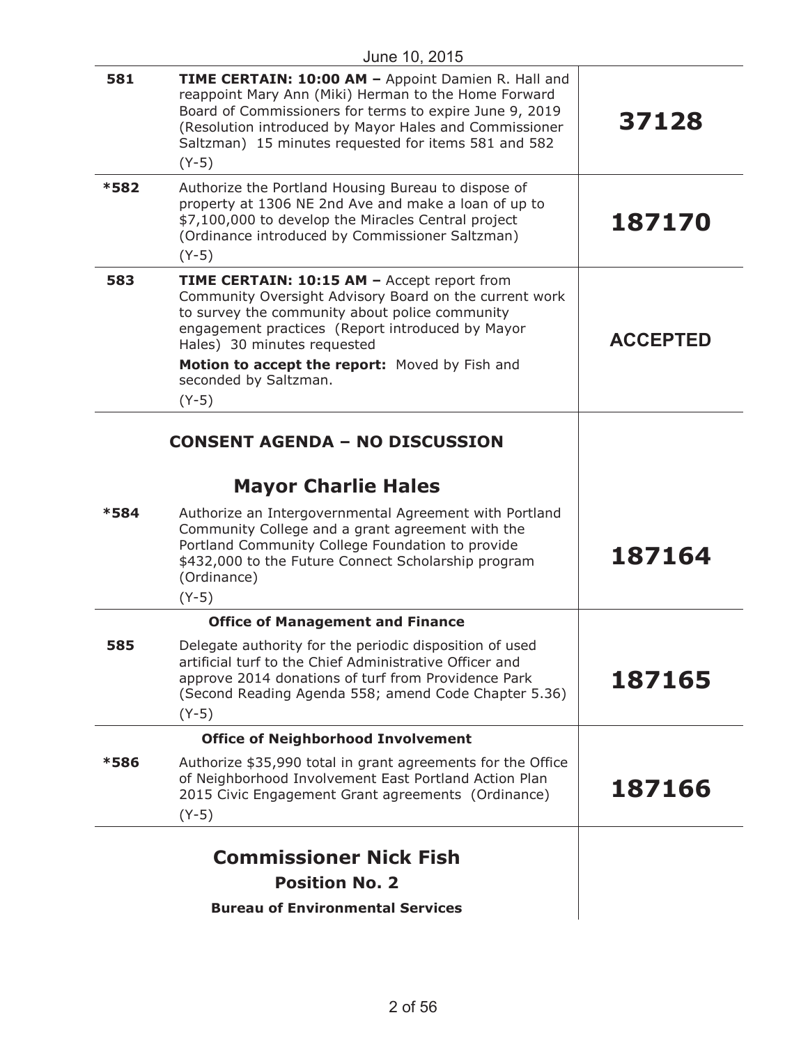June 10, 2015

| | | |
|---|---|---|
| 581 | **TIME CERTAIN: 10:00 AM –** Appoint Damien R. Hall and reappoint Mary Ann (Miki) Herman to the Home Forward Board of Commissioners for terms to expire June 9, 2019 (Resolution introduced by Mayor Hales and Commissioner Saltzman) 15 minutes requested for items 581 and 582<br>(Y-5) | **37128** |
| *582 | Authorize the Portland Housing Bureau to dispose of property at 1306 NE 2nd Ave and make a loan of up to $7,100,000 to develop the Miracles Central project (Ordinance introduced by Commissioner Saltzman)<br>(Y-5) | **187170** |
| 583 | **TIME CERTAIN: 10:15 AM –** Accept report from Community Oversight Advisory Board on the current work to survey the community about police community engagement practices (Report introduced by Mayor Hales) 30 minutes requested<br>**Motion to accept the report:** Moved by Fish and seconded by Saltzman.<br>(Y-5) | **ACCEPTED** |

## CONSENT AGENDA – NO DISCUSSION

## Mayor Charlie Hales

| | | |
|---|---|---|
| *584 | Authorize an Intergovernmental Agreement with Portland Community College and a grant agreement with the Portland Community College Foundation to provide $432,000 to the Future Connect Scholarship program (Ordinance)<br>(Y-5) | **187164** |

**Office of Management and Finance**

| | | |
|---|---|---|
| 585 | Delegate authority for the periodic disposition of used artificial turf to the Chief Administrative Officer and approve 2014 donations of turf from Providence Park (Second Reading Agenda 558; amend Code Chapter 5.36)<br>(Y-5) | **187165** |

**Office of Neighborhood Involvement**

| | | |
|---|---|---|
| *586 | Authorize $35,990 total in grant agreements for the Office of Neighborhood Involvement East Portland Action Plan 2015 Civic Engagement Grant agreements (Ordinance)<br>(Y-5) | **187166** |

## Commissioner Nick Fish

### Position No. 2

**Bureau of Environmental Services**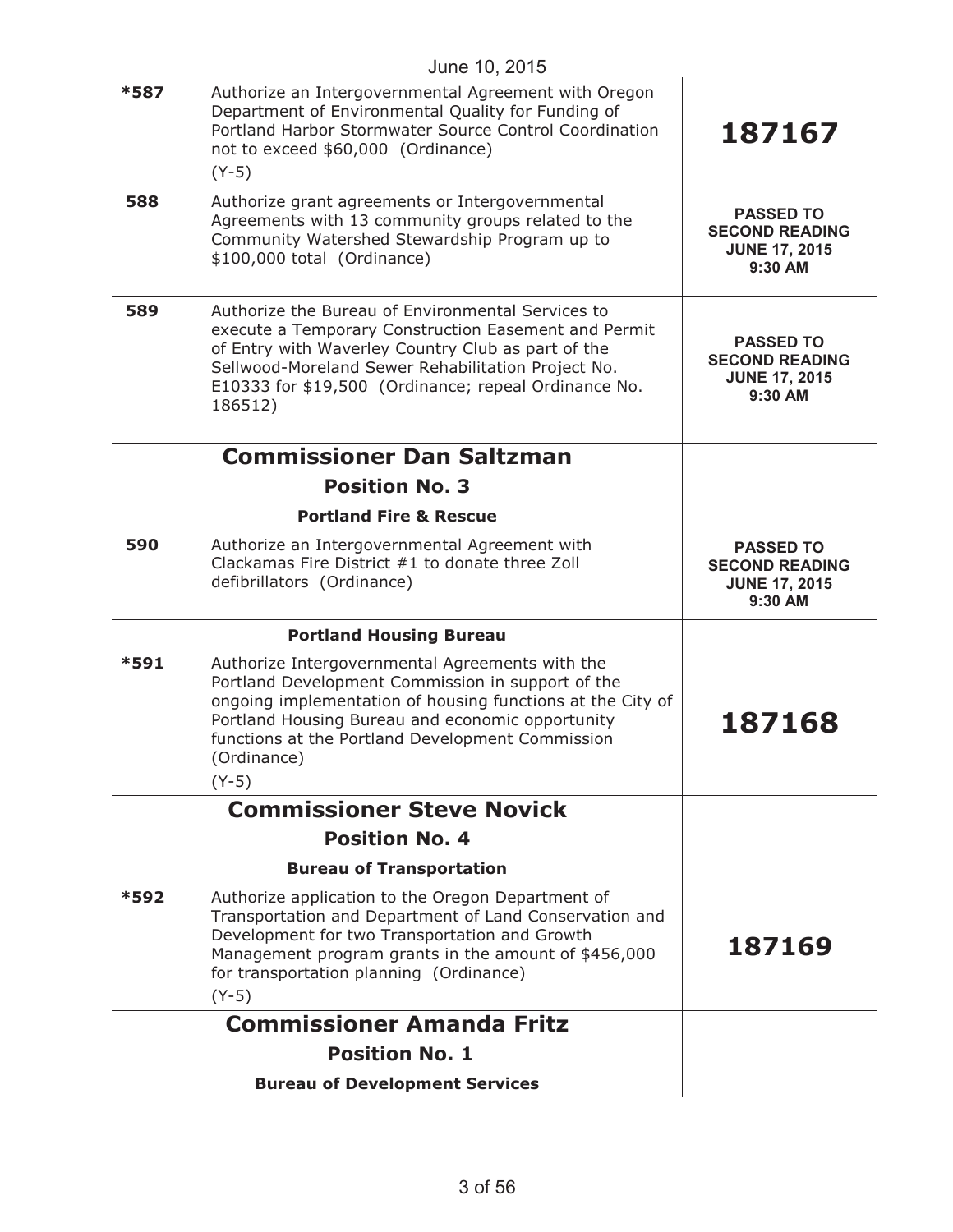June 10, 2015

| | | |
|---|---|---|
| *587 | Authorize an Intergovernmental Agreement with Oregon Department of Environmental Quality for Funding of Portland Harbor Stormwater Source Control Coordination not to exceed $60,000 (Ordinance)<br>(Y-5) | **187167** |
| 588 | Authorize grant agreements or Intergovernmental Agreements with 13 community groups related to the Community Watershed Stewardship Program up to $100,000 total (Ordinance) | **PASSED TO SECOND READING JUNE 17, 2015 9:30 AM** |
| 589 | Authorize the Bureau of Environmental Services to execute a Temporary Construction Easement and Permit of Entry with Waverley Country Club as part of the Sellwood-Moreland Sewer Rehabilitation Project No. E10333 for $19,500 (Ordinance; repeal Ordinance No. 186512) | **PASSED TO SECOND READING JUNE 17, 2015 9:30 AM** |

## Commissioner Dan Saltzman

### Position No. 3

#### Portland Fire & Rescue

| | | |
|---|---|---|
| 590 | Authorize an Intergovernmental Agreement with Clackamas Fire District #1 to donate three Zoll defibrillators (Ordinance) | **PASSED TO SECOND READING JUNE 17, 2015 9:30 AM** |

#### Portland Housing Bureau

| | | |
|---|---|---|
| *591 | Authorize Intergovernmental Agreements with the Portland Development Commission in support of the ongoing implementation of housing functions at the City of Portland Housing Bureau and economic opportunity functions at the Portland Development Commission (Ordinance)<br>(Y-5) | **187168** |

## Commissioner Steve Novick

### Position No. 4

#### Bureau of Transportation

| | | |
|---|---|---|
| *592 | Authorize application to the Oregon Department of Transportation and Department of Land Conservation and Development for two Transportation and Growth Management program grants in the amount of $456,000 for transportation planning (Ordinance)<br>(Y-5) | **187169** |

## Commissioner Amanda Fritz

### Position No. 1

#### Bureau of Development Services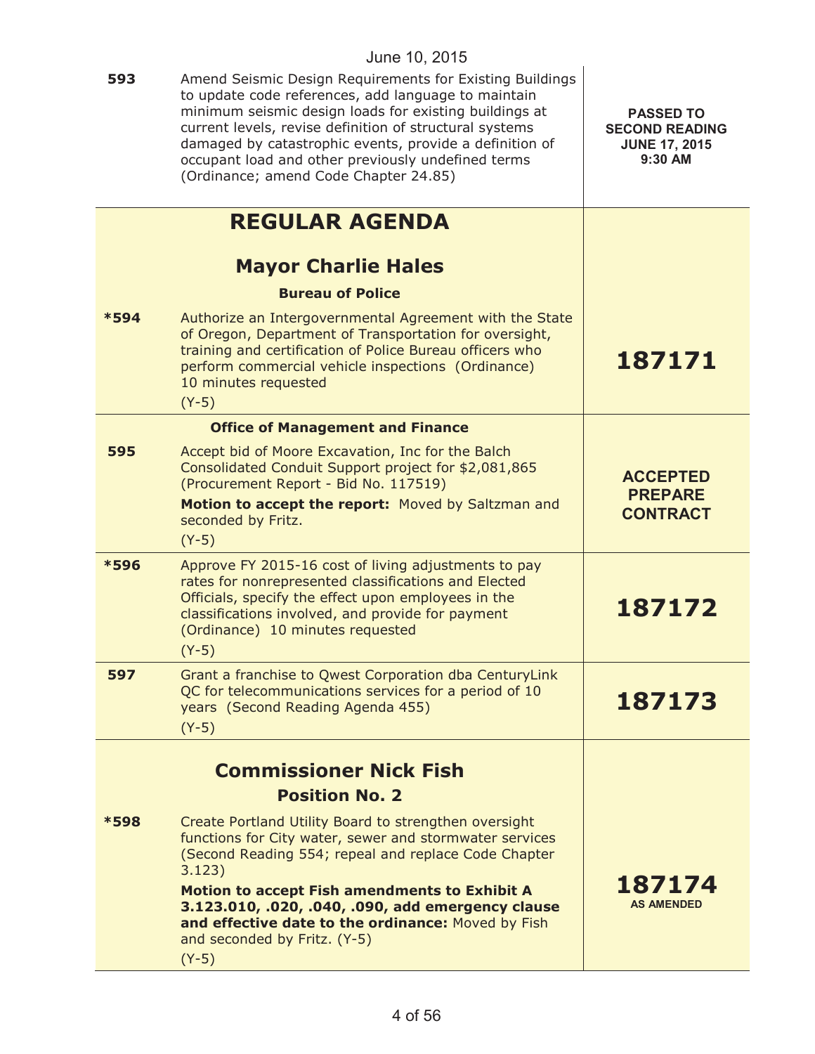June 10, 2015

| | | |
|---|---|---|
| 593 | Amend Seismic Design Requirements for Existing Buildings to update code references, add language to maintain minimum seismic design loads for existing buildings at current levels, revise definition of structural systems damaged by catastrophic events, provide a definition of occupant load and other previously undefined terms (Ordinance; amend Code Chapter 24.85) | **PASSED TO SECOND READING JUNE 17, 2015 9:30 AM** |

## REGULAR AGENDA

### Mayor Charlie Hales

**Bureau of Police**

| | | |
|---|---|---|
| *594 | Authorize an Intergovernmental Agreement with the State of Oregon, Department of Transportation for oversight, training and certification of Police Bureau officers who perform commercial vehicle inspections (Ordinance) 10 minutes requested<br>(Y-5) | **187171** |

**Office of Management and Finance**

| | | |
|---|---|---|
| 595 | Accept bid of Moore Excavation, Inc for the Balch Consolidated Conduit Support project for $2,081,865 (Procurement Report - Bid No. 117519)<br>**Motion to accept the report:** Moved by Saltzman and seconded by Fritz.<br>(Y-5) | **ACCEPTED PREPARE CONTRACT** |
| *596 | Approve FY 2015-16 cost of living adjustments to pay rates for nonrepresented classifications and Elected Officials, specify the effect upon employees in the classifications involved, and provide for payment (Ordinance) 10 minutes requested<br>(Y-5) | **187172** |
| 597 | Grant a franchise to Qwest Corporation dba CenturyLink QC for telecommunications services for a period of 10 years (Second Reading Agenda 455)<br>(Y-5) | **187173** |

### Commissioner Nick Fish

**Position No. 2**

| | | |
|---|---|---|
| *598 | Create Portland Utility Board to strengthen oversight functions for City water, sewer and stormwater services (Second Reading 554; repeal and replace Code Chapter 3.123)<br>**Motion to accept Fish amendments to Exhibit A 3.123.010, .020, .040, .090, add emergency clause and effective date to the ordinance:** Moved by Fish and seconded by Fritz. (Y-5)<br>(Y-5) | **187174** AS AMENDED |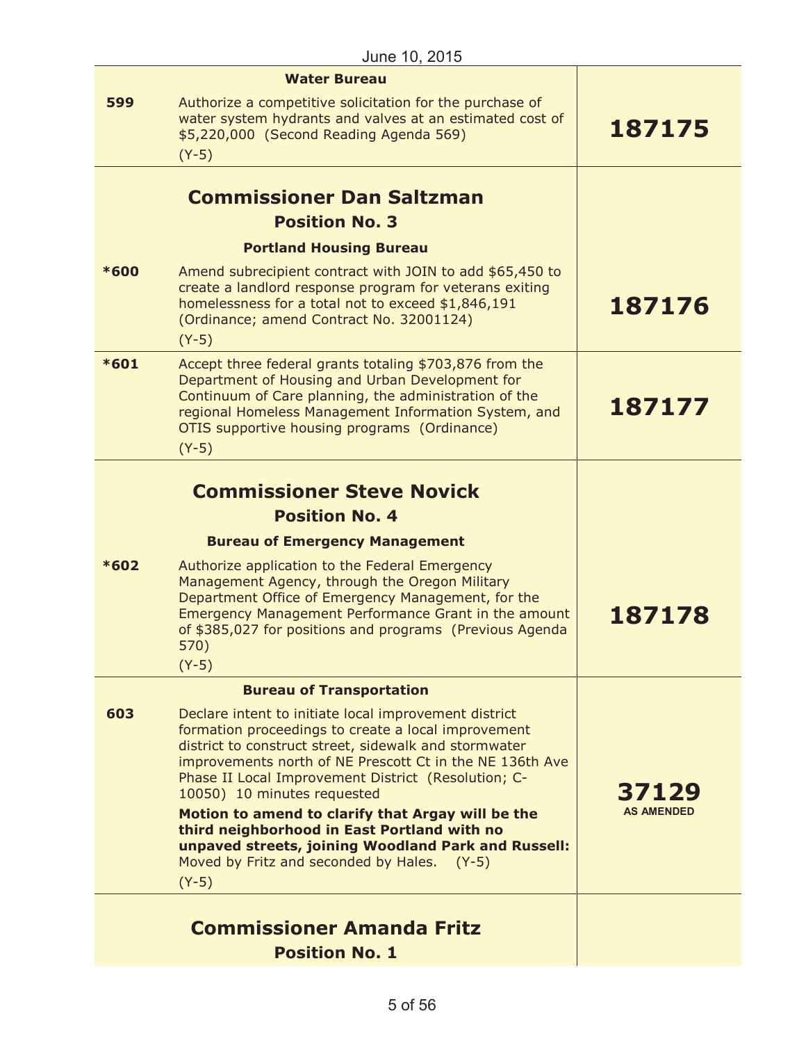June 10, 2015

| | | |
|---|---|---|
| | **Water Bureau** | |
| **599** | Authorize a competitive solicitation for the purchase of water system hydrants and valves at an estimated cost of $5,220,000 (Second Reading Agenda 569)<br>(Y-5) | **187175** |
| | **Commissioner Dan Saltzman**<br>**Position No. 3**<br>**Portland Housing Bureau** | |
| ***600** | Amend subrecipient contract with JOIN to add $65,450 to create a landlord response program for veterans exiting homelessness for a total not to exceed $1,846,191 (Ordinance; amend Contract No. 32001124)<br>(Y-5) | **187176** |
| ***601** | Accept three federal grants totaling $703,876 from the Department of Housing and Urban Development for Continuum of Care planning, the administration of the regional Homeless Management Information System, and OTIS supportive housing programs (Ordinance)<br>(Y-5) | **187177** |
| | **Commissioner Steve Novick**<br>**Position No. 4**<br>**Bureau of Emergency Management** | |
| ***602** | Authorize application to the Federal Emergency Management Agency, through the Oregon Military Department Office of Emergency Management, for the Emergency Management Performance Grant in the amount of $385,027 for positions and programs (Previous Agenda 570)<br>(Y-5) | **187178** |
| | **Bureau of Transportation** | |
| **603** | Declare intent to initiate local improvement district formation proceedings to create a local improvement district to construct street, sidewalk and stormwater improvements north of NE Prescott Ct in the NE 136th Ave Phase II Local Improvement District (Resolution; C-10050) 10 minutes requested<br>**Motion to amend to clarify that Argay will be the third neighborhood in East Portland with no unpaved streets, joining Woodland Park and Russell:** Moved by Fritz and seconded by Hales. (Y-5)<br>(Y-5) | **37129**<br>**AS AMENDED** |
| | **Commissioner Amanda Fritz**<br>**Position No. 1** | |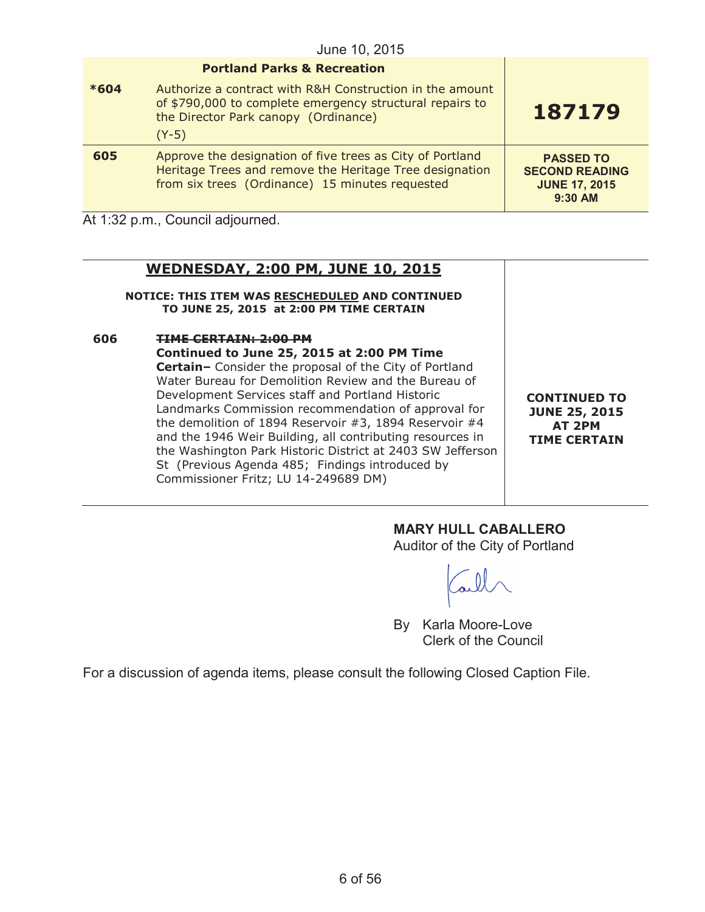June 10, 2015

| | Portland Parks & Recreation | |
|---|---|---|
| *604 | Authorize a contract with R&H Construction in the amount of $790,000 to complete emergency structural repairs to the Director Park canopy (Ordinance) (Y-5) | **187179** |
| 605 | Approve the designation of five trees as City of Portland Heritage Trees and remove the Heritage Tree designation from six trees (Ordinance) 15 minutes requested | **PASSED TO SECOND READING JUNE 17, 2015 9:30 AM** |

At 1:32 p.m., Council adjourned.

## WEDNESDAY, 2:00 PM, JUNE 10, 2015

**NOTICE: THIS ITEM WAS RESCHEDULED AND CONTINUED TO JUNE 25, 2015 at 2:00 PM TIME CERTAIN**

| | | |
|---|---|---|
| 606 | ~~TIME CERTAIN: 2:00 PM~~ **Continued to June 25, 2015 at 2:00 PM Time Certain–** Consider the proposal of the City of Portland Water Bureau for Demolition Review and the Bureau of Development Services staff and Portland Historic Landmarks Commission recommendation of approval for the demolition of 1894 Reservoir #3, 1894 Reservoir #4 and the 1946 Weir Building, all contributing resources in the Washington Park Historic District at 2403 SW Jefferson St (Previous Agenda 485; Findings introduced by Commissioner Fritz; LU 14-249689 DM) | **CONTINUED TO JUNE 25, 2015 AT 2PM TIME CERTAIN** |

**MARY HULL CABALLERO**
Auditor of the City of Portland

By Karla Moore-Love
Clerk of the Council

For a discussion of agenda items, please consult the following Closed Caption File.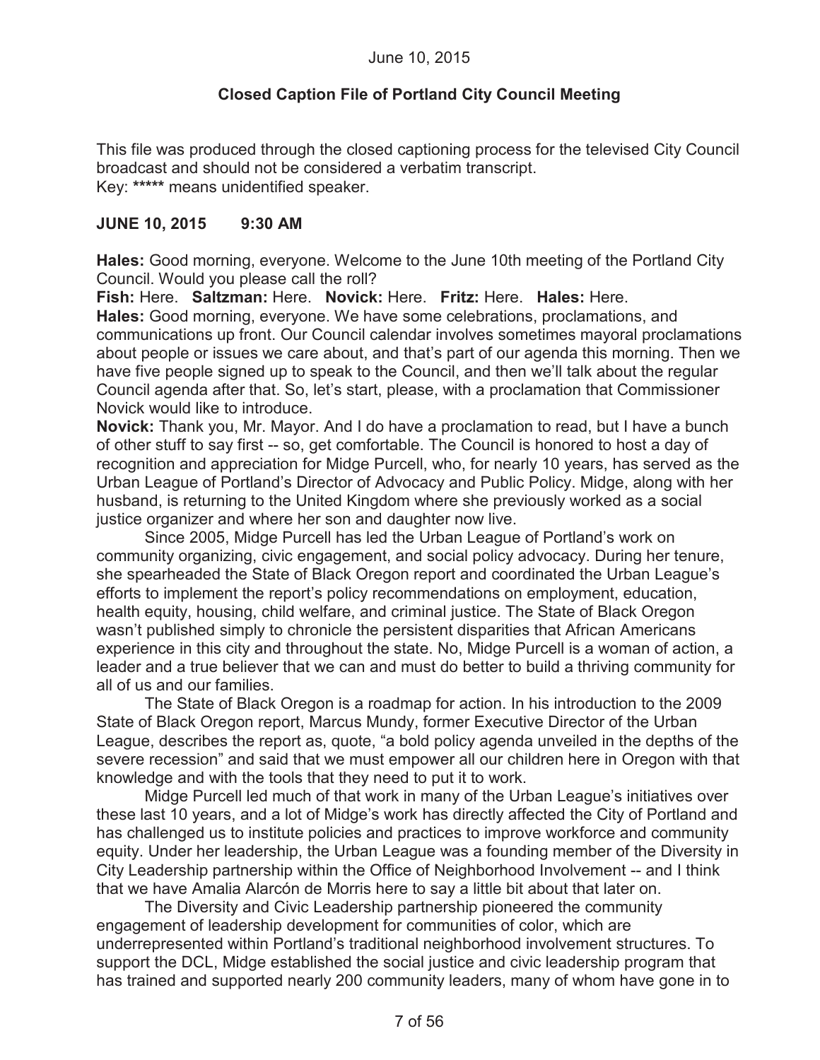June 10, 2015

**Closed Caption File of Portland City Council Meeting**

This file was produced through the closed captioning process for the televised City Council broadcast and should not be considered a verbatim transcript.
Key: ***** means unidentified speaker.

**JUNE 10, 2015 9:30 AM**

**Hales:** Good morning, everyone. Welcome to the June 10th meeting of the Portland City Council. Would you please call the roll?

**Fish:** Here. **Saltzman:** Here. **Novick:** Here. **Fritz:** Here. **Hales:** Here.

**Hales:** Good morning, everyone. We have some celebrations, proclamations, and communications up front. Our Council calendar involves sometimes mayoral proclamations about people or issues we care about, and that's part of our agenda this morning. Then we have five people signed up to speak to the Council, and then we'll talk about the regular Council agenda after that. So, let's start, please, with a proclamation that Commissioner Novick would like to introduce.

**Novick:** Thank you, Mr. Mayor. And I do have a proclamation to read, but I have a bunch of other stuff to say first -- so, get comfortable. The Council is honored to host a day of recognition and appreciation for Midge Purcell, who, for nearly 10 years, has served as the Urban League of Portland's Director of Advocacy and Public Policy. Midge, along with her husband, is returning to the United Kingdom where she previously worked as a social justice organizer and where her son and daughter now live.

Since 2005, Midge Purcell has led the Urban League of Portland's work on community organizing, civic engagement, and social policy advocacy. During her tenure, she spearheaded the State of Black Oregon report and coordinated the Urban League's efforts to implement the report's policy recommendations on employment, education, health equity, housing, child welfare, and criminal justice. The State of Black Oregon wasn't published simply to chronicle the persistent disparities that African Americans experience in this city and throughout the state. No, Midge Purcell is a woman of action, a leader and a true believer that we can and must do better to build a thriving community for all of us and our families.

The State of Black Oregon is a roadmap for action. In his introduction to the 2009 State of Black Oregon report, Marcus Mundy, former Executive Director of the Urban League, describes the report as, quote, "a bold policy agenda unveiled in the depths of the severe recession" and said that we must empower all our children here in Oregon with that knowledge and with the tools that they need to put it to work.

Midge Purcell led much of that work in many of the Urban League's initiatives over these last 10 years, and a lot of Midge's work has directly affected the City of Portland and has challenged us to institute policies and practices to improve workforce and community equity. Under her leadership, the Urban League was a founding member of the Diversity in City Leadership partnership within the Office of Neighborhood Involvement -- and I think that we have Amalia Alarcón de Morris here to say a little bit about that later on.

The Diversity and Civic Leadership partnership pioneered the community engagement of leadership development for communities of color, which are underrepresented within Portland's traditional neighborhood involvement structures. To support the DCL, Midge established the social justice and civic leadership program that has trained and supported nearly 200 community leaders, many of whom have gone in to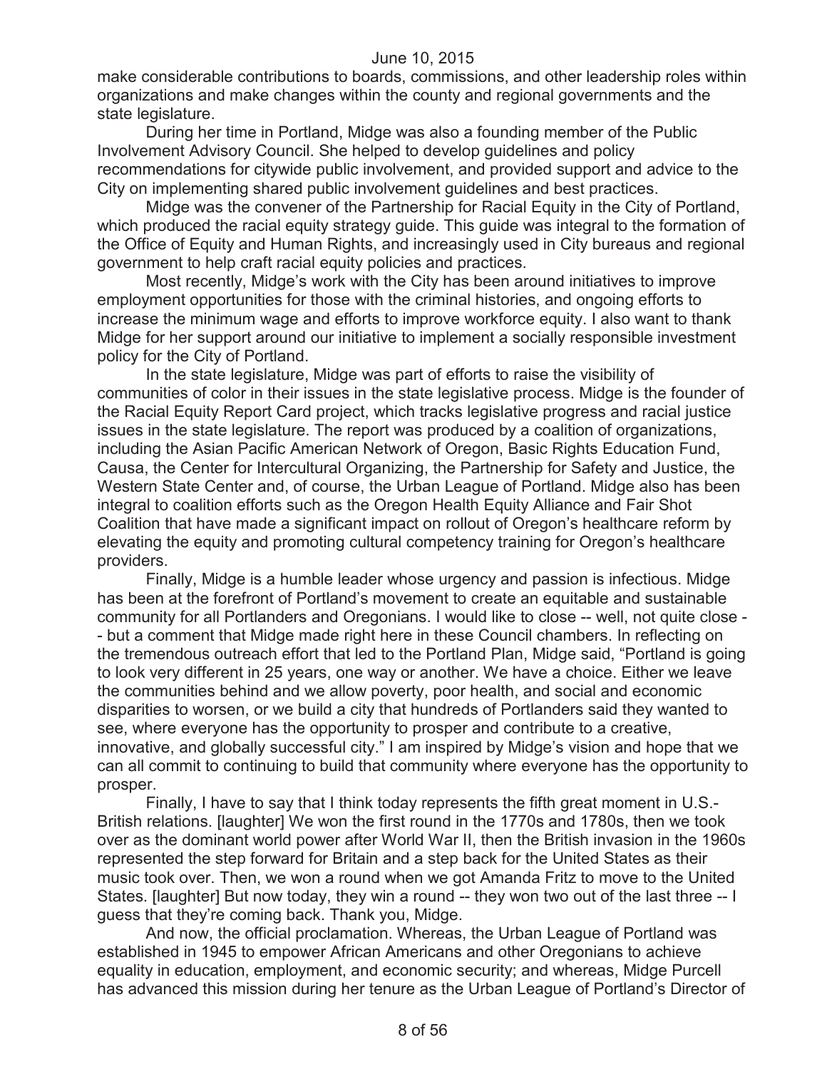make considerable contributions to boards, commissions, and other leadership roles within organizations and make changes within the county and regional governments and the state legislature.

During her time in Portland, Midge was also a founding member of the Public Involvement Advisory Council. She helped to develop guidelines and policy recommendations for citywide public involvement, and provided support and advice to the City on implementing shared public involvement guidelines and best practices.

Midge was the convener of the Partnership for Racial Equity in the City of Portland, which produced the racial equity strategy guide. This guide was integral to the formation of the Office of Equity and Human Rights, and increasingly used in City bureaus and regional government to help craft racial equity policies and practices.

Most recently, Midge's work with the City has been around initiatives to improve employment opportunities for those with the criminal histories, and ongoing efforts to increase the minimum wage and efforts to improve workforce equity. I also want to thank Midge for her support around our initiative to implement a socially responsible investment policy for the City of Portland.

In the state legislature, Midge was part of efforts to raise the visibility of communities of color in their issues in the state legislative process. Midge is the founder of the Racial Equity Report Card project, which tracks legislative progress and racial justice issues in the state legislature. The report was produced by a coalition of organizations, including the Asian Pacific American Network of Oregon, Basic Rights Education Fund, Causa, the Center for Intercultural Organizing, the Partnership for Safety and Justice, the Western State Center and, of course, the Urban League of Portland. Midge also has been integral to coalition efforts such as the Oregon Health Equity Alliance and Fair Shot Coalition that have made a significant impact on rollout of Oregon's healthcare reform by elevating the equity and promoting cultural competency training for Oregon's healthcare providers.

Finally, Midge is a humble leader whose urgency and passion is infectious. Midge has been at the forefront of Portland's movement to create an equitable and sustainable community for all Portlanders and Oregonians. I would like to close -- well, not quite close -- but a comment that Midge made right here in these Council chambers. In reflecting on the tremendous outreach effort that led to the Portland Plan, Midge said, "Portland is going to look very different in 25 years, one way or another. We have a choice. Either we leave the communities behind and we allow poverty, poor health, and social and economic disparities to worsen, or we build a city that hundreds of Portlanders said they wanted to see, where everyone has the opportunity to prosper and contribute to a creative, innovative, and globally successful city." I am inspired by Midge's vision and hope that we can all commit to continuing to build that community where everyone has the opportunity to prosper.

Finally, I have to say that I think today represents the fifth great moment in U.S.-British relations. [laughter] We won the first round in the 1770s and 1780s, then we took over as the dominant world power after World War II, then the British invasion in the 1960s represented the step forward for Britain and a step back for the United States as their music took over. Then, we won a round when we got Amanda Fritz to move to the United States. [laughter] But now today, they win a round -- they won two out of the last three -- I guess that they're coming back. Thank you, Midge.

And now, the official proclamation. Whereas, the Urban League of Portland was established in 1945 to empower African Americans and other Oregonians to achieve equality in education, employment, and economic security; and whereas, Midge Purcell has advanced this mission during her tenure as the Urban League of Portland's Director of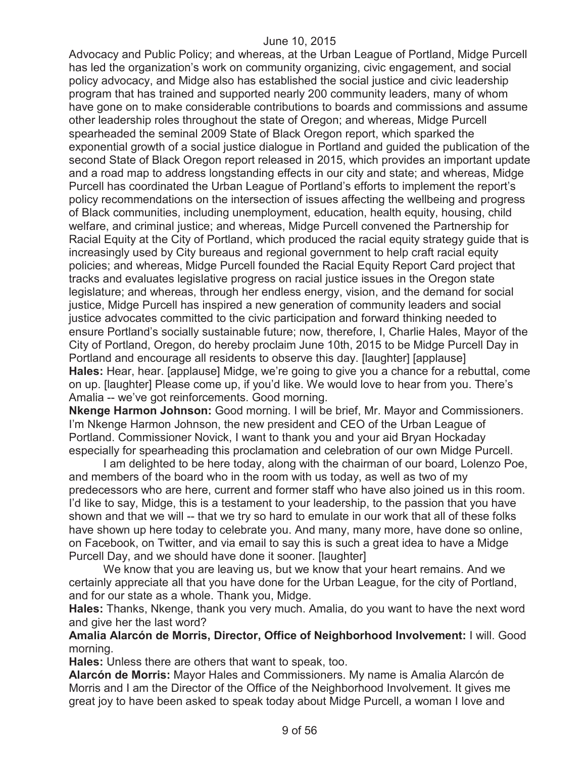Advocacy and Public Policy; and whereas, at the Urban League of Portland, Midge Purcell has led the organization's work on community organizing, civic engagement, and social policy advocacy, and Midge also has established the social justice and civic leadership program that has trained and supported nearly 200 community leaders, many of whom have gone on to make considerable contributions to boards and commissions and assume other leadership roles throughout the state of Oregon; and whereas, Midge Purcell spearheaded the seminal 2009 State of Black Oregon report, which sparked the exponential growth of a social justice dialogue in Portland and guided the publication of the second State of Black Oregon report released in 2015, which provides an important update and a road map to address longstanding effects in our city and state; and whereas, Midge Purcell has coordinated the Urban League of Portland's efforts to implement the report's policy recommendations on the intersection of issues affecting the wellbeing and progress of Black communities, including unemployment, education, health equity, housing, child welfare, and criminal justice; and whereas, Midge Purcell convened the Partnership for Racial Equity at the City of Portland, which produced the racial equity strategy guide that is increasingly used by City bureaus and regional government to help craft racial equity policies; and whereas, Midge Purcell founded the Racial Equity Report Card project that tracks and evaluates legislative progress on racial justice issues in the Oregon state legislature; and whereas, through her endless energy, vision, and the demand for social justice, Midge Purcell has inspired a new generation of community leaders and social justice advocates committed to the civic participation and forward thinking needed to ensure Portland's socially sustainable future; now, therefore, I, Charlie Hales, Mayor of the City of Portland, Oregon, do hereby proclaim June 10th, 2015 to be Midge Purcell Day in Portland and encourage all residents to observe this day. [laughter] [applause]

**Hales:** Hear, hear. [applause] Midge, we're going to give you a chance for a rebuttal, come on up. [laughter] Please come up, if you'd like. We would love to hear from you. There's Amalia -- we've got reinforcements. Good morning.

**Nkenge Harmon Johnson:** Good morning. I will be brief, Mr. Mayor and Commissioners. I'm Nkenge Harmon Johnson, the new president and CEO of the Urban League of Portland. Commissioner Novick, I want to thank you and your aid Bryan Hockaday especially for spearheading this proclamation and celebration of our own Midge Purcell.

I am delighted to be here today, along with the chairman of our board, Lolenzo Poe, and members of the board who in the room with us today, as well as two of my predecessors who are here, current and former staff who have also joined us in this room. I'd like to say, Midge, this is a testament to your leadership, to the passion that you have shown and that we will -- that we try so hard to emulate in our work that all of these folks have shown up here today to celebrate you. And many, many more, have done so online, on Facebook, on Twitter, and via email to say this is such a great idea to have a Midge Purcell Day, and we should have done it sooner. [laughter]

We know that you are leaving us, but we know that your heart remains. And we certainly appreciate all that you have done for the Urban League, for the city of Portland, and for our state as a whole. Thank you, Midge.

**Hales:** Thanks, Nkenge, thank you very much. Amalia, do you want to have the next word and give her the last word?

**Amalia Alarcón de Morris, Director, Office of Neighborhood Involvement:** I will. Good morning.

**Hales:** Unless there are others that want to speak, too.

**Alarcón de Morris:** Mayor Hales and Commissioners. My name is Amalia Alarcón de Morris and I am the Director of the Office of the Neighborhood Involvement. It gives me great joy to have been asked to speak today about Midge Purcell, a woman I love and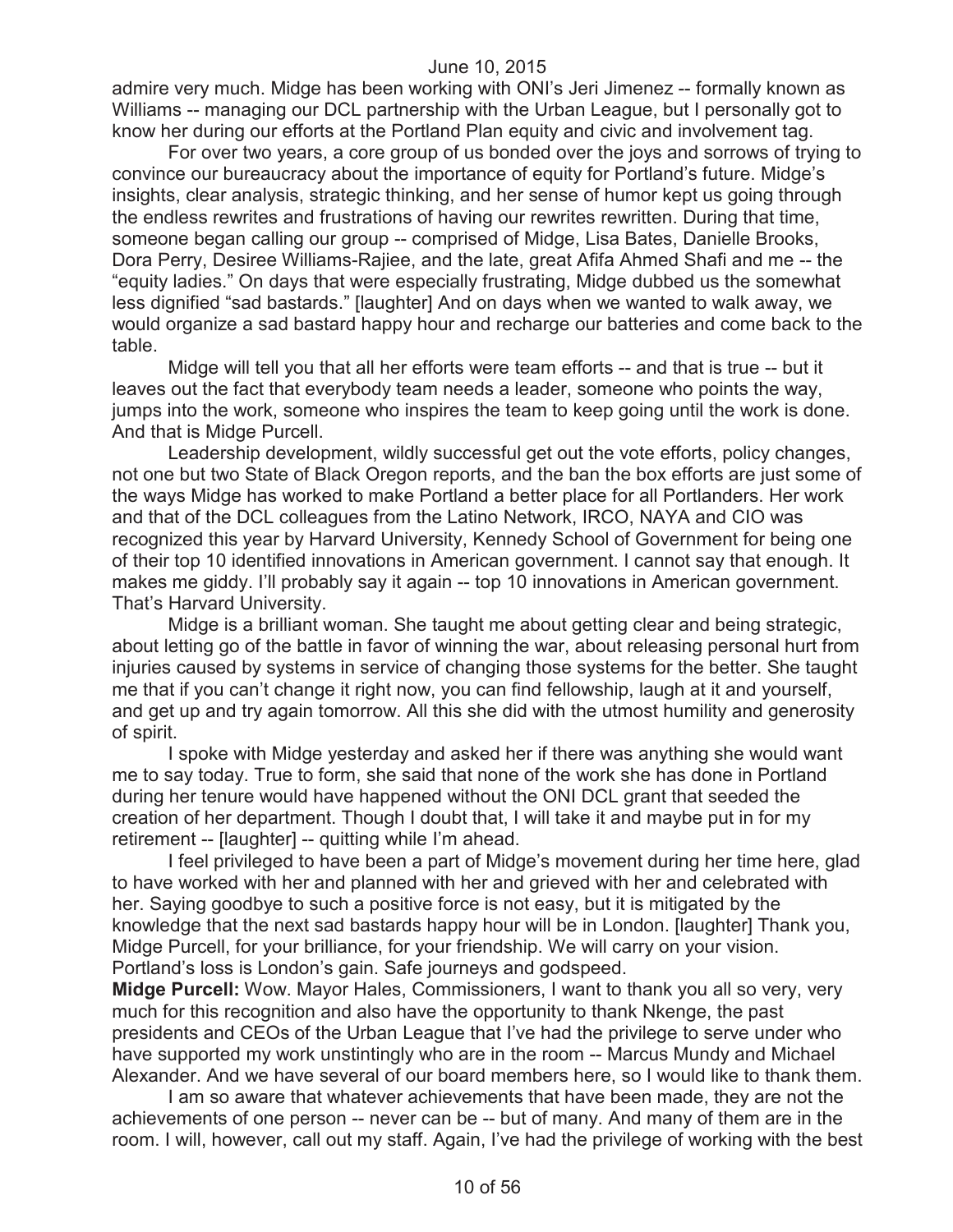admire very much. Midge has been working with ONI's Jeri Jimenez -- formally known as Williams -- managing our DCL partnership with the Urban League, but I personally got to know her during our efforts at the Portland Plan equity and civic and involvement tag.

For over two years, a core group of us bonded over the joys and sorrows of trying to convince our bureaucracy about the importance of equity for Portland's future. Midge's insights, clear analysis, strategic thinking, and her sense of humor kept us going through the endless rewrites and frustrations of having our rewrites rewritten. During that time, someone began calling our group -- comprised of Midge, Lisa Bates, Danielle Brooks, Dora Perry, Desiree Williams-Rajiee, and the late, great Afifa Ahmed Shafi and me -- the "equity ladies." On days that were especially frustrating, Midge dubbed us the somewhat less dignified "sad bastards." [laughter] And on days when we wanted to walk away, we would organize a sad bastard happy hour and recharge our batteries and come back to the table.

Midge will tell you that all her efforts were team efforts -- and that is true -- but it leaves out the fact that everybody team needs a leader, someone who points the way, jumps into the work, someone who inspires the team to keep going until the work is done. And that is Midge Purcell.

Leadership development, wildly successful get out the vote efforts, policy changes, not one but two State of Black Oregon reports, and the ban the box efforts are just some of the ways Midge has worked to make Portland a better place for all Portlanders. Her work and that of the DCL colleagues from the Latino Network, IRCO, NAYA and CIO was recognized this year by Harvard University, Kennedy School of Government for being one of their top 10 identified innovations in American government. I cannot say that enough. It makes me giddy. I'll probably say it again -- top 10 innovations in American government. That's Harvard University.

Midge is a brilliant woman. She taught me about getting clear and being strategic, about letting go of the battle in favor of winning the war, about releasing personal hurt from injuries caused by systems in service of changing those systems for the better. She taught me that if you can't change it right now, you can find fellowship, laugh at it and yourself, and get up and try again tomorrow. All this she did with the utmost humility and generosity of spirit.

I spoke with Midge yesterday and asked her if there was anything she would want me to say today. True to form, she said that none of the work she has done in Portland during her tenure would have happened without the ONI DCL grant that seeded the creation of her department. Though I doubt that, I will take it and maybe put in for my retirement -- [laughter] -- quitting while I'm ahead.

I feel privileged to have been a part of Midge's movement during her time here, glad to have worked with her and planned with her and grieved with her and celebrated with her. Saying goodbye to such a positive force is not easy, but it is mitigated by the knowledge that the next sad bastards happy hour will be in London. [laughter] Thank you, Midge Purcell, for your brilliance, for your friendship. We will carry on your vision. Portland's loss is London's gain. Safe journeys and godspeed.

**Midge Purcell:** Wow. Mayor Hales, Commissioners, I want to thank you all so very, very much for this recognition and also have the opportunity to thank Nkenge, the past presidents and CEOs of the Urban League that I've had the privilege to serve under who have supported my work unstintingly who are in the room -- Marcus Mundy and Michael Alexander. And we have several of our board members here, so I would like to thank them.

I am so aware that whatever achievements that have been made, they are not the achievements of one person -- never can be -- but of many. And many of them are in the room. I will, however, call out my staff. Again, I've had the privilege of working with the best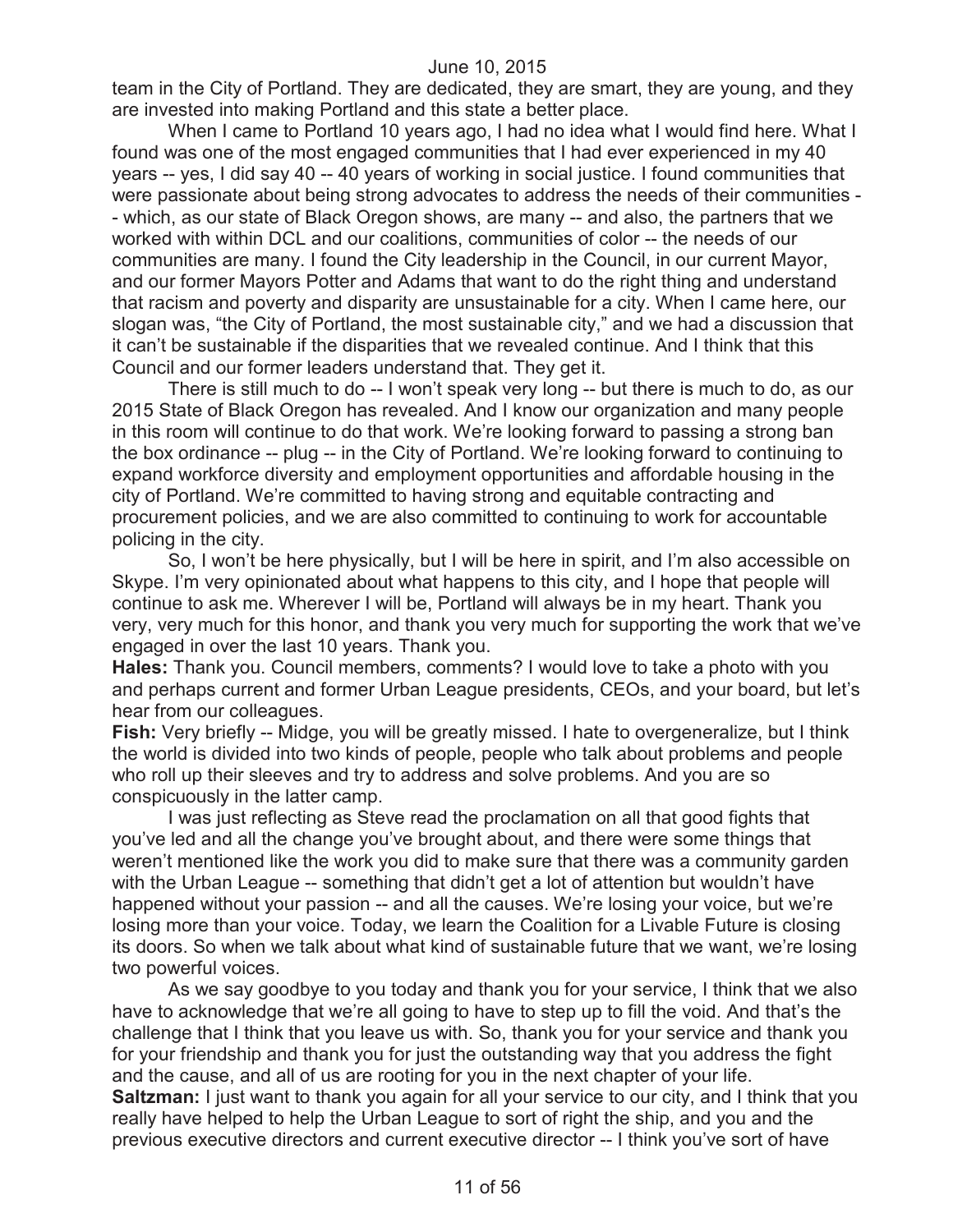team in the City of Portland. They are dedicated, they are smart, they are young, and they are invested into making Portland and this state a better place.

When I came to Portland 10 years ago, I had no idea what I would find here. What I found was one of the most engaged communities that I had ever experienced in my 40 years -- yes, I did say 40 -- 40 years of working in social justice. I found communities that were passionate about being strong advocates to address the needs of their communities -- which, as our state of Black Oregon shows, are many -- and also, the partners that we worked with within DCL and our coalitions, communities of color -- the needs of our communities are many. I found the City leadership in the Council, in our current Mayor, and our former Mayors Potter and Adams that want to do the right thing and understand that racism and poverty and disparity are unsustainable for a city. When I came here, our slogan was, "the City of Portland, the most sustainable city," and we had a discussion that it can't be sustainable if the disparities that we revealed continue. And I think that this Council and our former leaders understand that. They get it.

There is still much to do -- I won't speak very long -- but there is much to do, as our 2015 State of Black Oregon has revealed. And I know our organization and many people in this room will continue to do that work. We're looking forward to passing a strong ban the box ordinance -- plug -- in the City of Portland. We're looking forward to continuing to expand workforce diversity and employment opportunities and affordable housing in the city of Portland. We're committed to having strong and equitable contracting and procurement policies, and we are also committed to continuing to work for accountable policing in the city.

So, I won't be here physically, but I will be here in spirit, and I'm also accessible on Skype. I'm very opinionated about what happens to this city, and I hope that people will continue to ask me. Wherever I will be, Portland will always be in my heart. Thank you very, very much for this honor, and thank you very much for supporting the work that we've engaged in over the last 10 years. Thank you.

**Hales:** Thank you. Council members, comments? I would love to take a photo with you and perhaps current and former Urban League presidents, CEOs, and your board, but let's hear from our colleagues.

**Fish:** Very briefly -- Midge, you will be greatly missed. I hate to overgeneralize, but I think the world is divided into two kinds of people, people who talk about problems and people who roll up their sleeves and try to address and solve problems. And you are so conspicuously in the latter camp.

I was just reflecting as Steve read the proclamation on all that good fights that you've led and all the change you've brought about, and there were some things that weren't mentioned like the work you did to make sure that there was a community garden with the Urban League -- something that didn't get a lot of attention but wouldn't have happened without your passion -- and all the causes. We're losing your voice, but we're losing more than your voice. Today, we learn the Coalition for a Livable Future is closing its doors. So when we talk about what kind of sustainable future that we want, we're losing two powerful voices.

As we say goodbye to you today and thank you for your service, I think that we also have to acknowledge that we're all going to have to step up to fill the void. And that's the challenge that I think that you leave us with. So, thank you for your service and thank you for your friendship and thank you for just the outstanding way that you address the fight and the cause, and all of us are rooting for you in the next chapter of your life.

**Saltzman:** I just want to thank you again for all your service to our city, and I think that you really have helped to help the Urban League to sort of right the ship, and you and the previous executive directors and current executive director -- I think you've sort of have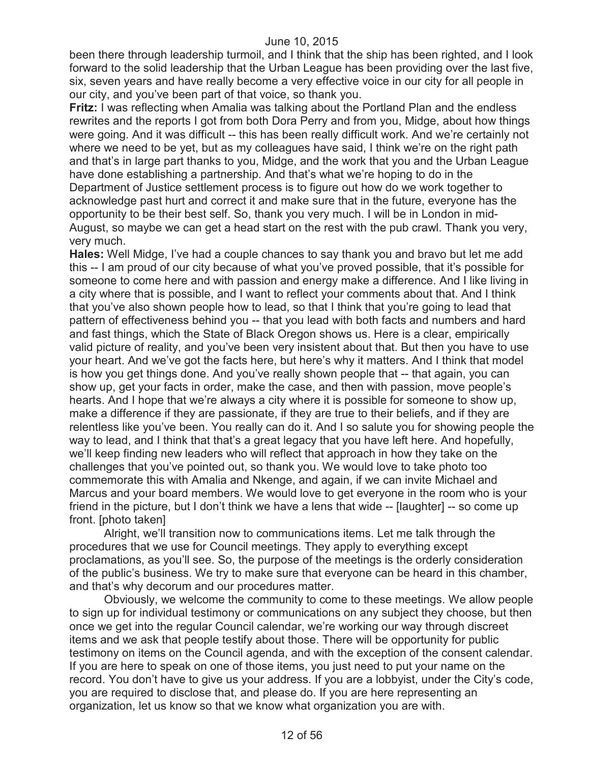been there through leadership turmoil, and I think that the ship has been righted, and I look forward to the solid leadership that the Urban League has been providing over the last five, six, seven years and have really become a very effective voice in our city for all people in our city, and you've been part of that voice, so thank you.

**Fritz:** I was reflecting when Amalia was talking about the Portland Plan and the endless rewrites and the reports I got from both Dora Perry and from you, Midge, about how things were going. And it was difficult -- this has been really difficult work. And we're certainly not where we need to be yet, but as my colleagues have said, I think we're on the right path and that's in large part thanks to you, Midge, and the work that you and the Urban League have done establishing a partnership. And that's what we're hoping to do in the Department of Justice settlement process is to figure out how do we work together to acknowledge past hurt and correct it and make sure that in the future, everyone has the opportunity to be their best self. So, thank you very much. I will be in London in mid-August, so maybe we can get a head start on the rest with the pub crawl. Thank you very, very much.

**Hales:** Well Midge, I've had a couple chances to say thank you and bravo but let me add this -- I am proud of our city because of what you've proved possible, that it's possible for someone to come here and with passion and energy make a difference. And I like living in a city where that is possible, and I want to reflect your comments about that. And I think that you've also shown people how to lead, so that I think that you're going to lead that pattern of effectiveness behind you -- that you lead with both facts and numbers and hard and fast things, which the State of Black Oregon shows us. Here is a clear, empirically valid picture of reality, and you've been very insistent about that. But then you have to use your heart. And we've got the facts here, but here's why it matters. And I think that model is how you get things done. And you've really shown people that -- that again, you can show up, get your facts in order, make the case, and then with passion, move people's hearts. And I hope that we're always a city where it is possible for someone to show up, make a difference if they are passionate, if they are true to their beliefs, and if they are relentless like you've been. You really can do it. And I so salute you for showing people the way to lead, and I think that that's a great legacy that you have left here. And hopefully, we'll keep finding new leaders who will reflect that approach in how they take on the challenges that you've pointed out, so thank you. We would love to take photo too commemorate this with Amalia and Nkenge, and again, if we can invite Michael and Marcus and your board members. We would love to get everyone in the room who is your friend in the picture, but I don't think we have a lens that wide -- [laughter] -- so come up front. [photo taken]

Alright, we'll transition now to communications items. Let me talk through the procedures that we use for Council meetings. They apply to everything except proclamations, as you'll see. So, the purpose of the meetings is the orderly consideration of the public's business. We try to make sure that everyone can be heard in this chamber, and that's why decorum and our procedures matter.

Obviously, we welcome the community to come to these meetings. We allow people to sign up for individual testimony or communications on any subject they choose, but then once we get into the regular Council calendar, we're working our way through discreet items and we ask that people testify about those. There will be opportunity for public testimony on items on the Council agenda, and with the exception of the consent calendar. If you are here to speak on one of those items, you just need to put your name on the record. You don't have to give us your address. If you are a lobbyist, under the City's code, you are required to disclose that, and please do. If you are here representing an organization, let us know so that we know what organization you are with.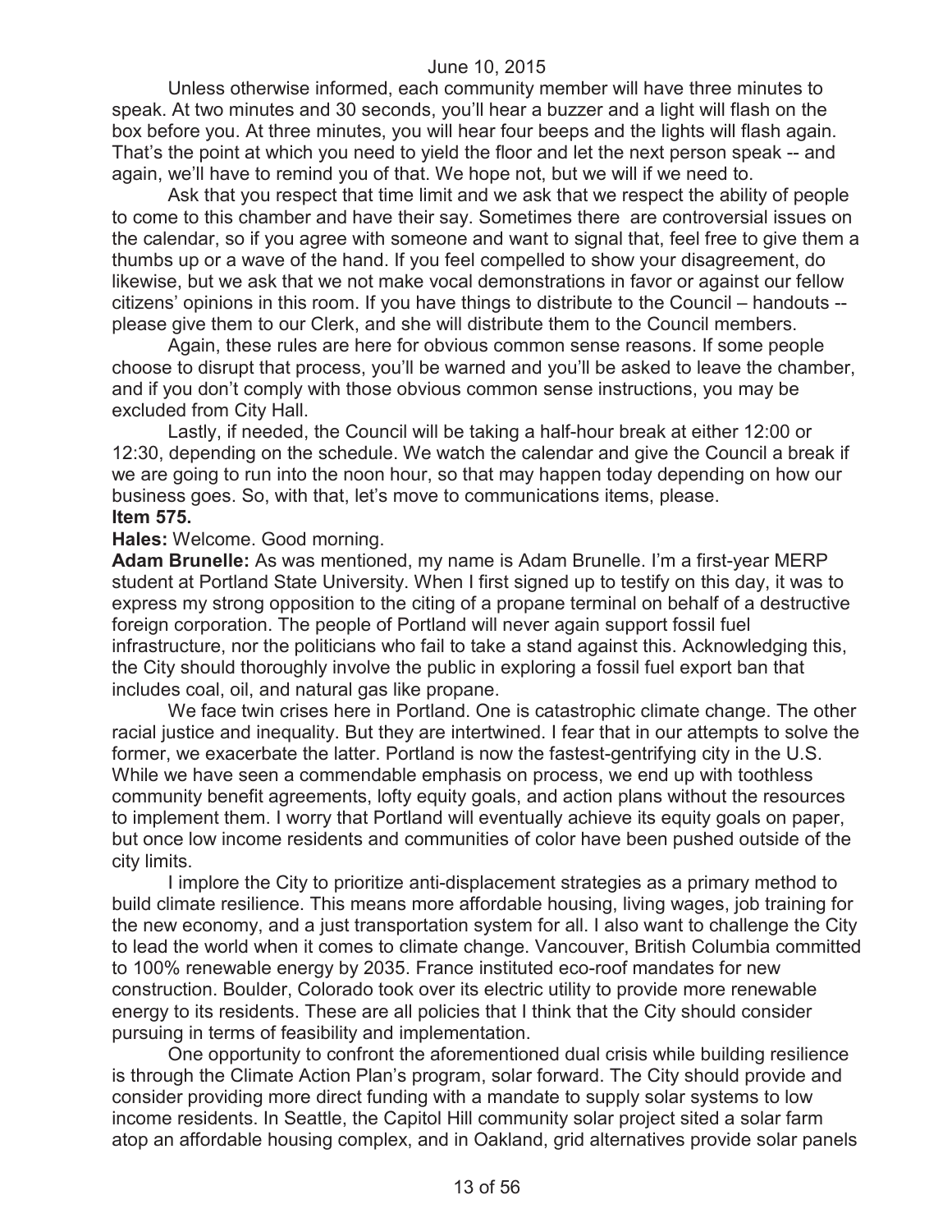Unless otherwise informed, each community member will have three minutes to speak. At two minutes and 30 seconds, you'll hear a buzzer and a light will flash on the box before you. At three minutes, you will hear four beeps and the lights will flash again. That's the point at which you need to yield the floor and let the next person speak -- and again, we'll have to remind you of that. We hope not, but we will if we need to.

Ask that you respect that time limit and we ask that we respect the ability of people to come to this chamber and have their say. Sometimes there are controversial issues on the calendar, so if you agree with someone and want to signal that, feel free to give them a thumbs up or a wave of the hand. If you feel compelled to show your disagreement, do likewise, but we ask that we not make vocal demonstrations in favor or against our fellow citizens' opinions in this room. If you have things to distribute to the Council – handouts -- please give them to our Clerk, and she will distribute them to the Council members.

Again, these rules are here for obvious common sense reasons. If some people choose to disrupt that process, you'll be warned and you'll be asked to leave the chamber, and if you don't comply with those obvious common sense instructions, you may be excluded from City Hall.

Lastly, if needed, the Council will be taking a half-hour break at either 12:00 or 12:30, depending on the schedule. We watch the calendar and give the Council a break if we are going to run into the noon hour, so that may happen today depending on how our business goes. So, with that, let's move to communications items, please.

**Item 575.**

**Hales:** Welcome. Good morning.

**Adam Brunelle:** As was mentioned, my name is Adam Brunelle. I'm a first-year MERP student at Portland State University. When I first signed up to testify on this day, it was to express my strong opposition to the citing of a propane terminal on behalf of a destructive foreign corporation. The people of Portland will never again support fossil fuel infrastructure, nor the politicians who fail to take a stand against this. Acknowledging this, the City should thoroughly involve the public in exploring a fossil fuel export ban that includes coal, oil, and natural gas like propane.

We face twin crises here in Portland. One is catastrophic climate change. The other racial justice and inequality. But they are intertwined. I fear that in our attempts to solve the former, we exacerbate the latter. Portland is now the fastest-gentrifying city in the U.S. While we have seen a commendable emphasis on process, we end up with toothless community benefit agreements, lofty equity goals, and action plans without the resources to implement them. I worry that Portland will eventually achieve its equity goals on paper, but once low income residents and communities of color have been pushed outside of the city limits.

I implore the City to prioritize anti-displacement strategies as a primary method to build climate resilience. This means more affordable housing, living wages, job training for the new economy, and a just transportation system for all. I also want to challenge the City to lead the world when it comes to climate change. Vancouver, British Columbia committed to 100% renewable energy by 2035. France instituted eco-roof mandates for new construction. Boulder, Colorado took over its electric utility to provide more renewable energy to its residents. These are all policies that I think that the City should consider pursuing in terms of feasibility and implementation.

One opportunity to confront the aforementioned dual crisis while building resilience is through the Climate Action Plan's program, solar forward. The City should provide and consider providing more direct funding with a mandate to supply solar systems to low income residents. In Seattle, the Capitol Hill community solar project sited a solar farm atop an affordable housing complex, and in Oakland, grid alternatives provide solar panels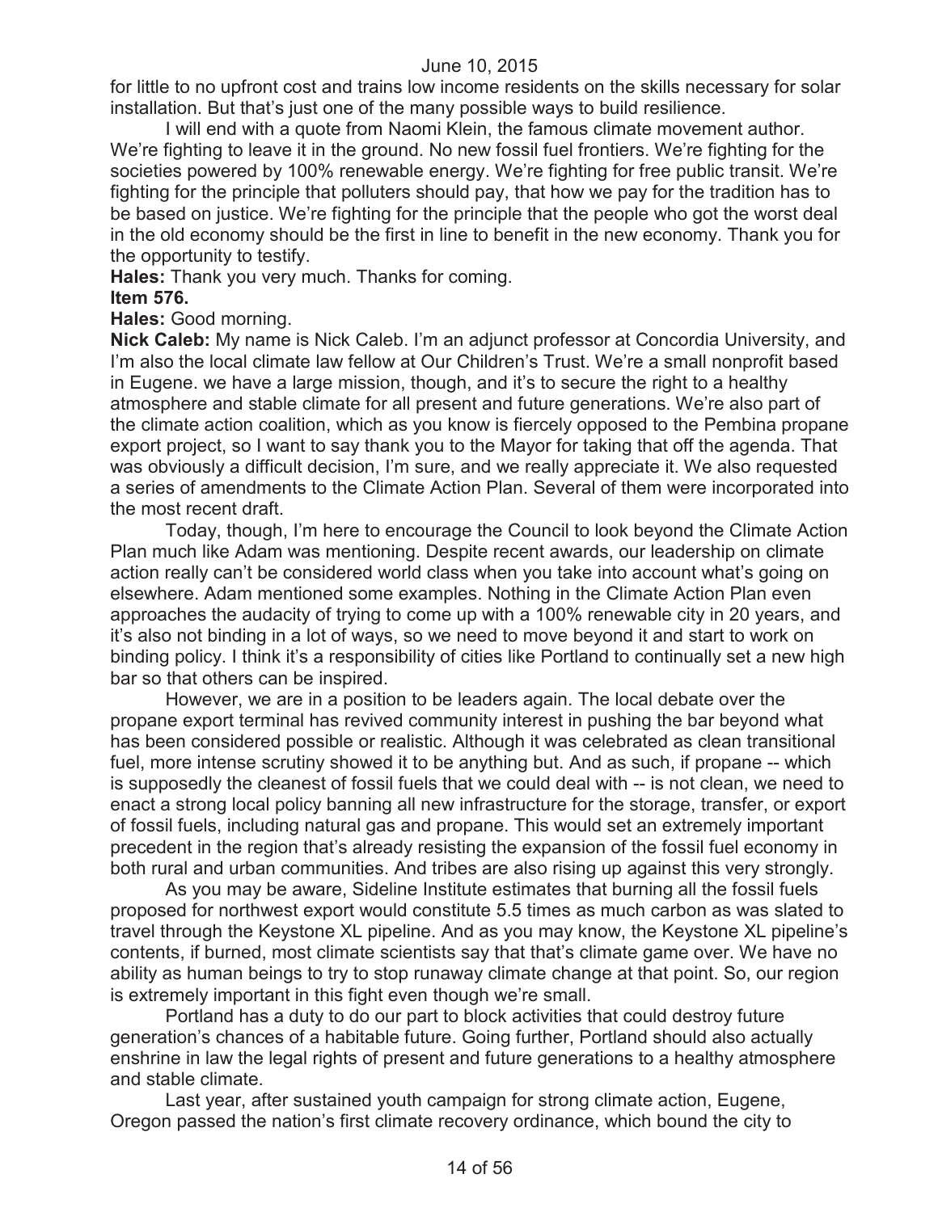for little to no upfront cost and trains low income residents on the skills necessary for solar installation. But that's just one of the many possible ways to build resilience.

I will end with a quote from Naomi Klein, the famous climate movement author. We're fighting to leave it in the ground. No new fossil fuel frontiers. We're fighting for the societies powered by 100% renewable energy. We're fighting for free public transit. We're fighting for the principle that polluters should pay, that how we pay for the tradition has to be based on justice. We're fighting for the principle that the people who got the worst deal in the old economy should be the first in line to benefit in the new economy. Thank you for the opportunity to testify.

**Hales:** Thank you very much. Thanks for coming.

**Item 576.**

**Hales:** Good morning.

**Nick Caleb:** My name is Nick Caleb. I'm an adjunct professor at Concordia University, and I'm also the local climate law fellow at Our Children's Trust. We're a small nonprofit based in Eugene. we have a large mission, though, and it's to secure the right to a healthy atmosphere and stable climate for all present and future generations. We're also part of the climate action coalition, which as you know is fiercely opposed to the Pembina propane export project, so I want to say thank you to the Mayor for taking that off the agenda. That was obviously a difficult decision, I'm sure, and we really appreciate it. We also requested a series of amendments to the Climate Action Plan. Several of them were incorporated into the most recent draft.

Today, though, I'm here to encourage the Council to look beyond the Climate Action Plan much like Adam was mentioning. Despite recent awards, our leadership on climate action really can't be considered world class when you take into account what's going on elsewhere. Adam mentioned some examples. Nothing in the Climate Action Plan even approaches the audacity of trying to come up with a 100% renewable city in 20 years, and it's also not binding in a lot of ways, so we need to move beyond it and start to work on binding policy. I think it's a responsibility of cities like Portland to continually set a new high bar so that others can be inspired.

However, we are in a position to be leaders again. The local debate over the propane export terminal has revived community interest in pushing the bar beyond what has been considered possible or realistic. Although it was celebrated as clean transitional fuel, more intense scrutiny showed it to be anything but. And as such, if propane -- which is supposedly the cleanest of fossil fuels that we could deal with -- is not clean, we need to enact a strong local policy banning all new infrastructure for the storage, transfer, or export of fossil fuels, including natural gas and propane. This would set an extremely important precedent in the region that's already resisting the expansion of the fossil fuel economy in both rural and urban communities. And tribes are also rising up against this very strongly.

As you may be aware, Sideline Institute estimates that burning all the fossil fuels proposed for northwest export would constitute 5.5 times as much carbon as was slated to travel through the Keystone XL pipeline. And as you may know, the Keystone XL pipeline's contents, if burned, most climate scientists say that that's climate game over. We have no ability as human beings to try to stop runaway climate change at that point. So, our region is extremely important in this fight even though we're small.

Portland has a duty to do our part to block activities that could destroy future generation's chances of a habitable future. Going further, Portland should also actually enshrine in law the legal rights of present and future generations to a healthy atmosphere and stable climate.

Last year, after sustained youth campaign for strong climate action, Eugene, Oregon passed the nation's first climate recovery ordinance, which bound the city to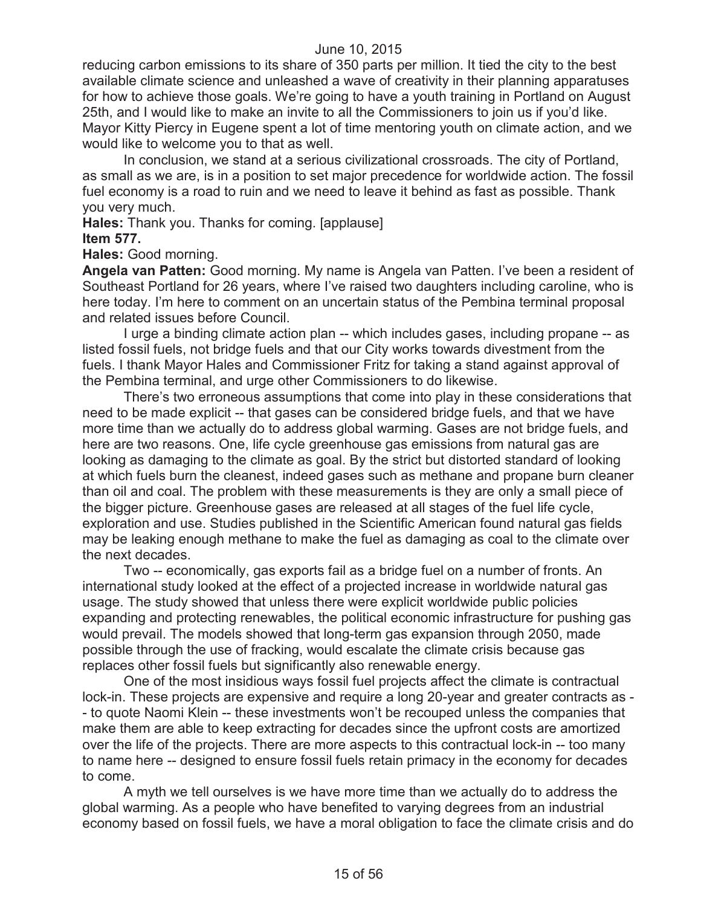reducing carbon emissions to its share of 350 parts per million. It tied the city to the best available climate science and unleashed a wave of creativity in their planning apparatuses for how to achieve those goals. We're going to have a youth training in Portland on August 25th, and I would like to make an invite to all the Commissioners to join us if you'd like. Mayor Kitty Piercy in Eugene spent a lot of time mentoring youth on climate action, and we would like to welcome you to that as well.

In conclusion, we stand at a serious civilizational crossroads. The city of Portland, as small as we are, is in a position to set major precedence for worldwide action. The fossil fuel economy is a road to ruin and we need to leave it behind as fast as possible. Thank you very much.

**Hales:** Thank you. Thanks for coming. [applause]

**Item 577.**

**Hales:** Good morning.

**Angela van Patten:** Good morning. My name is Angela van Patten. I've been a resident of Southeast Portland for 26 years, where I've raised two daughters including caroline, who is here today. I'm here to comment on an uncertain status of the Pembina terminal proposal and related issues before Council.

I urge a binding climate action plan -- which includes gases, including propane -- as listed fossil fuels, not bridge fuels and that our City works towards divestment from the fuels. I thank Mayor Hales and Commissioner Fritz for taking a stand against approval of the Pembina terminal, and urge other Commissioners to do likewise.

There's two erroneous assumptions that come into play in these considerations that need to be made explicit -- that gases can be considered bridge fuels, and that we have more time than we actually do to address global warming. Gases are not bridge fuels, and here are two reasons. One, life cycle greenhouse gas emissions from natural gas are looking as damaging to the climate as goal. By the strict but distorted standard of looking at which fuels burn the cleanest, indeed gases such as methane and propane burn cleaner than oil and coal. The problem with these measurements is they are only a small piece of the bigger picture. Greenhouse gases are released at all stages of the fuel life cycle, exploration and use. Studies published in the Scientific American found natural gas fields may be leaking enough methane to make the fuel as damaging as coal to the climate over the next decades.

Two -- economically, gas exports fail as a bridge fuel on a number of fronts. An international study looked at the effect of a projected increase in worldwide natural gas usage. The study showed that unless there were explicit worldwide public policies expanding and protecting renewables, the political economic infrastructure for pushing gas would prevail. The models showed that long-term gas expansion through 2050, made possible through the use of fracking, would escalate the climate crisis because gas replaces other fossil fuels but significantly also renewable energy.

One of the most insidious ways fossil fuel projects affect the climate is contractual lock-in. These projects are expensive and require a long 20-year and greater contracts as -- to quote Naomi Klein -- these investments won't be recouped unless the companies that make them are able to keep extracting for decades since the upfront costs are amortized over the life of the projects. There are more aspects to this contractual lock-in -- too many to name here -- designed to ensure fossil fuels retain primacy in the economy for decades to come.

A myth we tell ourselves is we have more time than we actually do to address the global warming. As a people who have benefited to varying degrees from an industrial economy based on fossil fuels, we have a moral obligation to face the climate crisis and do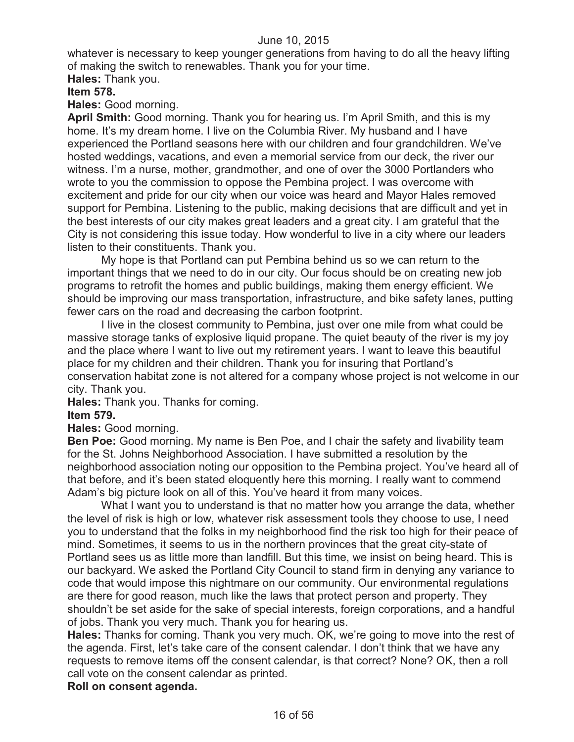whatever is necessary to keep younger generations from having to do all the heavy lifting of making the switch to renewables. Thank you for your time.

**Hales:** Thank you.

**Item 578.**

**Hales:** Good morning.

**April Smith:** Good morning. Thank you for hearing us. I'm April Smith, and this is my home. It's my dream home. I live on the Columbia River. My husband and I have experienced the Portland seasons here with our children and four grandchildren. We've hosted weddings, vacations, and even a memorial service from our deck, the river our witness. I'm a nurse, mother, grandmother, and one of over the 3000 Portlanders who wrote to you the commission to oppose the Pembina project. I was overcome with excitement and pride for our city when our voice was heard and Mayor Hales removed support for Pembina. Listening to the public, making decisions that are difficult and yet in the best interests of our city makes great leaders and a great city. I am grateful that the City is not considering this issue today. How wonderful to live in a city where our leaders listen to their constituents. Thank you.

My hope is that Portland can put Pembina behind us so we can return to the important things that we need to do in our city. Our focus should be on creating new job programs to retrofit the homes and public buildings, making them energy efficient. We should be improving our mass transportation, infrastructure, and bike safety lanes, putting fewer cars on the road and decreasing the carbon footprint.

I live in the closest community to Pembina, just over one mile from what could be massive storage tanks of explosive liquid propane. The quiet beauty of the river is my joy and the place where I want to live out my retirement years. I want to leave this beautiful place for my children and their children. Thank you for insuring that Portland's conservation habitat zone is not altered for a company whose project is not welcome in our city. Thank you.

**Hales:** Thank you. Thanks for coming.

**Item 579.**

**Hales:** Good morning.

**Ben Poe:** Good morning. My name is Ben Poe, and I chair the safety and livability team for the St. Johns Neighborhood Association. I have submitted a resolution by the neighborhood association noting our opposition to the Pembina project. You've heard all of that before, and it's been stated eloquently here this morning. I really want to commend Adam's big picture look on all of this. You've heard it from many voices.

What I want you to understand is that no matter how you arrange the data, whether the level of risk is high or low, whatever risk assessment tools they choose to use, I need you to understand that the folks in my neighborhood find the risk too high for their peace of mind. Sometimes, it seems to us in the northern provinces that the great city-state of Portland sees us as little more than landfill. But this time, we insist on being heard. This is our backyard. We asked the Portland City Council to stand firm in denying any variance to code that would impose this nightmare on our community. Our environmental regulations are there for good reason, much like the laws that protect person and property. They shouldn't be set aside for the sake of special interests, foreign corporations, and a handful of jobs. Thank you very much. Thank you for hearing us.

**Hales:** Thanks for coming. Thank you very much. OK, we're going to move into the rest of the agenda. First, let's take care of the consent calendar. I don't think that we have any requests to remove items off the consent calendar, is that correct? None? OK, then a roll call vote on the consent calendar as printed.

**Roll on consent agenda.**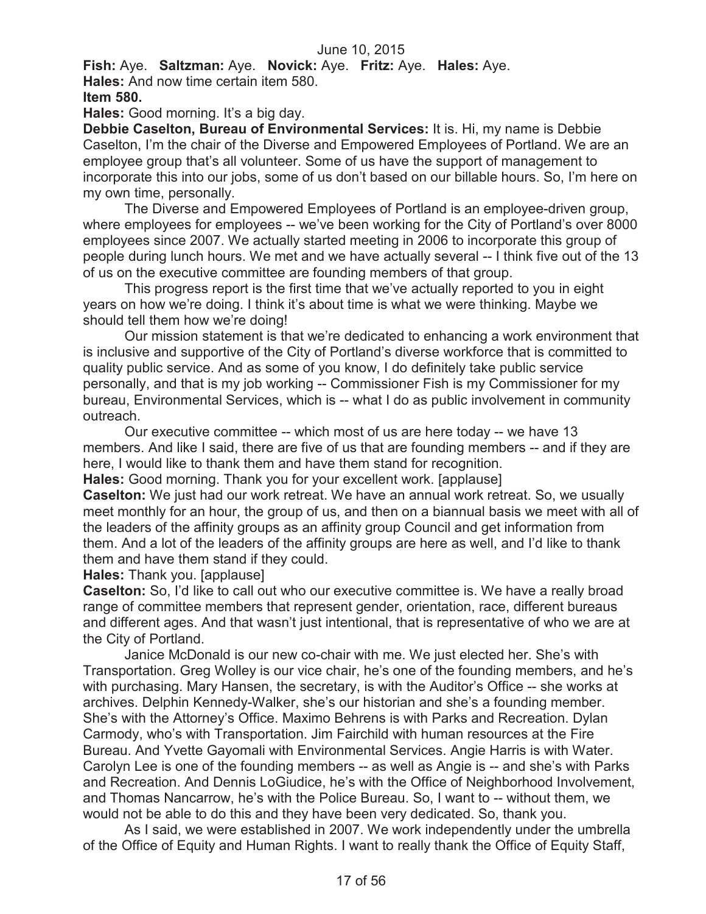**Fish:** Aye. **Saltzman:** Aye. **Novick:** Aye. **Fritz:** Aye. **Hales:** Aye.

**Hales:** And now time certain item 580.

**Item 580.**

**Hales:** Good morning. It's a big day.

**Debbie Caselton, Bureau of Environmental Services:** It is. Hi, my name is Debbie Caselton, I'm the chair of the Diverse and Empowered Employees of Portland. We are an employee group that's all volunteer. Some of us have the support of management to incorporate this into our jobs, some of us don't based on our billable hours. So, I'm here on my own time, personally.

The Diverse and Empowered Employees of Portland is an employee-driven group, where employees for employees -- we've been working for the City of Portland's over 8000 employees since 2007. We actually started meeting in 2006 to incorporate this group of people during lunch hours. We met and we have actually several -- I think five out of the 13 of us on the executive committee are founding members of that group.

This progress report is the first time that we've actually reported to you in eight years on how we're doing. I think it's about time is what we were thinking. Maybe we should tell them how we're doing!

Our mission statement is that we're dedicated to enhancing a work environment that is inclusive and supportive of the City of Portland's diverse workforce that is committed to quality public service. And as some of you know, I do definitely take public service personally, and that is my job working -- Commissioner Fish is my Commissioner for my bureau, Environmental Services, which is -- what I do as public involvement in community outreach.

Our executive committee -- which most of us are here today -- we have 13 members. And like I said, there are five of us that are founding members -- and if they are here, I would like to thank them and have them stand for recognition.

**Hales:** Good morning. Thank you for your excellent work. [applause]

**Caselton:** We just had our work retreat. We have an annual work retreat. So, we usually meet monthly for an hour, the group of us, and then on a biannual basis we meet with all of the leaders of the affinity groups as an affinity group Council and get information from them. And a lot of the leaders of the affinity groups are here as well, and I'd like to thank them and have them stand if they could.

**Hales:** Thank you. [applause]

**Caselton:** So, I'd like to call out who our executive committee is. We have a really broad range of committee members that represent gender, orientation, race, different bureaus and different ages. And that wasn't just intentional, that is representative of who we are at the City of Portland.

Janice McDonald is our new co-chair with me. We just elected her. She's with Transportation. Greg Wolley is our vice chair, he's one of the founding members, and he's with purchasing. Mary Hansen, the secretary, is with the Auditor's Office -- she works at archives. Delphin Kennedy-Walker, she's our historian and she's a founding member. She's with the Attorney's Office. Maximo Behrens is with Parks and Recreation. Dylan Carmody, who's with Transportation. Jim Fairchild with human resources at the Fire Bureau. And Yvette Gayomali with Environmental Services. Angie Harris is with Water. Carolyn Lee is one of the founding members -- as well as Angie is -- and she's with Parks and Recreation. And Dennis LoGiudice, he's with the Office of Neighborhood Involvement, and Thomas Nancarrow, he's with the Police Bureau. So, I want to -- without them, we would not be able to do this and they have been very dedicated. So, thank you.

As I said, we were established in 2007. We work independently under the umbrella of the Office of Equity and Human Rights. I want to really thank the Office of Equity Staff,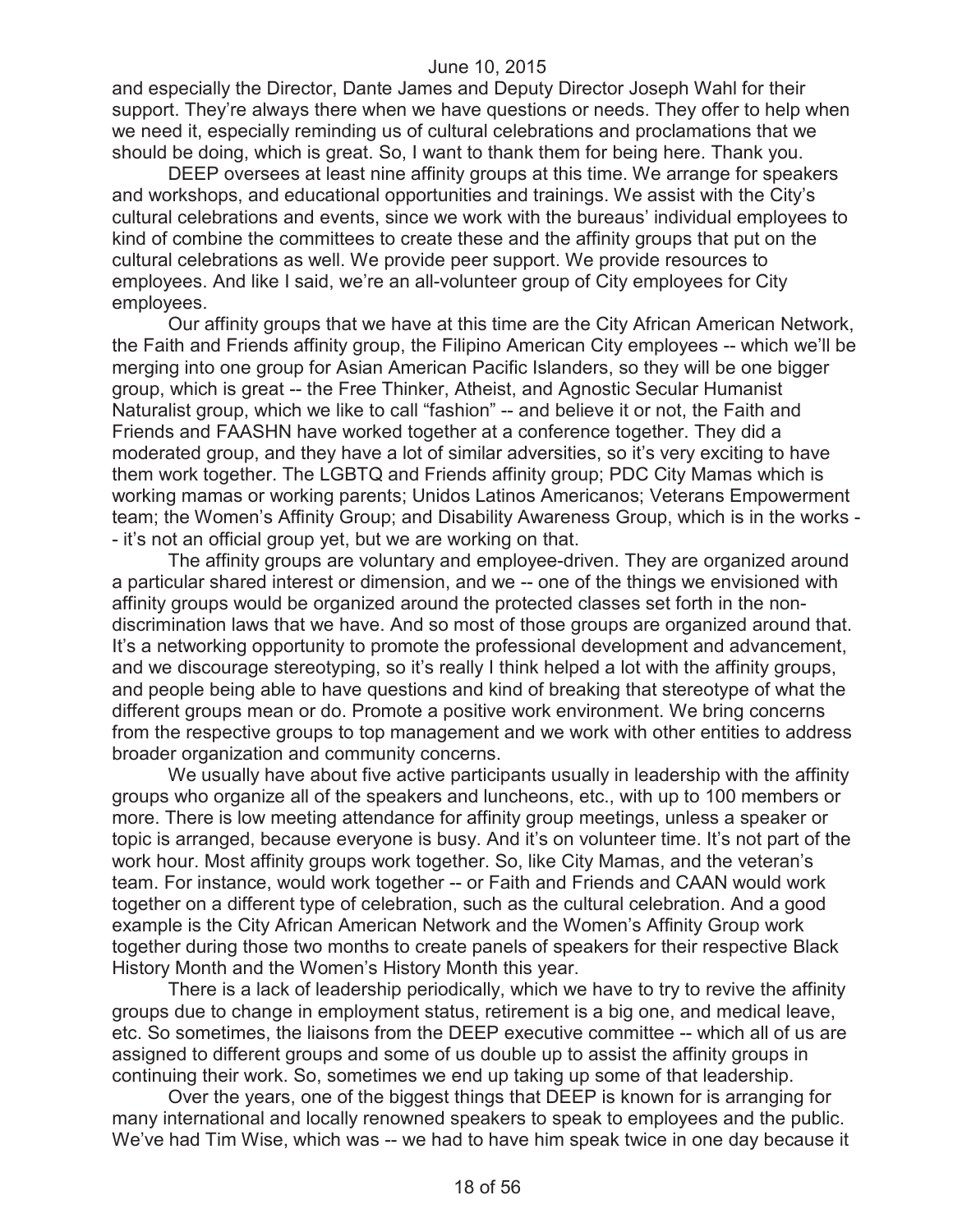and especially the Director, Dante James and Deputy Director Joseph Wahl for their support. They're always there when we have questions or needs. They offer to help when we need it, especially reminding us of cultural celebrations and proclamations that we should be doing, which is great. So, I want to thank them for being here. Thank you.

DEEP oversees at least nine affinity groups at this time. We arrange for speakers and workshops, and educational opportunities and trainings. We assist with the City's cultural celebrations and events, since we work with the bureaus' individual employees to kind of combine the committees to create these and the affinity groups that put on the cultural celebrations as well. We provide peer support. We provide resources to employees. And like I said, we're an all-volunteer group of City employees for City employees.

Our affinity groups that we have at this time are the City African American Network, the Faith and Friends affinity group, the Filipino American City employees -- which we'll be merging into one group for Asian American Pacific Islanders, so they will be one bigger group, which is great -- the Free Thinker, Atheist, and Agnostic Secular Humanist Naturalist group, which we like to call "fashion" -- and believe it or not, the Faith and Friends and FAASHN have worked together at a conference together. They did a moderated group, and they have a lot of similar adversities, so it's very exciting to have them work together. The LGBTQ and Friends affinity group; PDC City Mamas which is working mamas or working parents; Unidos Latinos Americanos; Veterans Empowerment team; the Women's Affinity Group; and Disability Awareness Group, which is in the works -- it's not an official group yet, but we are working on that.

The affinity groups are voluntary and employee-driven. They are organized around a particular shared interest or dimension, and we -- one of the things we envisioned with affinity groups would be organized around the protected classes set forth in the non-discrimination laws that we have. And so most of those groups are organized around that. It's a networking opportunity to promote the professional development and advancement, and we discourage stereotyping, so it's really I think helped a lot with the affinity groups, and people being able to have questions and kind of breaking that stereotype of what the different groups mean or do. Promote a positive work environment. We bring concerns from the respective groups to top management and we work with other entities to address broader organization and community concerns.

We usually have about five active participants usually in leadership with the affinity groups who organize all of the speakers and luncheons, etc., with up to 100 members or more. There is low meeting attendance for affinity group meetings, unless a speaker or topic is arranged, because everyone is busy. And it's on volunteer time. It's not part of the work hour. Most affinity groups work together. So, like City Mamas, and the veteran's team. For instance, would work together -- or Faith and Friends and CAAN would work together on a different type of celebration, such as the cultural celebration. And a good example is the City African American Network and the Women's Affinity Group work together during those two months to create panels of speakers for their respective Black History Month and the Women's History Month this year.

There is a lack of leadership periodically, which we have to try to revive the affinity groups due to change in employment status, retirement is a big one, and medical leave, etc. So sometimes, the liaisons from the DEEP executive committee -- which all of us are assigned to different groups and some of us double up to assist the affinity groups in continuing their work. So, sometimes we end up taking up some of that leadership.

Over the years, one of the biggest things that DEEP is known for is arranging for many international and locally renowned speakers to speak to employees and the public. We've had Tim Wise, which was -- we had to have him speak twice in one day because it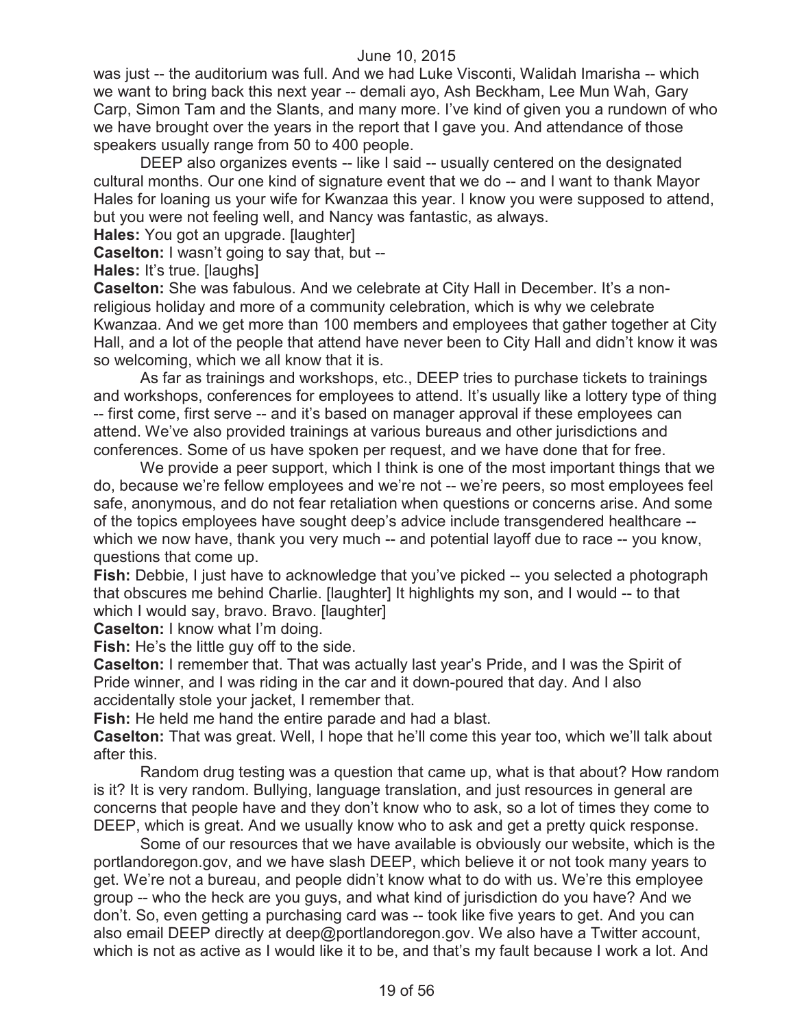was just -- the auditorium was full. And we had Luke Visconti, Walidah Imarisha -- which we want to bring back this next year -- demali ayo, Ash Beckham, Lee Mun Wah, Gary Carp, Simon Tam and the Slants, and many more. I've kind of given you a rundown of who we have brought over the years in the report that I gave you. And attendance of those speakers usually range from 50 to 400 people.

DEEP also organizes events -- like I said -- usually centered on the designated cultural months. Our one kind of signature event that we do -- and I want to thank Mayor Hales for loaning us your wife for Kwanzaa this year. I know you were supposed to attend, but you were not feeling well, and Nancy was fantastic, as always.

**Hales:** You got an upgrade. [laughter]

**Caselton:** I wasn't going to say that, but --

**Hales:** It's true. [laughs]

**Caselton:** She was fabulous. And we celebrate at City Hall in December. It's a non-religious holiday and more of a community celebration, which is why we celebrate Kwanzaa. And we get more than 100 members and employees that gather together at City Hall, and a lot of the people that attend have never been to City Hall and didn't know it was so welcoming, which we all know that it is.

As far as trainings and workshops, etc., DEEP tries to purchase tickets to trainings and workshops, conferences for employees to attend. It's usually like a lottery type of thing -- first come, first serve -- and it's based on manager approval if these employees can attend. We've also provided trainings at various bureaus and other jurisdictions and conferences. Some of us have spoken per request, and we have done that for free.

We provide a peer support, which I think is one of the most important things that we do, because we're fellow employees and we're not -- we're peers, so most employees feel safe, anonymous, and do not fear retaliation when questions or concerns arise. And some of the topics employees have sought deep's advice include transgendered healthcare -- which we now have, thank you very much -- and potential layoff due to race -- you know, questions that come up.

**Fish:** Debbie, I just have to acknowledge that you've picked -- you selected a photograph that obscures me behind Charlie. [laughter] It highlights my son, and I would -- to that which I would say, bravo. Bravo. [laughter]

**Caselton:** I know what I'm doing.

**Fish:** He's the little guy off to the side.

**Caselton:** I remember that. That was actually last year's Pride, and I was the Spirit of Pride winner, and I was riding in the car and it down-poured that day. And I also accidentally stole your jacket, I remember that.

**Fish:** He held me hand the entire parade and had a blast.

**Caselton:** That was great. Well, I hope that he'll come this year too, which we'll talk about after this.

Random drug testing was a question that came up, what is that about? How random is it? It is very random. Bullying, language translation, and just resources in general are concerns that people have and they don't know who to ask, so a lot of times they come to DEEP, which is great. And we usually know who to ask and get a pretty quick response.

Some of our resources that we have available is obviously our website, which is the portlandoregon.gov, and we have slash DEEP, which believe it or not took many years to get. We're not a bureau, and people didn't know what to do with us. We're this employee group -- who the heck are you guys, and what kind of jurisdiction do you have? And we don't. So, even getting a purchasing card was -- took like five years to get. And you can also email DEEP directly at deep@portlandoregon.gov. We also have a Twitter account, which is not as active as I would like it to be, and that's my fault because I work a lot. And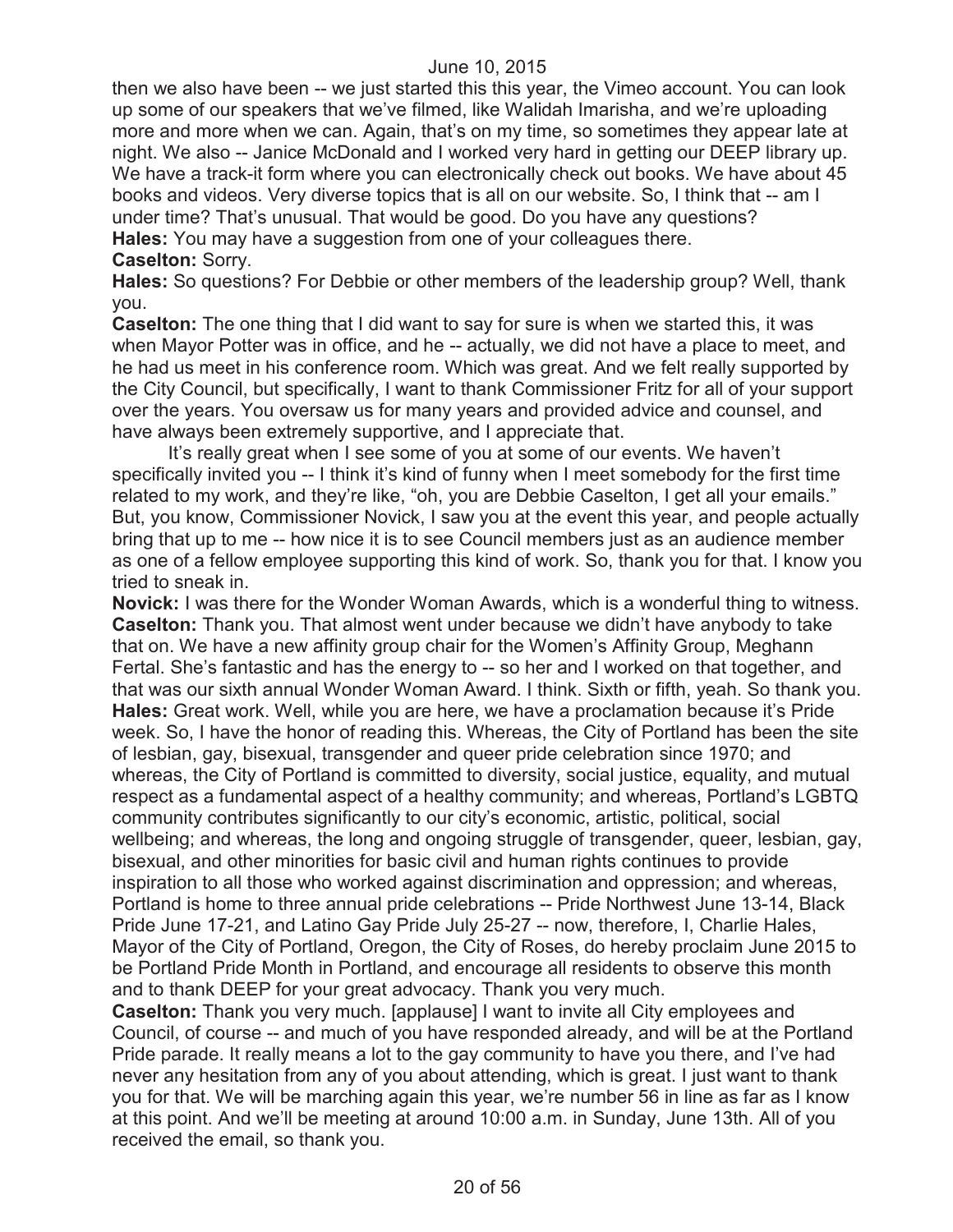then we also have been -- we just started this this year, the Vimeo account. You can look up some of our speakers that we've filmed, like Walidah Imarisha, and we're uploading more and more when we can. Again, that's on my time, so sometimes they appear late at night. We also -- Janice McDonald and I worked very hard in getting our DEEP library up. We have a track-it form where you can electronically check out books. We have about 45 books and videos. Very diverse topics that is all on our website. So, I think that -- am I under time? That's unusual. That would be good. Do you have any questions?

**Hales:** You may have a suggestion from one of your colleagues there.

**Caselton:** Sorry.

**Hales:** So questions? For Debbie or other members of the leadership group? Well, thank you.

**Caselton:** The one thing that I did want to say for sure is when we started this, it was when Mayor Potter was in office, and he -- actually, we did not have a place to meet, and he had us meet in his conference room. Which was great. And we felt really supported by the City Council, but specifically, I want to thank Commissioner Fritz for all of your support over the years. You oversaw us for many years and provided advice and counsel, and have always been extremely supportive, and I appreciate that.

It's really great when I see some of you at some of our events. We haven't specifically invited you -- I think it's kind of funny when I meet somebody for the first time related to my work, and they're like, "oh, you are Debbie Caselton, I get all your emails." But, you know, Commissioner Novick, I saw you at the event this year, and people actually bring that up to me -- how nice it is to see Council members just as an audience member as one of a fellow employee supporting this kind of work. So, thank you for that. I know you tried to sneak in.

**Novick:** I was there for the Wonder Woman Awards, which is a wonderful thing to witness.

**Caselton:** Thank you. That almost went under because we didn't have anybody to take that on. We have a new affinity group chair for the Women's Affinity Group, Meghann Fertal. She's fantastic and has the energy to -- so her and I worked on that together, and that was our sixth annual Wonder Woman Award. I think. Sixth or fifth, yeah. So thank you.

**Hales:** Great work. Well, while you are here, we have a proclamation because it's Pride week. So, I have the honor of reading this. Whereas, the City of Portland has been the site of lesbian, gay, bisexual, transgender and queer pride celebration since 1970; and whereas, the City of Portland is committed to diversity, social justice, equality, and mutual respect as a fundamental aspect of a healthy community; and whereas, Portland's LGBTQ community contributes significantly to our city's economic, artistic, political, social wellbeing; and whereas, the long and ongoing struggle of transgender, queer, lesbian, gay, bisexual, and other minorities for basic civil and human rights continues to provide inspiration to all those who worked against discrimination and oppression; and whereas, Portland is home to three annual pride celebrations -- Pride Northwest June 13-14, Black Pride June 17-21, and Latino Gay Pride July 25-27 -- now, therefore, I, Charlie Hales, Mayor of the City of Portland, Oregon, the City of Roses, do hereby proclaim June 2015 to be Portland Pride Month in Portland, and encourage all residents to observe this month and to thank DEEP for your great advocacy. Thank you very much.

**Caselton:** Thank you very much. [applause] I want to invite all City employees and Council, of course -- and much of you have responded already, and will be at the Portland Pride parade. It really means a lot to the gay community to have you there, and I've had never any hesitation from any of you about attending, which is great. I just want to thank you for that. We will be marching again this year, we're number 56 in line as far as I know at this point. And we'll be meeting at around 10:00 a.m. in Sunday, June 13th. All of you received the email, so thank you.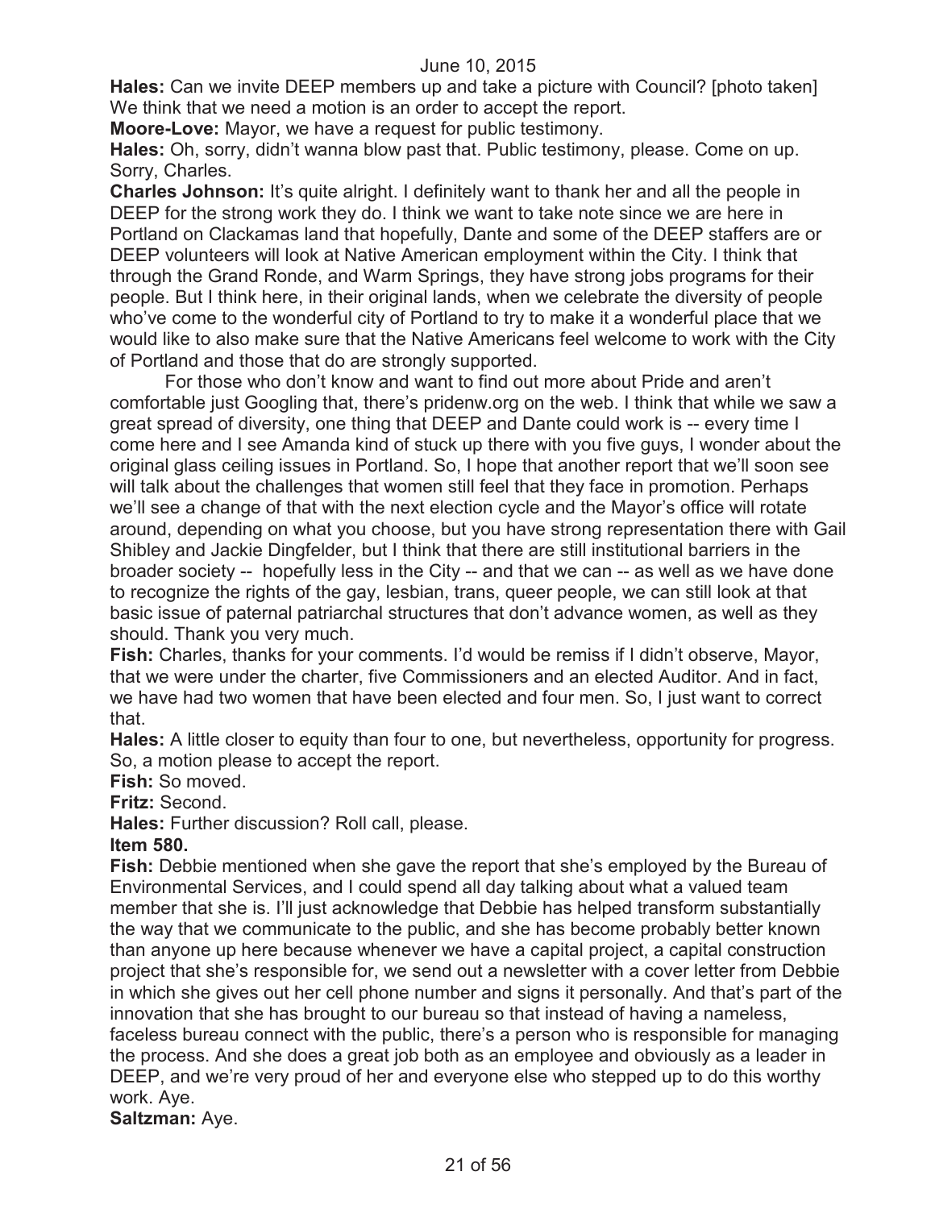**Hales:** Can we invite DEEP members up and take a picture with Council? [photo taken] We think that we need a motion is an order to accept the report.

**Moore-Love:** Mayor, we have a request for public testimony.

**Hales:** Oh, sorry, didn't wanna blow past that. Public testimony, please. Come on up. Sorry, Charles.

**Charles Johnson:** It's quite alright. I definitely want to thank her and all the people in DEEP for the strong work they do. I think we want to take note since we are here in Portland on Clackamas land that hopefully, Dante and some of the DEEP staffers are or DEEP volunteers will look at Native American employment within the City. I think that through the Grand Ronde, and Warm Springs, they have strong jobs programs for their people. But I think here, in their original lands, when we celebrate the diversity of people who've come to the wonderful city of Portland to try to make it a wonderful place that we would like to also make sure that the Native Americans feel welcome to work with the City of Portland and those that do are strongly supported.

For those who don't know and want to find out more about Pride and aren't comfortable just Googling that, there's pridenw.org on the web. I think that while we saw a great spread of diversity, one thing that DEEP and Dante could work is -- every time I come here and I see Amanda kind of stuck up there with you five guys, I wonder about the original glass ceiling issues in Portland. So, I hope that another report that we'll soon see will talk about the challenges that women still feel that they face in promotion. Perhaps we'll see a change of that with the next election cycle and the Mayor's office will rotate around, depending on what you choose, but you have strong representation there with Gail Shibley and Jackie Dingfelder, but I think that there are still institutional barriers in the broader society -- hopefully less in the City -- and that we can -- as well as we have done to recognize the rights of the gay, lesbian, trans, queer people, we can still look at that basic issue of paternal patriarchal structures that don't advance women, as well as they should. Thank you very much.

**Fish:** Charles, thanks for your comments. I'd would be remiss if I didn't observe, Mayor, that we were under the charter, five Commissioners and an elected Auditor. And in fact, we have had two women that have been elected and four men. So, I just want to correct that.

**Hales:** A little closer to equity than four to one, but nevertheless, opportunity for progress. So, a motion please to accept the report.

**Fish:** So moved.

**Fritz:** Second.

**Hales:** Further discussion? Roll call, please.

**Item 580.**

**Fish:** Debbie mentioned when she gave the report that she's employed by the Bureau of Environmental Services, and I could spend all day talking about what a valued team member that she is. I'll just acknowledge that Debbie has helped transform substantially the way that we communicate to the public, and she has become probably better known than anyone up here because whenever we have a capital project, a capital construction project that she's responsible for, we send out a newsletter with a cover letter from Debbie in which she gives out her cell phone number and signs it personally. And that's part of the innovation that she has brought to our bureau so that instead of having a nameless, faceless bureau connect with the public, there's a person who is responsible for managing the process. And she does a great job both as an employee and obviously as a leader in DEEP, and we're very proud of her and everyone else who stepped up to do this worthy work. Aye.

**Saltzman:** Aye.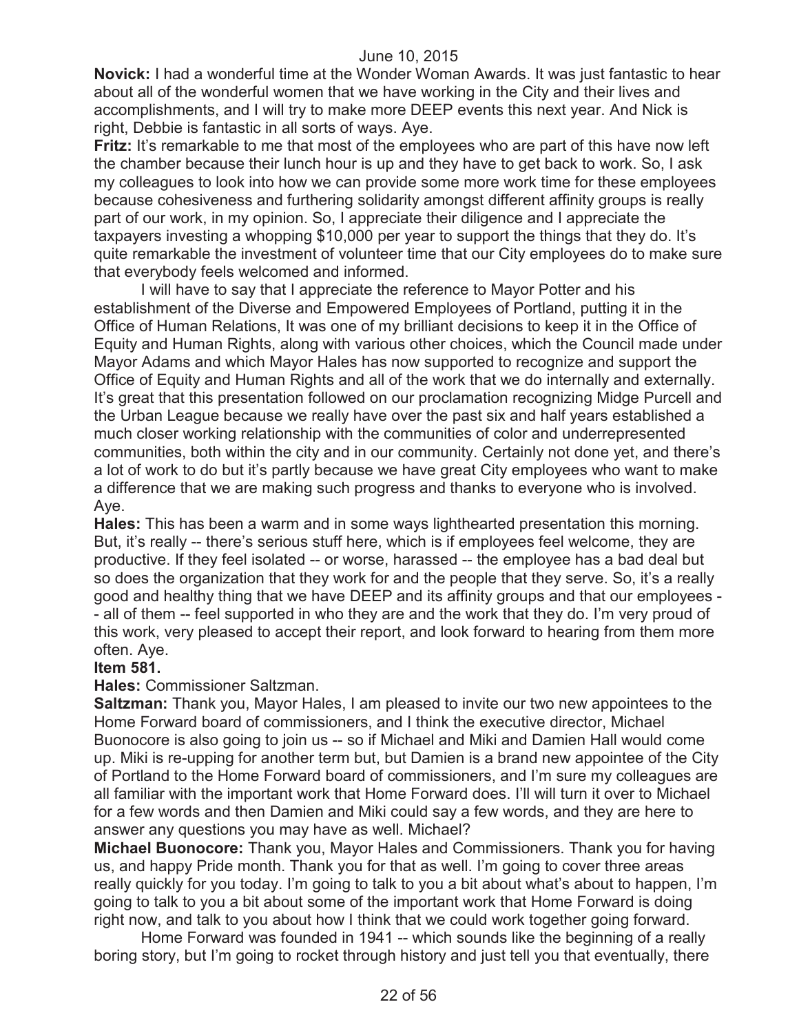**Novick:** I had a wonderful time at the Wonder Woman Awards. It was just fantastic to hear about all of the wonderful women that we have working in the City and their lives and accomplishments, and I will try to make more DEEP events this next year. And Nick is right, Debbie is fantastic in all sorts of ways. Aye.

**Fritz:** It's remarkable to me that most of the employees who are part of this have now left the chamber because their lunch hour is up and they have to get back to work. So, I ask my colleagues to look into how we can provide some more work time for these employees because cohesiveness and furthering solidarity amongst different affinity groups is really part of our work, in my opinion. So, I appreciate their diligence and I appreciate the taxpayers investing a whopping $10,000 per year to support the things that they do. It's quite remarkable the investment of volunteer time that our City employees do to make sure that everybody feels welcomed and informed.

I will have to say that I appreciate the reference to Mayor Potter and his establishment of the Diverse and Empowered Employees of Portland, putting it in the Office of Human Relations, It was one of my brilliant decisions to keep it in the Office of Equity and Human Rights, along with various other choices, which the Council made under Mayor Adams and which Mayor Hales has now supported to recognize and support the Office of Equity and Human Rights and all of the work that we do internally and externally. It's great that this presentation followed on our proclamation recognizing Midge Purcell and the Urban League because we really have over the past six and half years established a much closer working relationship with the communities of color and underrepresented communities, both within the city and in our community. Certainly not done yet, and there's a lot of work to do but it's partly because we have great City employees who want to make a difference that we are making such progress and thanks to everyone who is involved. Aye.

**Hales:** This has been a warm and in some ways lighthearted presentation this morning. But, it's really -- there's serious stuff here, which is if employees feel welcome, they are productive. If they feel isolated -- or worse, harassed -- the employee has a bad deal but so does the organization that they work for and the people that they serve. So, it's a really good and healthy thing that we have DEEP and its affinity groups and that our employees -- all of them -- feel supported in who they are and the work that they do. I'm very proud of this work, very pleased to accept their report, and look forward to hearing from them more often. Aye.

**Item 581.**

**Hales:** Commissioner Saltzman.

**Saltzman:** Thank you, Mayor Hales, I am pleased to invite our two new appointees to the Home Forward board of commissioners, and I think the executive director, Michael Buonocore is also going to join us -- so if Michael and Miki and Damien Hall would come up. Miki is re-upping for another term but, but Damien is a brand new appointee of the City of Portland to the Home Forward board of commissioners, and I'm sure my colleagues are all familiar with the important work that Home Forward does. I'll will turn it over to Michael for a few words and then Damien and Miki could say a few words, and they are here to answer any questions you may have as well. Michael?

**Michael Buonocore:** Thank you, Mayor Hales and Commissioners. Thank you for having us, and happy Pride month. Thank you for that as well. I'm going to cover three areas really quickly for you today. I'm going to talk to you a bit about what's about to happen, I'm going to talk to you a bit about some of the important work that Home Forward is doing right now, and talk to you about how I think that we could work together going forward.

Home Forward was founded in 1941 -- which sounds like the beginning of a really boring story, but I'm going to rocket through history and just tell you that eventually, there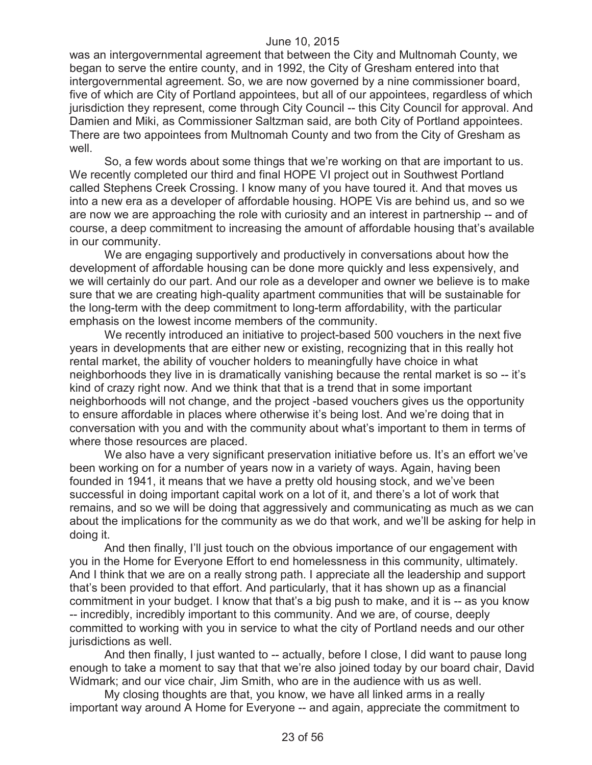was an intergovernmental agreement that between the City and Multnomah County, we began to serve the entire county, and in 1992, the City of Gresham entered into that intergovernmental agreement. So, we are now governed by a nine commissioner board, five of which are City of Portland appointees, but all of our appointees, regardless of which jurisdiction they represent, come through City Council -- this City Council for approval. And Damien and Miki, as Commissioner Saltzman said, are both City of Portland appointees. There are two appointees from Multnomah County and two from the City of Gresham as well.

So, a few words about some things that we're working on that are important to us. We recently completed our third and final HOPE VI project out in Southwest Portland called Stephens Creek Crossing. I know many of you have toured it. And that moves us into a new era as a developer of affordable housing. HOPE Vis are behind us, and so we are now we are approaching the role with curiosity and an interest in partnership -- and of course, a deep commitment to increasing the amount of affordable housing that's available in our community.

We are engaging supportively and productively in conversations about how the development of affordable housing can be done more quickly and less expensively, and we will certainly do our part. And our role as a developer and owner we believe is to make sure that we are creating high-quality apartment communities that will be sustainable for the long-term with the deep commitment to long-term affordability, with the particular emphasis on the lowest income members of the community.

We recently introduced an initiative to project-based 500 vouchers in the next five years in developments that are either new or existing, recognizing that in this really hot rental market, the ability of voucher holders to meaningfully have choice in what neighborhoods they live in is dramatically vanishing because the rental market is so -- it's kind of crazy right now. And we think that that is a trend that in some important neighborhoods will not change, and the project -based vouchers gives us the opportunity to ensure affordable in places where otherwise it's being lost. And we're doing that in conversation with you and with the community about what's important to them in terms of where those resources are placed.

We also have a very significant preservation initiative before us. It's an effort we've been working on for a number of years now in a variety of ways. Again, having been founded in 1941, it means that we have a pretty old housing stock, and we've been successful in doing important capital work on a lot of it, and there's a lot of work that remains, and so we will be doing that aggressively and communicating as much as we can about the implications for the community as we do that work, and we'll be asking for help in doing it.

And then finally, I'll just touch on the obvious importance of our engagement with you in the Home for Everyone Effort to end homelessness in this community, ultimately. And I think that we are on a really strong path. I appreciate all the leadership and support that's been provided to that effort. And particularly, that it has shown up as a financial commitment in your budget. I know that that's a big push to make, and it is -- as you know -- incredibly, incredibly important to this community. And we are, of course, deeply committed to working with you in service to what the city of Portland needs and our other jurisdictions as well.

And then finally, I just wanted to -- actually, before I close, I did want to pause long enough to take a moment to say that that we're also joined today by our board chair, David Widmark; and our vice chair, Jim Smith, who are in the audience with us as well.

My closing thoughts are that, you know, we have all linked arms in a really important way around A Home for Everyone -- and again, appreciate the commitment to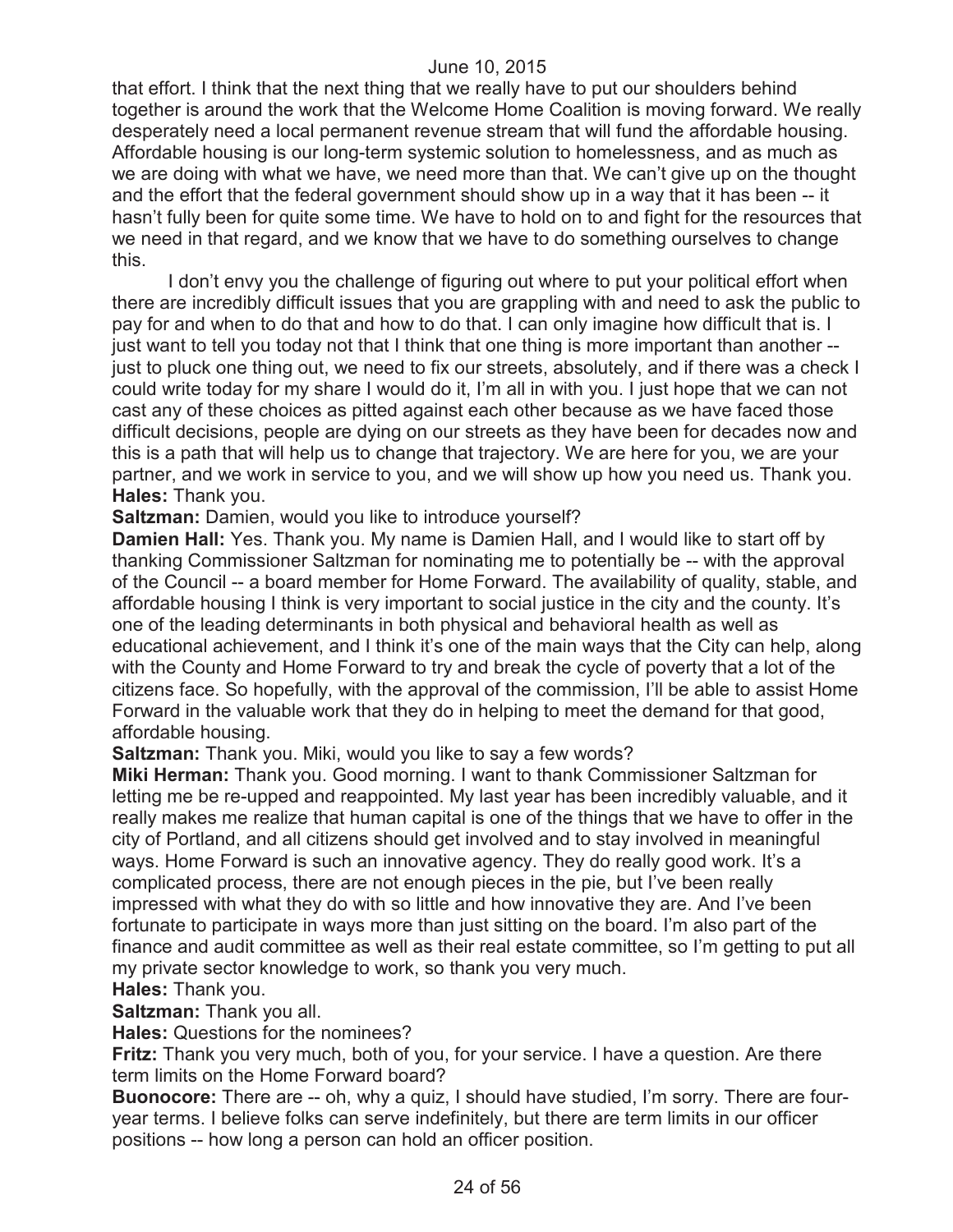that effort. I think that the next thing that we really have to put our shoulders behind together is around the work that the Welcome Home Coalition is moving forward. We really desperately need a local permanent revenue stream that will fund the affordable housing. Affordable housing is our long-term systemic solution to homelessness, and as much as we are doing with what we have, we need more than that. We can't give up on the thought and the effort that the federal government should show up in a way that it has been -- it hasn't fully been for quite some time. We have to hold on to and fight for the resources that we need in that regard, and we know that we have to do something ourselves to change this.

I don't envy you the challenge of figuring out where to put your political effort when there are incredibly difficult issues that you are grappling with and need to ask the public to pay for and when to do that and how to do that. I can only imagine how difficult that is. I just want to tell you today not that I think that one thing is more important than another -- just to pluck one thing out, we need to fix our streets, absolutely, and if there was a check I could write today for my share I would do it, I'm all in with you. I just hope that we can not cast any of these choices as pitted against each other because as we have faced those difficult decisions, people are dying on our streets as they have been for decades now and this is a path that will help us to change that trajectory. We are here for you, we are your partner, and we work in service to you, and we will show up how you need us. Thank you.

**Hales:** Thank you.

**Saltzman:** Damien, would you like to introduce yourself?

**Damien Hall:** Yes. Thank you. My name is Damien Hall, and I would like to start off by thanking Commissioner Saltzman for nominating me to potentially be -- with the approval of the Council -- a board member for Home Forward. The availability of quality, stable, and affordable housing I think is very important to social justice in the city and the county. It's one of the leading determinants in both physical and behavioral health as well as educational achievement, and I think it's one of the main ways that the City can help, along with the County and Home Forward to try and break the cycle of poverty that a lot of the citizens face. So hopefully, with the approval of the commission, I'll be able to assist Home Forward in the valuable work that they do in helping to meet the demand for that good, affordable housing.

**Saltzman:** Thank you. Miki, would you like to say a few words?

**Miki Herman:** Thank you. Good morning. I want to thank Commissioner Saltzman for letting me be re-upped and reappointed. My last year has been incredibly valuable, and it really makes me realize that human capital is one of the things that we have to offer in the city of Portland, and all citizens should get involved and to stay involved in meaningful ways. Home Forward is such an innovative agency. They do really good work. It's a complicated process, there are not enough pieces in the pie, but I've been really impressed with what they do with so little and how innovative they are. And I've been fortunate to participate in ways more than just sitting on the board. I'm also part of the finance and audit committee as well as their real estate committee, so I'm getting to put all my private sector knowledge to work, so thank you very much.

**Hales:** Thank you.

**Saltzman:** Thank you all.

**Hales:** Questions for the nominees?

**Fritz:** Thank you very much, both of you, for your service. I have a question. Are there term limits on the Home Forward board?

**Buonocore:** There are -- oh, why a quiz, I should have studied, I'm sorry. There are four-year terms. I believe folks can serve indefinitely, but there are term limits in our officer positions -- how long a person can hold an officer position.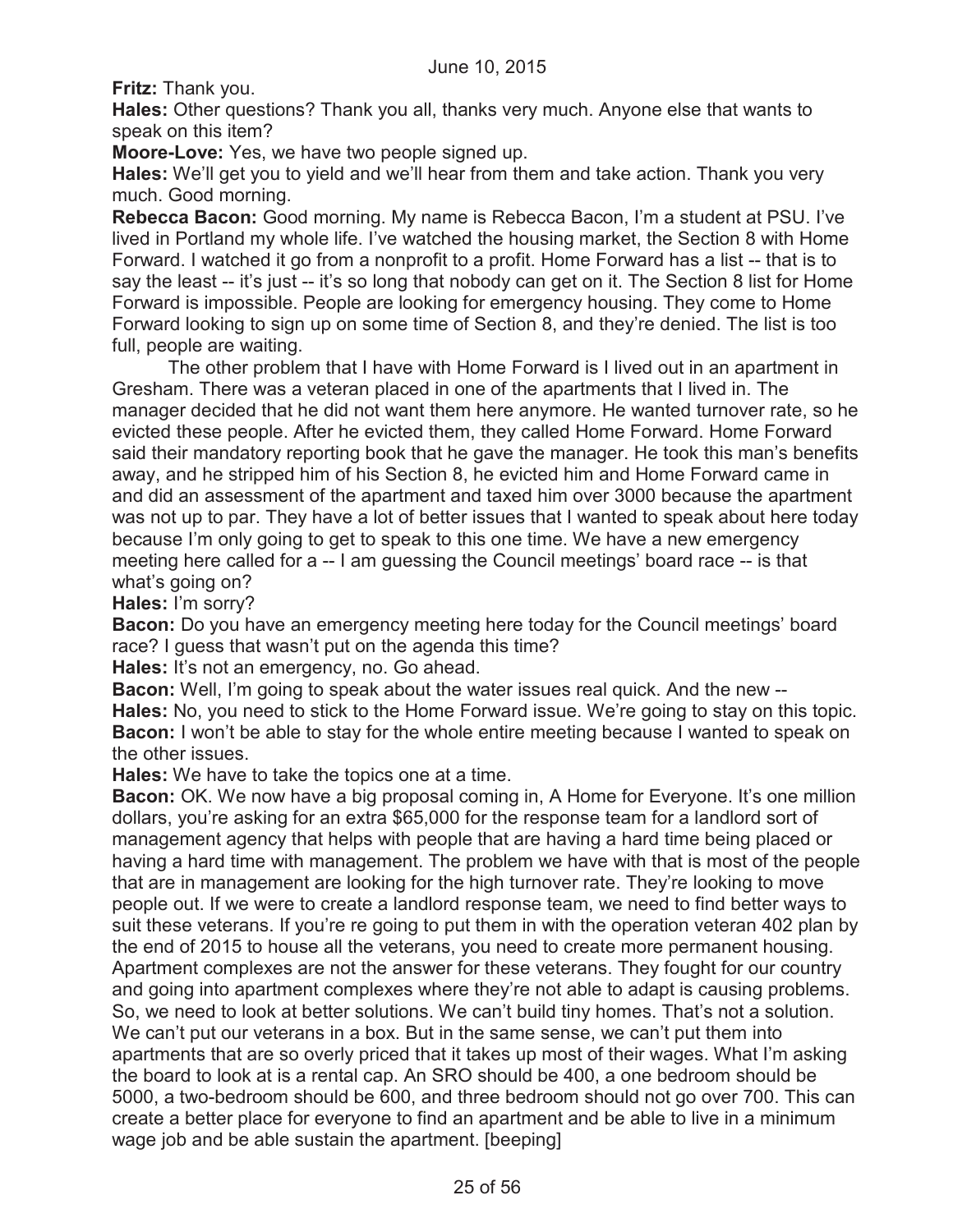**Fritz:** Thank you.

**Hales:** Other questions? Thank you all, thanks very much. Anyone else that wants to speak on this item?

**Moore-Love:** Yes, we have two people signed up.

**Hales:** We'll get you to yield and we'll hear from them and take action. Thank you very much. Good morning.

**Rebecca Bacon:** Good morning. My name is Rebecca Bacon, I'm a student at PSU. I've lived in Portland my whole life. I've watched the housing market, the Section 8 with Home Forward. I watched it go from a nonprofit to a profit. Home Forward has a list -- that is to say the least -- it's just -- it's so long that nobody can get on it. The Section 8 list for Home Forward is impossible. People are looking for emergency housing. They come to Home Forward looking to sign up on some time of Section 8, and they're denied. The list is too full, people are waiting.

The other problem that I have with Home Forward is I lived out in an apartment in Gresham. There was a veteran placed in one of the apartments that I lived in. The manager decided that he did not want them here anymore. He wanted turnover rate, so he evicted these people. After he evicted them, they called Home Forward. Home Forward said their mandatory reporting book that he gave the manager. He took this man's benefits away, and he stripped him of his Section 8, he evicted him and Home Forward came in and did an assessment of the apartment and taxed him over 3000 because the apartment was not up to par. They have a lot of better issues that I wanted to speak about here today because I'm only going to get to speak to this one time. We have a new emergency meeting here called for a -- I am guessing the Council meetings' board race -- is that what's going on?

**Hales:** I'm sorry?

**Bacon:** Do you have an emergency meeting here today for the Council meetings' board race? I guess that wasn't put on the agenda this time?

**Hales:** It's not an emergency, no. Go ahead.

**Bacon:** Well, I'm going to speak about the water issues real quick. And the new --

**Hales:** No, you need to stick to the Home Forward issue. We're going to stay on this topic.

**Bacon:** I won't be able to stay for the whole entire meeting because I wanted to speak on the other issues.

**Hales:** We have to take the topics one at a time.

**Bacon:** OK. We now have a big proposal coming in, A Home for Everyone. It's one million dollars, you're asking for an extra $65,000 for the response team for a landlord sort of management agency that helps with people that are having a hard time being placed or having a hard time with management. The problem we have with that is most of the people that are in management are looking for the high turnover rate. They're looking to move people out. If we were to create a landlord response team, we need to find better ways to suit these veterans. If you're re going to put them in with the operation veteran 402 plan by the end of 2015 to house all the veterans, you need to create more permanent housing. Apartment complexes are not the answer for these veterans. They fought for our country and going into apartment complexes where they're not able to adapt is causing problems. So, we need to look at better solutions. We can't build tiny homes. That's not a solution. We can't put our veterans in a box. But in the same sense, we can't put them into apartments that are so overly priced that it takes up most of their wages. What I'm asking the board to look at is a rental cap. An SRO should be 400, a one bedroom should be 5000, a two-bedroom should be 600, and three bedroom should not go over 700. This can create a better place for everyone to find an apartment and be able to live in a minimum wage job and be able sustain the apartment. [beeping]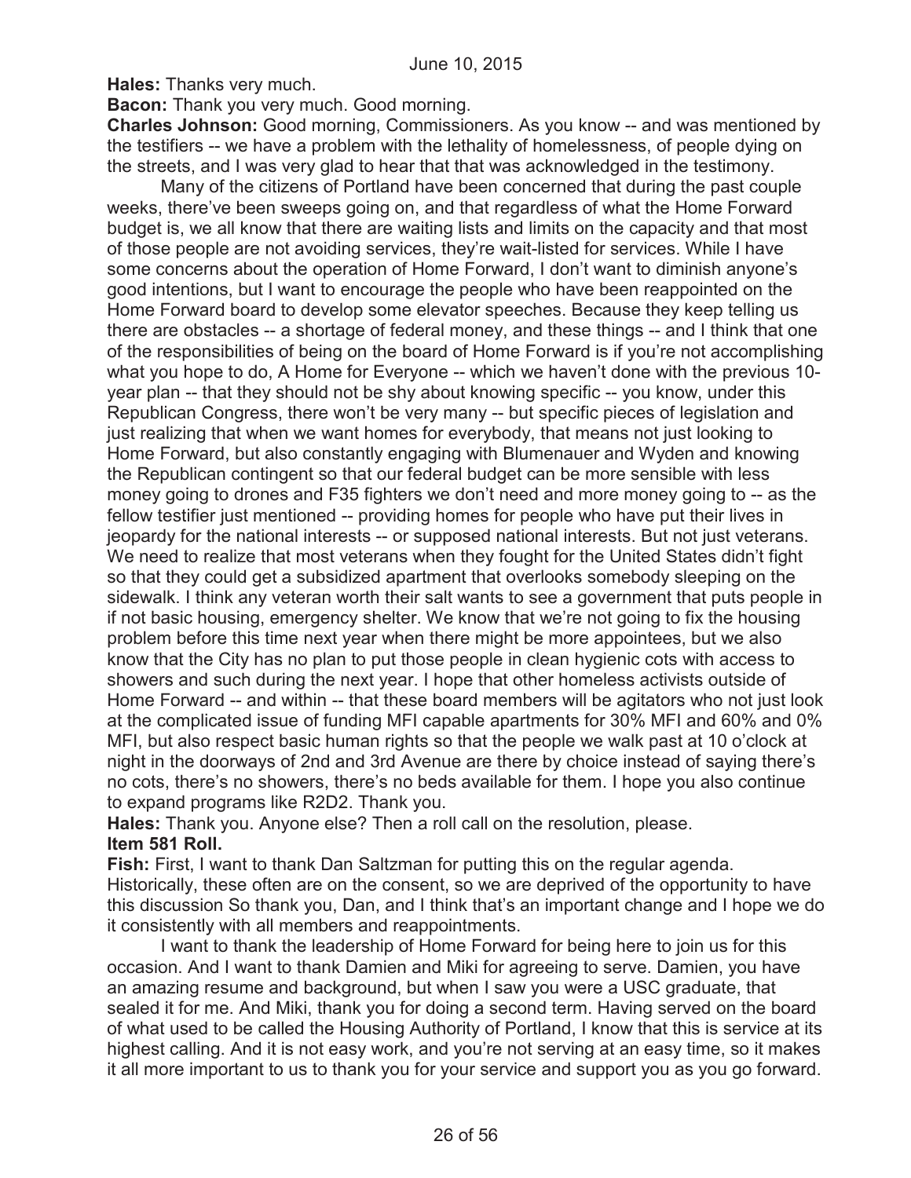**Hales:** Thanks very much.

**Bacon:** Thank you very much. Good morning.

**Charles Johnson:** Good morning, Commissioners. As you know -- and was mentioned by the testifiers -- we have a problem with the lethality of homelessness, of people dying on the streets, and I was very glad to hear that that was acknowledged in the testimony.

Many of the citizens of Portland have been concerned that during the past couple weeks, there've been sweeps going on, and that regardless of what the Home Forward budget is, we all know that there are waiting lists and limits on the capacity and that most of those people are not avoiding services, they're wait-listed for services. While I have some concerns about the operation of Home Forward, I don't want to diminish anyone's good intentions, but I want to encourage the people who have been reappointed on the Home Forward board to develop some elevator speeches. Because they keep telling us there are obstacles -- a shortage of federal money, and these things -- and I think that one of the responsibilities of being on the board of Home Forward is if you're not accomplishing what you hope to do, A Home for Everyone -- which we haven't done with the previous 10-year plan -- that they should not be shy about knowing specific -- you know, under this Republican Congress, there won't be very many -- but specific pieces of legislation and just realizing that when we want homes for everybody, that means not just looking to Home Forward, but also constantly engaging with Blumenauer and Wyden and knowing the Republican contingent so that our federal budget can be more sensible with less money going to drones and F35 fighters we don't need and more money going to -- as the fellow testifier just mentioned -- providing homes for people who have put their lives in jeopardy for the national interests -- or supposed national interests. But not just veterans. We need to realize that most veterans when they fought for the United States didn't fight so that they could get a subsidized apartment that overlooks somebody sleeping on the sidewalk. I think any veteran worth their salt wants to see a government that puts people in if not basic housing, emergency shelter. We know that we're not going to fix the housing problem before this time next year when there might be more appointees, but we also know that the City has no plan to put those people in clean hygienic cots with access to showers and such during the next year. I hope that other homeless activists outside of Home Forward -- and within -- that these board members will be agitators who not just look at the complicated issue of funding MFI capable apartments for 30% MFI and 60% and 0% MFI, but also respect basic human rights so that the people we walk past at 10 o'clock at night in the doorways of 2nd and 3rd Avenue are there by choice instead of saying there's no cots, there's no showers, there's no beds available for them. I hope you also continue to expand programs like R2D2. Thank you.

**Hales:** Thank you. Anyone else? Then a roll call on the resolution, please.

**Item 581 Roll.**

**Fish:** First, I want to thank Dan Saltzman for putting this on the regular agenda. Historically, these often are on the consent, so we are deprived of the opportunity to have this discussion So thank you, Dan, and I think that's an important change and I hope we do it consistently with all members and reappointments.

I want to thank the leadership of Home Forward for being here to join us for this occasion. And I want to thank Damien and Miki for agreeing to serve. Damien, you have an amazing resume and background, but when I saw you were a USC graduate, that sealed it for me. And Miki, thank you for doing a second term. Having served on the board of what used to be called the Housing Authority of Portland, I know that this is service at its highest calling. And it is not easy work, and you're not serving at an easy time, so it makes it all more important to us to thank you for your service and support you as you go forward.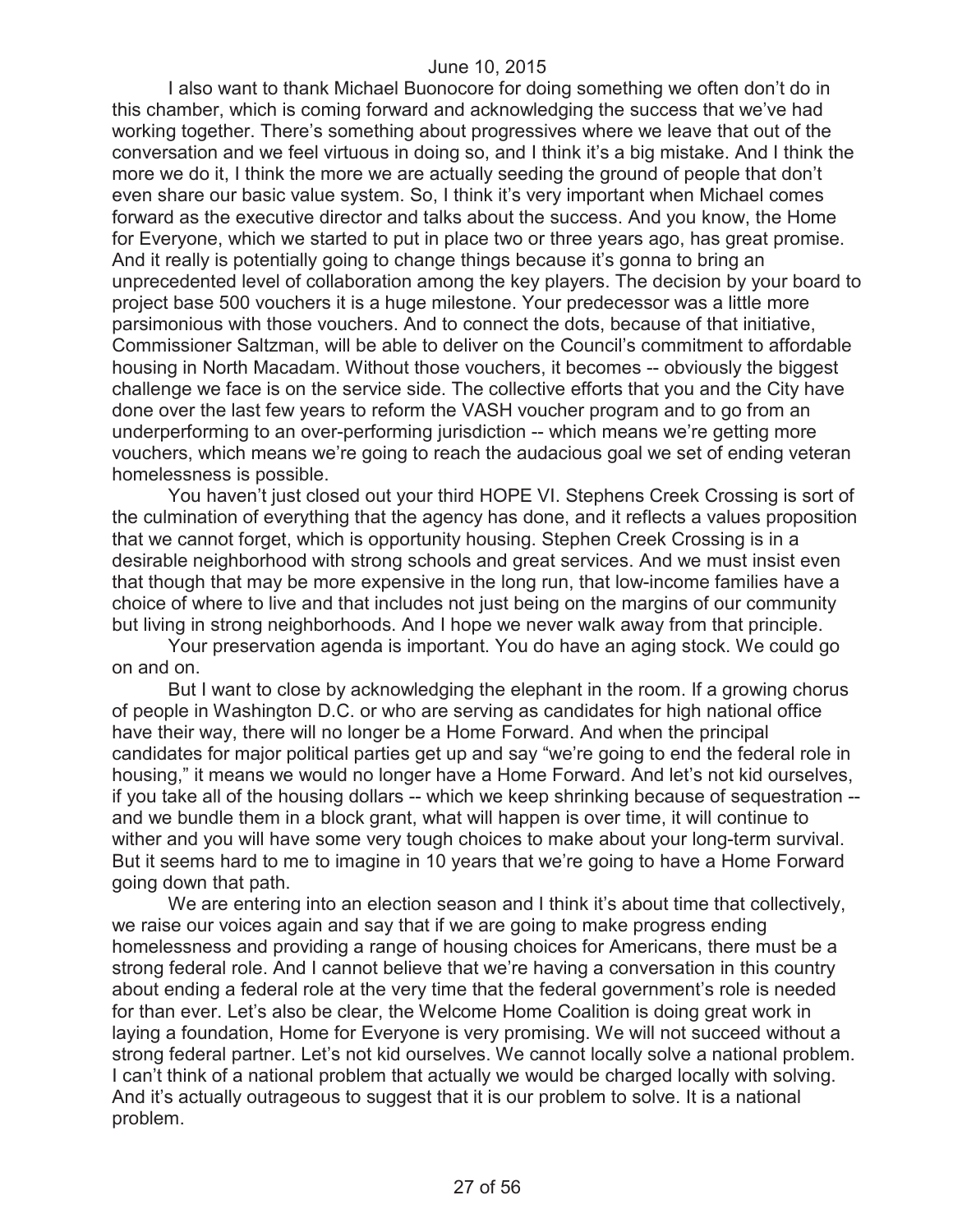I also want to thank Michael Buonocore for doing something we often don't do in this chamber, which is coming forward and acknowledging the success that we've had working together. There's something about progressives where we leave that out of the conversation and we feel virtuous in doing so, and I think it's a big mistake. And I think the more we do it, I think the more we are actually seeding the ground of people that don't even share our basic value system. So, I think it's very important when Michael comes forward as the executive director and talks about the success. And you know, the Home for Everyone, which we started to put in place two or three years ago, has great promise. And it really is potentially going to change things because it's gonna to bring an unprecedented level of collaboration among the key players. The decision by your board to project base 500 vouchers it is a huge milestone. Your predecessor was a little more parsimonious with those vouchers. And to connect the dots, because of that initiative, Commissioner Saltzman, will be able to deliver on the Council's commitment to affordable housing in North Macadam. Without those vouchers, it becomes -- obviously the biggest challenge we face is on the service side. The collective efforts that you and the City have done over the last few years to reform the VASH voucher program and to go from an underperforming to an over-performing jurisdiction -- which means we're getting more vouchers, which means we're going to reach the audacious goal we set of ending veteran homelessness is possible.

You haven't just closed out your third HOPE VI. Stephens Creek Crossing is sort of the culmination of everything that the agency has done, and it reflects a values proposition that we cannot forget, which is opportunity housing. Stephen Creek Crossing is in a desirable neighborhood with strong schools and great services. And we must insist even that though that may be more expensive in the long run, that low-income families have a choice of where to live and that includes not just being on the margins of our community but living in strong neighborhoods. And I hope we never walk away from that principle.

Your preservation agenda is important. You do have an aging stock. We could go on and on.

But I want to close by acknowledging the elephant in the room. If a growing chorus of people in Washington D.C. or who are serving as candidates for high national office have their way, there will no longer be a Home Forward. And when the principal candidates for major political parties get up and say "we're going to end the federal role in housing," it means we would no longer have a Home Forward. And let's not kid ourselves, if you take all of the housing dollars -- which we keep shrinking because of sequestration -- and we bundle them in a block grant, what will happen is over time, it will continue to wither and you will have some very tough choices to make about your long-term survival. But it seems hard to me to imagine in 10 years that we're going to have a Home Forward going down that path.

We are entering into an election season and I think it's about time that collectively, we raise our voices again and say that if we are going to make progress ending homelessness and providing a range of housing choices for Americans, there must be a strong federal role. And I cannot believe that we're having a conversation in this country about ending a federal role at the very time that the federal government's role is needed for than ever. Let's also be clear, the Welcome Home Coalition is doing great work in laying a foundation, Home for Everyone is very promising. We will not succeed without a strong federal partner. Let's not kid ourselves. We cannot locally solve a national problem. I can't think of a national problem that actually we would be charged locally with solving. And it's actually outrageous to suggest that it is our problem to solve. It is a national problem.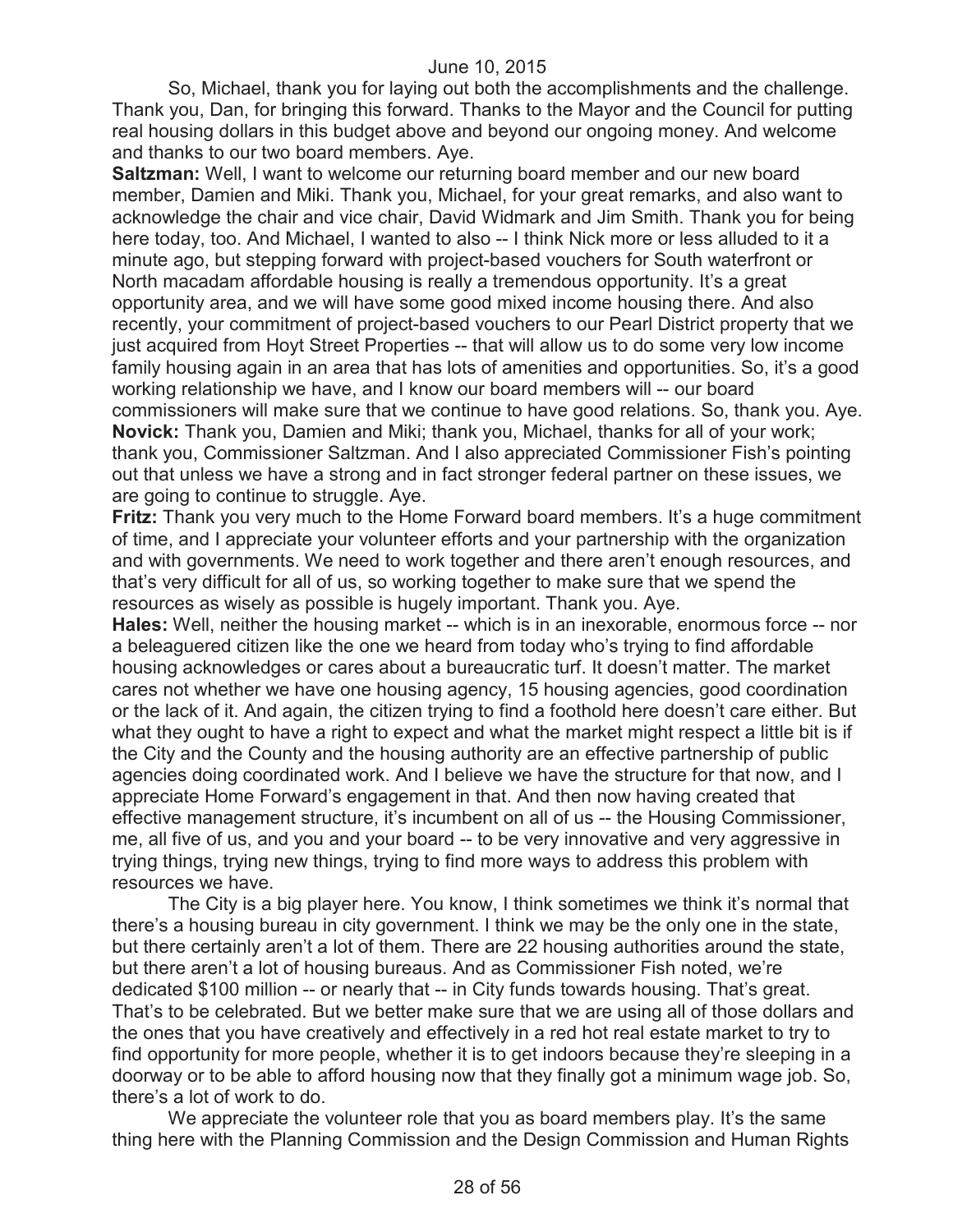So, Michael, thank you for laying out both the accomplishments and the challenge. Thank you, Dan, for bringing this forward. Thanks to the Mayor and the Council for putting real housing dollars in this budget above and beyond our ongoing money. And welcome and thanks to our two board members. Aye.

**Saltzman:** Well, I want to welcome our returning board member and our new board member, Damien and Miki. Thank you, Michael, for your great remarks, and also want to acknowledge the chair and vice chair, David Widmark and Jim Smith. Thank you for being here today, too. And Michael, I wanted to also -- I think Nick more or less alluded to it a minute ago, but stepping forward with project-based vouchers for South waterfront or North macadam affordable housing is really a tremendous opportunity. It's a great opportunity area, and we will have some good mixed income housing there. And also recently, your commitment of project-based vouchers to our Pearl District property that we just acquired from Hoyt Street Properties -- that will allow us to do some very low income family housing again in an area that has lots of amenities and opportunities. So, it's a good working relationship we have, and I know our board members will -- our board commissioners will make sure that we continue to have good relations. So, thank you. Aye.

**Novick:** Thank you, Damien and Miki; thank you, Michael, thanks for all of your work; thank you, Commissioner Saltzman. And I also appreciated Commissioner Fish's pointing out that unless we have a strong and in fact stronger federal partner on these issues, we are going to continue to struggle. Aye.

**Fritz:** Thank you very much to the Home Forward board members. It's a huge commitment of time, and I appreciate your volunteer efforts and your partnership with the organization and with governments. We need to work together and there aren't enough resources, and that's very difficult for all of us, so working together to make sure that we spend the resources as wisely as possible is hugely important. Thank you. Aye.

**Hales:** Well, neither the housing market -- which is in an inexorable, enormous force -- nor a beleaguered citizen like the one we heard from today who's trying to find affordable housing acknowledges or cares about a bureaucratic turf. It doesn't matter. The market cares not whether we have one housing agency, 15 housing agencies, good coordination or the lack of it. And again, the citizen trying to find a foothold here doesn't care either. But what they ought to have a right to expect and what the market might respect a little bit is if the City and the County and the housing authority are an effective partnership of public agencies doing coordinated work. And I believe we have the structure for that now, and I appreciate Home Forward's engagement in that. And then now having created that effective management structure, it's incumbent on all of us -- the Housing Commissioner, me, all five of us, and you and your board -- to be very innovative and very aggressive in trying things, trying new things, trying to find more ways to address this problem with resources we have.

The City is a big player here. You know, I think sometimes we think it's normal that there's a housing bureau in city government. I think we may be the only one in the state, but there certainly aren't a lot of them. There are 22 housing authorities around the state, but there aren't a lot of housing bureaus. And as Commissioner Fish noted, we're dedicated $100 million -- or nearly that -- in City funds towards housing. That's great. That's to be celebrated. But we better make sure that we are using all of those dollars and the ones that you have creatively and effectively in a red hot real estate market to try to find opportunity for more people, whether it is to get indoors because they're sleeping in a doorway or to be able to afford housing now that they finally got a minimum wage job. So, there's a lot of work to do.

We appreciate the volunteer role that you as board members play. It's the same thing here with the Planning Commission and the Design Commission and Human Rights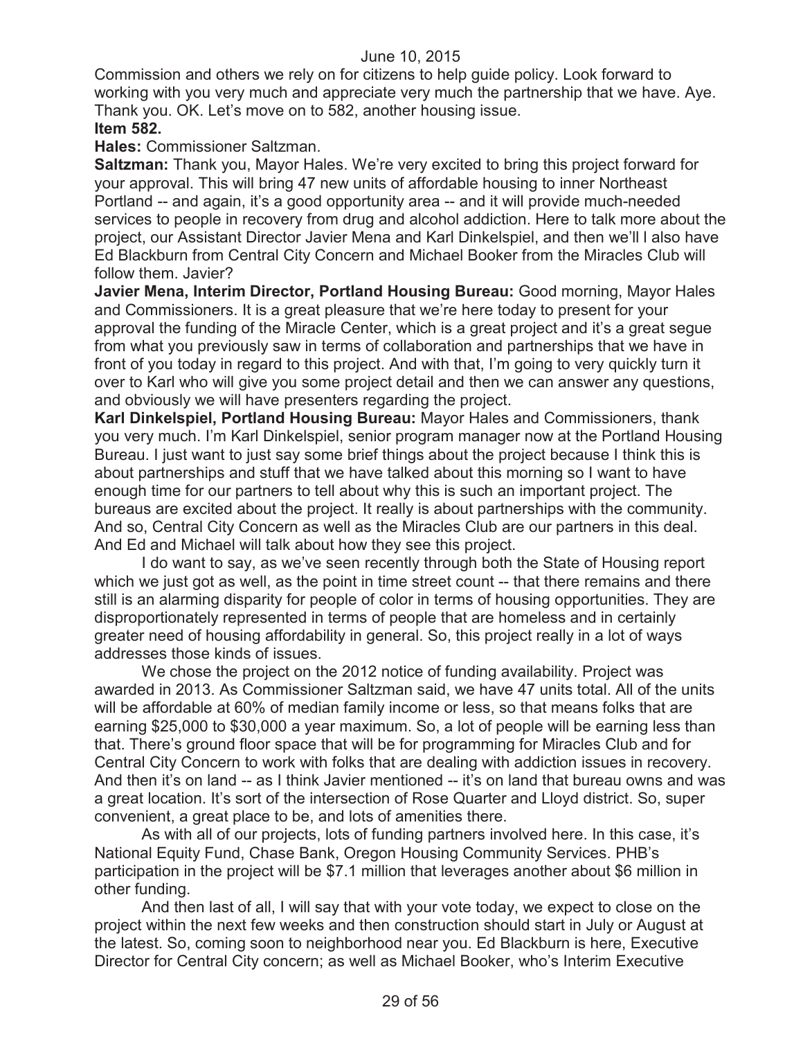Commission and others we rely on for citizens to help guide policy. Look forward to working with you very much and appreciate very much the partnership that we have. Aye. Thank you. OK. Let's move on to 582, another housing issue.

**Item 582.**

**Hales:** Commissioner Saltzman.

**Saltzman:** Thank you, Mayor Hales. We're very excited to bring this project forward for your approval. This will bring 47 new units of affordable housing to inner Northeast Portland -- and again, it's a good opportunity area -- and it will provide much-needed services to people in recovery from drug and alcohol addiction. Here to talk more about the project, our Assistant Director Javier Mena and Karl Dinkelspiel, and then we'll I also have Ed Blackburn from Central City Concern and Michael Booker from the Miracles Club will follow them. Javier?

**Javier Mena, Interim Director, Portland Housing Bureau:** Good morning, Mayor Hales and Commissioners. It is a great pleasure that we're here today to present for your approval the funding of the Miracle Center, which is a great project and it's a great segue from what you previously saw in terms of collaboration and partnerships that we have in front of you today in regard to this project. And with that, I'm going to very quickly turn it over to Karl who will give you some project detail and then we can answer any questions, and obviously we will have presenters regarding the project.

**Karl Dinkelspiel, Portland Housing Bureau:** Mayor Hales and Commissioners, thank you very much. I'm Karl Dinkelspiel, senior program manager now at the Portland Housing Bureau. I just want to just say some brief things about the project because I think this is about partnerships and stuff that we have talked about this morning so I want to have enough time for our partners to tell about why this is such an important project. The bureaus are excited about the project. It really is about partnerships with the community. And so, Central City Concern as well as the Miracles Club are our partners in this deal. And Ed and Michael will talk about how they see this project.

I do want to say, as we've seen recently through both the State of Housing report which we just got as well, as the point in time street count -- that there remains and there still is an alarming disparity for people of color in terms of housing opportunities. They are disproportionately represented in terms of people that are homeless and in certainly greater need of housing affordability in general. So, this project really in a lot of ways addresses those kinds of issues.

We chose the project on the 2012 notice of funding availability. Project was awarded in 2013. As Commissioner Saltzman said, we have 47 units total. All of the units will be affordable at 60% of median family income or less, so that means folks that are earning $25,000 to $30,000 a year maximum. So, a lot of people will be earning less than that. There's ground floor space that will be for programming for Miracles Club and for Central City Concern to work with folks that are dealing with addiction issues in recovery. And then it's on land -- as I think Javier mentioned -- it's on land that bureau owns and was a great location. It's sort of the intersection of Rose Quarter and Lloyd district. So, super convenient, a great place to be, and lots of amenities there.

As with all of our projects, lots of funding partners involved here. In this case, it's National Equity Fund, Chase Bank, Oregon Housing Community Services. PHB's participation in the project will be $7.1 million that leverages another about $6 million in other funding.

And then last of all, I will say that with your vote today, we expect to close on the project within the next few weeks and then construction should start in July or August at the latest. So, coming soon to neighborhood near you. Ed Blackburn is here, Executive Director for Central City concern; as well as Michael Booker, who's Interim Executive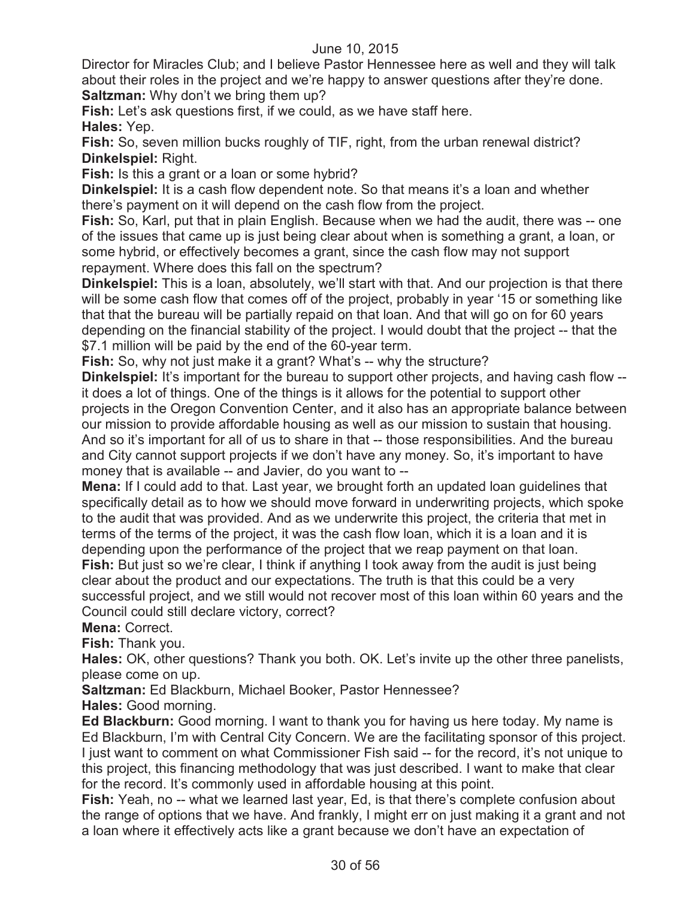Director for Miracles Club; and I believe Pastor Hennessee here as well and they will talk about their roles in the project and we're happy to answer questions after they're done.

**Saltzman:** Why don't we bring them up?

**Fish:** Let's ask questions first, if we could, as we have staff here.

**Hales:** Yep.

**Fish:** So, seven million bucks roughly of TIF, right, from the urban renewal district?

**Dinkelspiel:** Right.

**Fish:** Is this a grant or a loan or some hybrid?

**Dinkelspiel:** It is a cash flow dependent note. So that means it's a loan and whether there's payment on it will depend on the cash flow from the project.

**Fish:** So, Karl, put that in plain English. Because when we had the audit, there was -- one of the issues that came up is just being clear about when is something a grant, a loan, or some hybrid, or effectively becomes a grant, since the cash flow may not support repayment. Where does this fall on the spectrum?

**Dinkelspiel:** This is a loan, absolutely, we'll start with that. And our projection is that there will be some cash flow that comes off of the project, probably in year '15 or something like that that the bureau will be partially repaid on that loan. And that will go on for 60 years depending on the financial stability of the project. I would doubt that the project -- that the $7.1 million will be paid by the end of the 60-year term.

**Fish:** So, why not just make it a grant? What's -- why the structure?

**Dinkelspiel:** It's important for the bureau to support other projects, and having cash flow -- it does a lot of things. One of the things is it allows for the potential to support other projects in the Oregon Convention Center, and it also has an appropriate balance between our mission to provide affordable housing as well as our mission to sustain that housing. And so it's important for all of us to share in that -- those responsibilities. And the bureau and City cannot support projects if we don't have any money. So, it's important to have money that is available -- and Javier, do you want to --

**Mena:** If I could add to that. Last year, we brought forth an updated loan guidelines that specifically detail as to how we should move forward in underwriting projects, which spoke to the audit that was provided. And as we underwrite this project, the criteria that met in terms of the terms of the project, it was the cash flow loan, which it is a loan and it is depending upon the performance of the project that we reap payment on that loan.

**Fish:** But just so we're clear, I think if anything I took away from the audit is just being clear about the product and our expectations. The truth is that this could be a very successful project, and we still would not recover most of this loan within 60 years and the Council could still declare victory, correct?

**Mena:** Correct.

**Fish:** Thank you.

**Hales:** OK, other questions? Thank you both. OK. Let's invite up the other three panelists, please come on up.

**Saltzman:** Ed Blackburn, Michael Booker, Pastor Hennessee?

**Hales:** Good morning.

**Ed Blackburn:** Good morning. I want to thank you for having us here today. My name is Ed Blackburn, I'm with Central City Concern. We are the facilitating sponsor of this project. I just want to comment on what Commissioner Fish said -- for the record, it's not unique to this project, this financing methodology that was just described. I want to make that clear for the record. It's commonly used in affordable housing at this point.

**Fish:** Yeah, no -- what we learned last year, Ed, is that there's complete confusion about the range of options that we have. And frankly, I might err on just making it a grant and not a loan where it effectively acts like a grant because we don't have an expectation of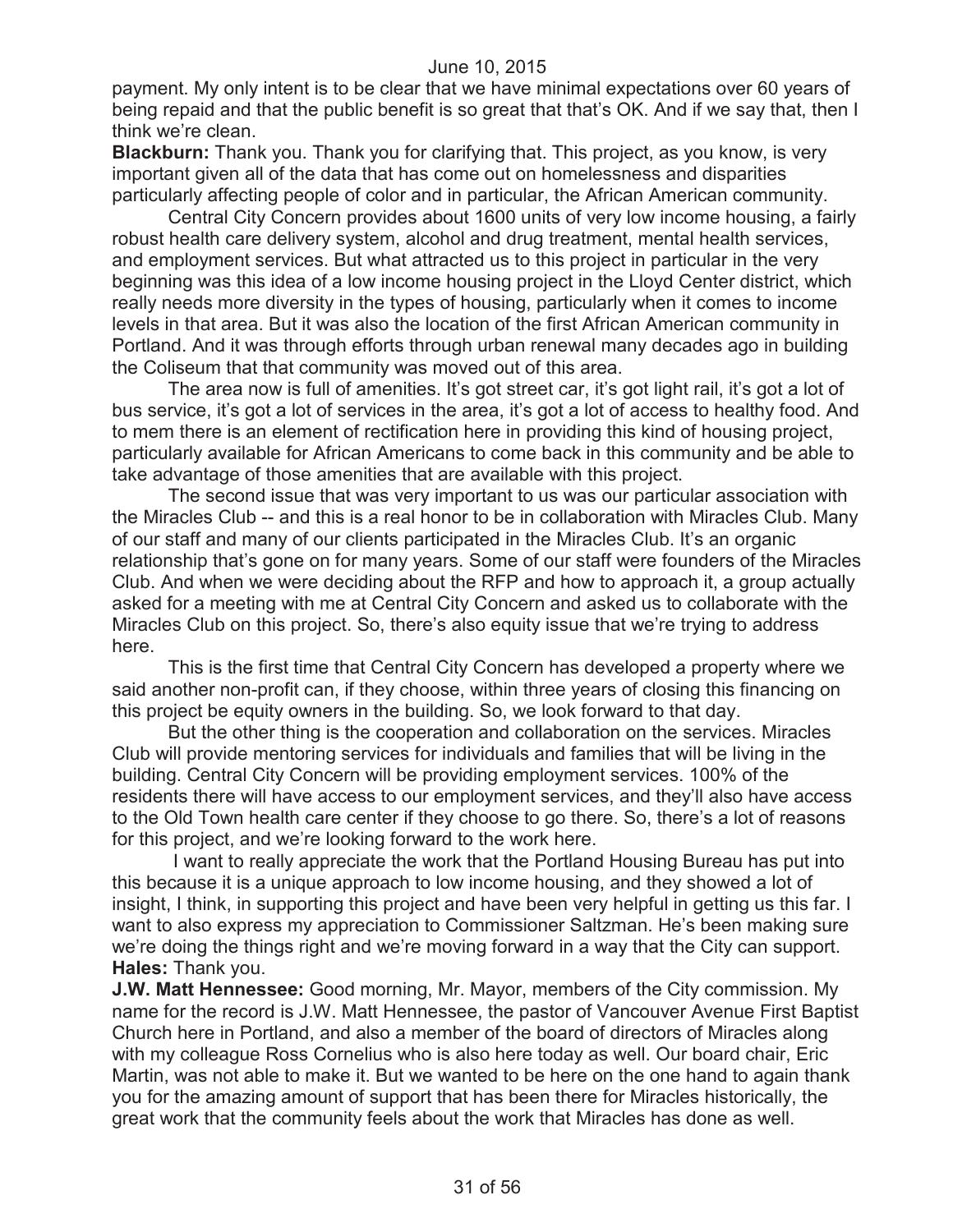payment. My only intent is to be clear that we have minimal expectations over 60 years of being repaid and that the public benefit is so great that that's OK. And if we say that, then I think we're clean.

**Blackburn:** Thank you. Thank you for clarifying that. This project, as you know, is very important given all of the data that has come out on homelessness and disparities particularly affecting people of color and in particular, the African American community.

Central City Concern provides about 1600 units of very low income housing, a fairly robust health care delivery system, alcohol and drug treatment, mental health services, and employment services. But what attracted us to this project in particular in the very beginning was this idea of a low income housing project in the Lloyd Center district, which really needs more diversity in the types of housing, particularly when it comes to income levels in that area. But it was also the location of the first African American community in Portland. And it was through efforts through urban renewal many decades ago in building the Coliseum that that community was moved out of this area.

The area now is full of amenities. It's got street car, it's got light rail, it's got a lot of bus service, it's got a lot of services in the area, it's got a lot of access to healthy food. And to mem there is an element of rectification here in providing this kind of housing project, particularly available for African Americans to come back in this community and be able to take advantage of those amenities that are available with this project.

The second issue that was very important to us was our particular association with the Miracles Club -- and this is a real honor to be in collaboration with Miracles Club. Many of our staff and many of our clients participated in the Miracles Club. It's an organic relationship that's gone on for many years. Some of our staff were founders of the Miracles Club. And when we were deciding about the RFP and how to approach it, a group actually asked for a meeting with me at Central City Concern and asked us to collaborate with the Miracles Club on this project. So, there's also equity issue that we're trying to address here.

This is the first time that Central City Concern has developed a property where we said another non-profit can, if they choose, within three years of closing this financing on this project be equity owners in the building. So, we look forward to that day.

But the other thing is the cooperation and collaboration on the services. Miracles Club will provide mentoring services for individuals and families that will be living in the building. Central City Concern will be providing employment services. 100% of the residents there will have access to our employment services, and they'll also have access to the Old Town health care center if they choose to go there. So, there's a lot of reasons for this project, and we're looking forward to the work here.

I want to really appreciate the work that the Portland Housing Bureau has put into this because it is a unique approach to low income housing, and they showed a lot of insight, I think, in supporting this project and have been very helpful in getting us this far. I want to also express my appreciation to Commissioner Saltzman. He's been making sure we're doing the things right and we're moving forward in a way that the City can support.

**Hales:** Thank you.

**J.W. Matt Hennessee:** Good morning, Mr. Mayor, members of the City commission. My name for the record is J.W. Matt Hennessee, the pastor of Vancouver Avenue First Baptist Church here in Portland, and also a member of the board of directors of Miracles along with my colleague Ross Cornelius who is also here today as well. Our board chair, Eric Martin, was not able to make it. But we wanted to be here on the one hand to again thank you for the amazing amount of support that has been there for Miracles historically, the great work that the community feels about the work that Miracles has done as well.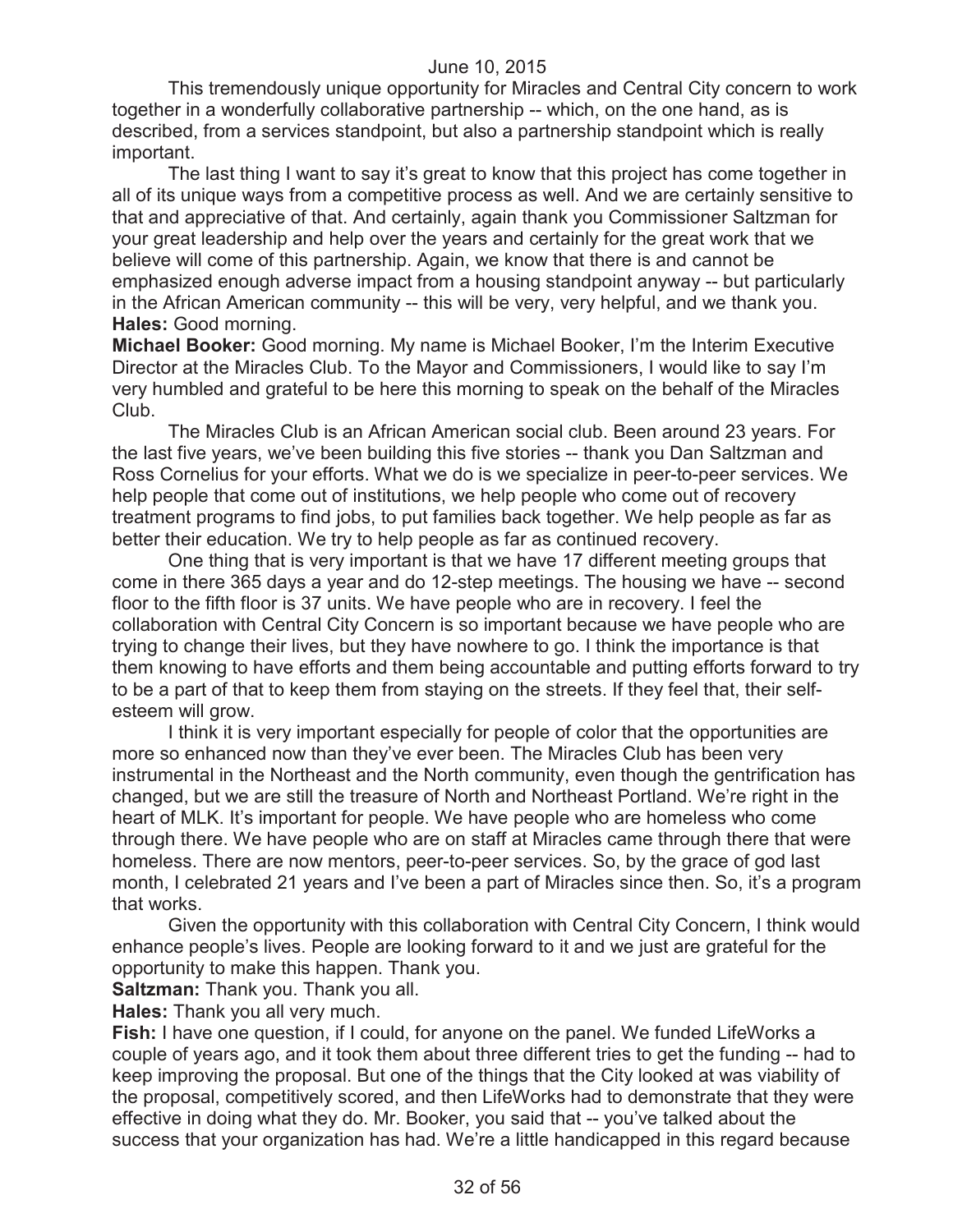This tremendously unique opportunity for Miracles and Central City concern to work together in a wonderfully collaborative partnership -- which, on the one hand, as is described, from a services standpoint, but also a partnership standpoint which is really important.

The last thing I want to say it's great to know that this project has come together in all of its unique ways from a competitive process as well. And we are certainly sensitive to that and appreciative of that. And certainly, again thank you Commissioner Saltzman for your great leadership and help over the years and certainly for the great work that we believe will come of this partnership. Again, we know that there is and cannot be emphasized enough adverse impact from a housing standpoint anyway -- but particularly in the African American community -- this will be very, very helpful, and we thank you.

**Hales:** Good morning.

**Michael Booker:** Good morning. My name is Michael Booker, I'm the Interim Executive Director at the Miracles Club. To the Mayor and Commissioners, I would like to say I'm very humbled and grateful to be here this morning to speak on the behalf of the Miracles Club.

The Miracles Club is an African American social club. Been around 23 years. For the last five years, we've been building this five stories -- thank you Dan Saltzman and Ross Cornelius for your efforts. What we do is we specialize in peer-to-peer services. We help people that come out of institutions, we help people who come out of recovery treatment programs to find jobs, to put families back together. We help people as far as better their education. We try to help people as far as continued recovery.

One thing that is very important is that we have 17 different meeting groups that come in there 365 days a year and do 12-step meetings. The housing we have -- second floor to the fifth floor is 37 units. We have people who are in recovery. I feel the collaboration with Central City Concern is so important because we have people who are trying to change their lives, but they have nowhere to go. I think the importance is that them knowing to have efforts and them being accountable and putting efforts forward to try to be a part of that to keep them from staying on the streets. If they feel that, their self-esteem will grow.

I think it is very important especially for people of color that the opportunities are more so enhanced now than they've ever been. The Miracles Club has been very instrumental in the Northeast and the North community, even though the gentrification has changed, but we are still the treasure of North and Northeast Portland. We're right in the heart of MLK. It's important for people. We have people who are homeless who come through there. We have people who are on staff at Miracles came through there that were homeless. There are now mentors, peer-to-peer services. So, by the grace of god last month, I celebrated 21 years and I've been a part of Miracles since then. So, it's a program that works.

Given the opportunity with this collaboration with Central City Concern, I think would enhance people's lives. People are looking forward to it and we just are grateful for the opportunity to make this happen. Thank you.

**Saltzman:** Thank you. Thank you all.

**Hales:** Thank you all very much.

**Fish:** I have one question, if I could, for anyone on the panel. We funded LifeWorks a couple of years ago, and it took them about three different tries to get the funding -- had to keep improving the proposal. But one of the things that the City looked at was viability of the proposal, competitively scored, and then LifeWorks had to demonstrate that they were effective in doing what they do. Mr. Booker, you said that -- you've talked about the success that your organization has had. We're a little handicapped in this regard because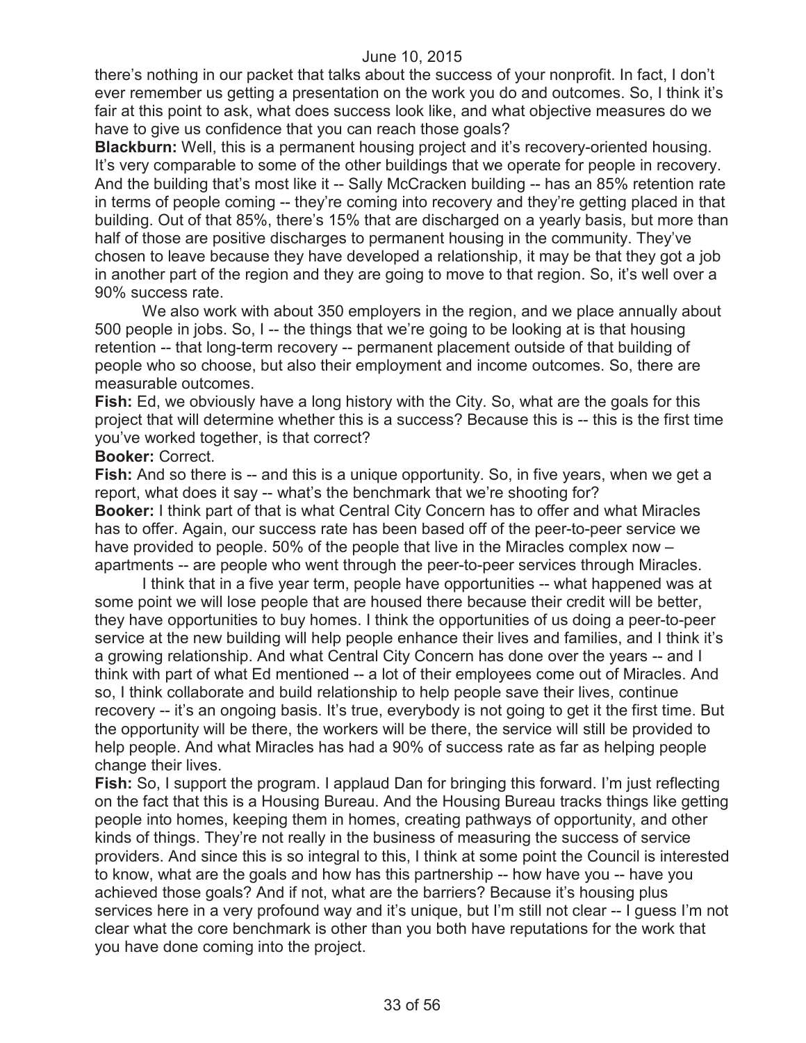there's nothing in our packet that talks about the success of your nonprofit. In fact, I don't ever remember us getting a presentation on the work you do and outcomes. So, I think it's fair at this point to ask, what does success look like, and what objective measures do we have to give us confidence that you can reach those goals?

**Blackburn:** Well, this is a permanent housing project and it's recovery-oriented housing. It's very comparable to some of the other buildings that we operate for people in recovery. And the building that's most like it -- Sally McCracken building -- has an 85% retention rate in terms of people coming -- they're coming into recovery and they're getting placed in that building. Out of that 85%, there's 15% that are discharged on a yearly basis, but more than half of those are positive discharges to permanent housing in the community. They've chosen to leave because they have developed a relationship, it may be that they got a job in another part of the region and they are going to move to that region. So, it's well over a 90% success rate.

We also work with about 350 employers in the region, and we place annually about 500 people in jobs. So, I -- the things that we're going to be looking at is that housing retention -- that long-term recovery -- permanent placement outside of that building of people who so choose, but also their employment and income outcomes. So, there are measurable outcomes.

**Fish:** Ed, we obviously have a long history with the City. So, what are the goals for this project that will determine whether this is a success? Because this is -- this is the first time you've worked together, is that correct?

**Booker:** Correct.

**Fish:** And so there is -- and this is a unique opportunity. So, in five years, when we get a report, what does it say -- what's the benchmark that we're shooting for?

**Booker:** I think part of that is what Central City Concern has to offer and what Miracles has to offer. Again, our success rate has been based off of the peer-to-peer service we have provided to people. 50% of the people that live in the Miracles complex now – apartments -- are people who went through the peer-to-peer services through Miracles.

I think that in a five year term, people have opportunities -- what happened was at some point we will lose people that are housed there because their credit will be better, they have opportunities to buy homes. I think the opportunities of us doing a peer-to-peer service at the new building will help people enhance their lives and families, and I think it's a growing relationship. And what Central City Concern has done over the years -- and I think with part of what Ed mentioned -- a lot of their employees come out of Miracles. And so, I think collaborate and build relationship to help people save their lives, continue recovery -- it's an ongoing basis. It's true, everybody is not going to get it the first time. But the opportunity will be there, the workers will be there, the service will still be provided to help people. And what Miracles has had a 90% of success rate as far as helping people change their lives.

**Fish:** So, I support the program. I applaud Dan for bringing this forward. I'm just reflecting on the fact that this is a Housing Bureau. And the Housing Bureau tracks things like getting people into homes, keeping them in homes, creating pathways of opportunity, and other kinds of things. They're not really in the business of measuring the success of service providers. And since this is so integral to this, I think at some point the Council is interested to know, what are the goals and how has this partnership -- how have you -- have you achieved those goals? And if not, what are the barriers? Because it's housing plus services here in a very profound way and it's unique, but I'm still not clear -- I guess I'm not clear what the core benchmark is other than you both have reputations for the work that you have done coming into the project.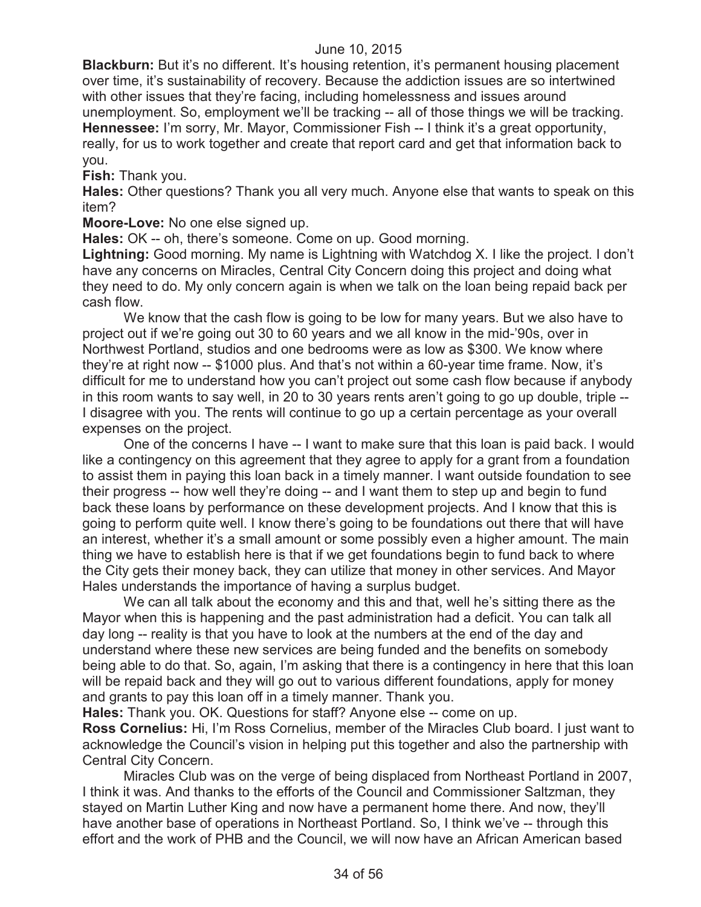**Blackburn:** But it's no different. It's housing retention, it's permanent housing placement over time, it's sustainability of recovery. Because the addiction issues are so intertwined with other issues that they're facing, including homelessness and issues around unemployment. So, employment we'll be tracking -- all of those things we will be tracking.

**Hennessee:** I'm sorry, Mr. Mayor, Commissioner Fish -- I think it's a great opportunity, really, for us to work together and create that report card and get that information back to you.

**Fish:** Thank you.

**Hales:** Other questions? Thank you all very much. Anyone else that wants to speak on this item?

**Moore-Love:** No one else signed up.

**Hales:** OK -- oh, there's someone. Come on up. Good morning.

**Lightning:** Good morning. My name is Lightning with Watchdog X. I like the project. I don't have any concerns on Miracles, Central City Concern doing this project and doing what they need to do. My only concern again is when we talk on the loan being repaid back per cash flow.

We know that the cash flow is going to be low for many years. But we also have to project out if we're going out 30 to 60 years and we all know in the mid-'90s, over in Northwest Portland, studios and one bedrooms were as low as $300. We know where they're at right now -- $1000 plus. And that's not within a 60-year time frame. Now, it's difficult for me to understand how you can't project out some cash flow because if anybody in this room wants to say well, in 20 to 30 years rents aren't going to go up double, triple -- I disagree with you. The rents will continue to go up a certain percentage as your overall expenses on the project.

One of the concerns I have -- I want to make sure that this loan is paid back. I would like a contingency on this agreement that they agree to apply for a grant from a foundation to assist them in paying this loan back in a timely manner. I want outside foundation to see their progress -- how well they're doing -- and I want them to step up and begin to fund back these loans by performance on these development projects. And I know that this is going to perform quite well. I know there's going to be foundations out there that will have an interest, whether it's a small amount or some possibly even a higher amount. The main thing we have to establish here is that if we get foundations begin to fund back to where the City gets their money back, they can utilize that money in other services. And Mayor Hales understands the importance of having a surplus budget.

We can all talk about the economy and this and that, well he's sitting there as the Mayor when this is happening and the past administration had a deficit. You can talk all day long -- reality is that you have to look at the numbers at the end of the day and understand where these new services are being funded and the benefits on somebody being able to do that. So, again, I'm asking that there is a contingency in here that this loan will be repaid back and they will go out to various different foundations, apply for money and grants to pay this loan off in a timely manner. Thank you.

**Hales:** Thank you. OK. Questions for staff? Anyone else -- come on up.

**Ross Cornelius:** Hi, I'm Ross Cornelius, member of the Miracles Club board. I just want to acknowledge the Council's vision in helping put this together and also the partnership with Central City Concern.

Miracles Club was on the verge of being displaced from Northeast Portland in 2007, I think it was. And thanks to the efforts of the Council and Commissioner Saltzman, they stayed on Martin Luther King and now have a permanent home there. And now, they'll have another base of operations in Northeast Portland. So, I think we've -- through this effort and the work of PHB and the Council, we will now have an African American based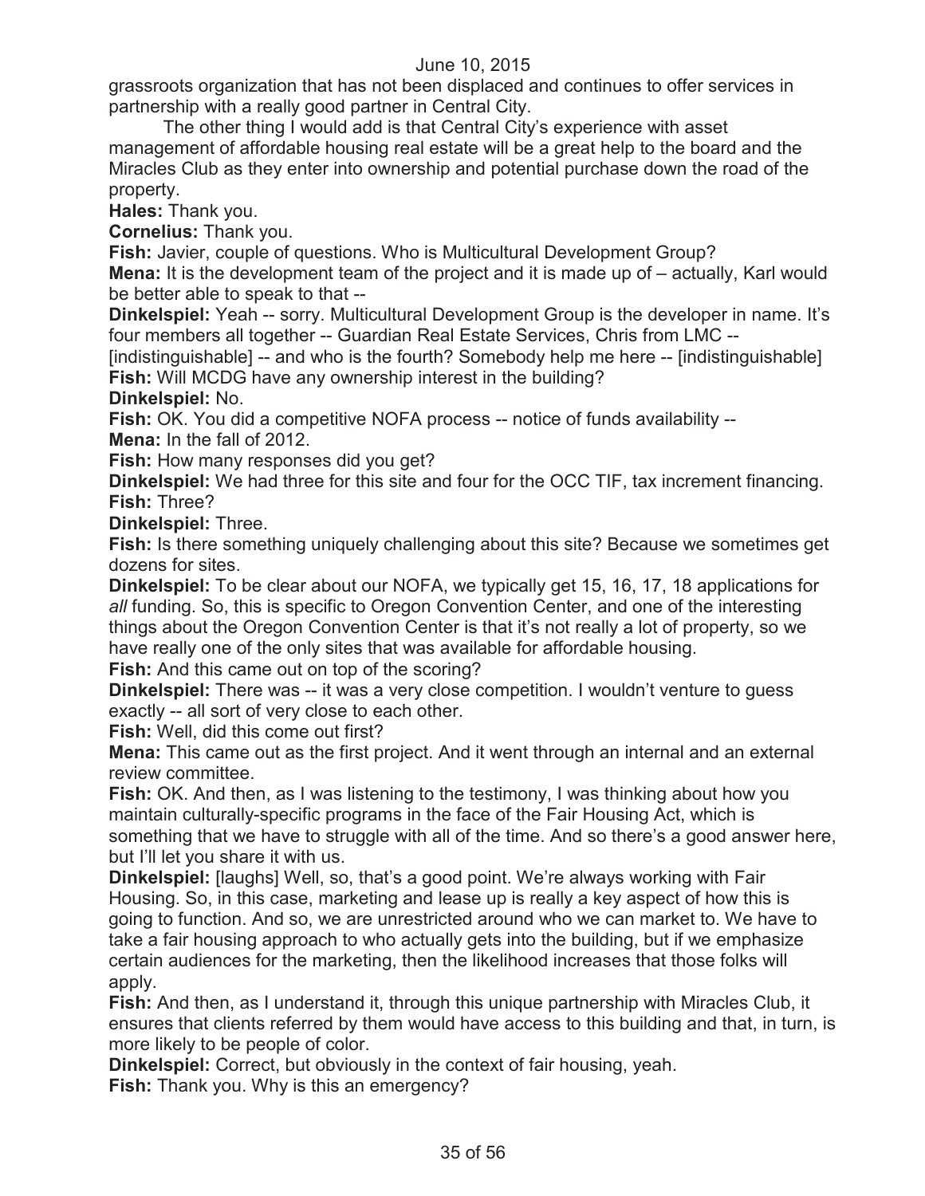grassroots organization that has not been displaced and continues to offer services in partnership with a really good partner in Central City.

The other thing I would add is that Central City's experience with asset management of affordable housing real estate will be a great help to the board and the Miracles Club as they enter into ownership and potential purchase down the road of the property.

**Hales:** Thank you.

**Cornelius:** Thank you.

**Fish:** Javier, couple of questions. Who is Multicultural Development Group?

**Mena:** It is the development team of the project and it is made up of – actually, Karl would be better able to speak to that --

**Dinkelspiel:** Yeah -- sorry. Multicultural Development Group is the developer in name. It's four members all together -- Guardian Real Estate Services, Chris from LMC -- [indistinguishable] -- and who is the fourth? Somebody help me here -- [indistinguishable]

**Fish:** Will MCDG have any ownership interest in the building?

**Dinkelspiel:** No.

**Fish:** OK. You did a competitive NOFA process -- notice of funds availability --

**Mena:** In the fall of 2012.

**Fish:** How many responses did you get?

**Dinkelspiel:** We had three for this site and four for the OCC TIF, tax increment financing.

**Fish:** Three?

**Dinkelspiel:** Three.

**Fish:** Is there something uniquely challenging about this site? Because we sometimes get dozens for sites.

**Dinkelspiel:** To be clear about our NOFA, we typically get 15, 16, 17, 18 applications for *all* funding. So, this is specific to Oregon Convention Center, and one of the interesting things about the Oregon Convention Center is that it's not really a lot of property, so we have really one of the only sites that was available for affordable housing.

**Fish:** And this came out on top of the scoring?

**Dinkelspiel:** There was -- it was a very close competition. I wouldn't venture to guess exactly -- all sort of very close to each other.

**Fish:** Well, did this come out first?

**Mena:** This came out as the first project. And it went through an internal and an external review committee.

**Fish:** OK. And then, as I was listening to the testimony, I was thinking about how you maintain culturally-specific programs in the face of the Fair Housing Act, which is something that we have to struggle with all of the time. And so there's a good answer here, but I'll let you share it with us.

**Dinkelspiel:** [laughs] Well, so, that's a good point. We're always working with Fair Housing. So, in this case, marketing and lease up is really a key aspect of how this is going to function. And so, we are unrestricted around who we can market to. We have to take a fair housing approach to who actually gets into the building, but if we emphasize certain audiences for the marketing, then the likelihood increases that those folks will apply.

**Fish:** And then, as I understand it, through this unique partnership with Miracles Club, it ensures that clients referred by them would have access to this building and that, in turn, is more likely to be people of color.

**Dinkelspiel:** Correct, but obviously in the context of fair housing, yeah.

**Fish:** Thank you. Why is this an emergency?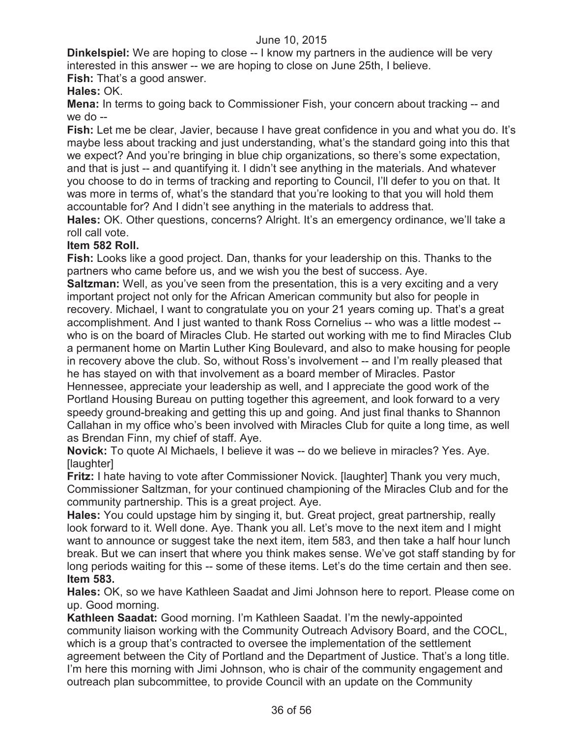**Dinkelspiel:** We are hoping to close -- I know my partners in the audience will be very interested in this answer -- we are hoping to close on June 25th, I believe.

**Fish:** That's a good answer.

**Hales:** OK.

**Mena:** In terms to going back to Commissioner Fish, your concern about tracking -- and we do --

**Fish:** Let me be clear, Javier, because I have great confidence in you and what you do. It's maybe less about tracking and just understanding, what's the standard going into this that we expect? And you're bringing in blue chip organizations, so there's some expectation, and that is just -- and quantifying it. I didn't see anything in the materials. And whatever you choose to do in terms of tracking and reporting to Council, I'll defer to you on that. It was more in terms of, what's the standard that you're looking to that you will hold them accountable for? And I didn't see anything in the materials to address that.

**Hales:** OK. Other questions, concerns? Alright. It's an emergency ordinance, we'll take a roll call vote.

**Item 582 Roll.**

**Fish:** Looks like a good project. Dan, thanks for your leadership on this. Thanks to the partners who came before us, and we wish you the best of success. Aye.

**Saltzman:** Well, as you've seen from the presentation, this is a very exciting and a very important project not only for the African American community but also for people in recovery. Michael, I want to congratulate you on your 21 years coming up. That's a great accomplishment. And I just wanted to thank Ross Cornelius -- who was a little modest -- who is on the board of Miracles Club. He started out working with me to find Miracles Club a permanent home on Martin Luther King Boulevard, and also to make housing for people in recovery above the club. So, without Ross's involvement -- and I'm really pleased that he has stayed on with that involvement as a board member of Miracles. Pastor Hennessee, appreciate your leadership as well, and I appreciate the good work of the Portland Housing Bureau on putting together this agreement, and look forward to a very speedy ground-breaking and getting this up and going. And just final thanks to Shannon Callahan in my office who's been involved with Miracles Club for quite a long time, as well as Brendan Finn, my chief of staff. Aye.

**Novick:** To quote Al Michaels, I believe it was -- do we believe in miracles? Yes. Aye. [laughter]

**Fritz:** I hate having to vote after Commissioner Novick. [laughter] Thank you very much, Commissioner Saltzman, for your continued championing of the Miracles Club and for the community partnership. This is a great project. Aye.

**Hales:** You could upstage him by singing it, but. Great project, great partnership, really look forward to it. Well done. Aye. Thank you all. Let's move to the next item and I might want to announce or suggest take the next item, item 583, and then take a half hour lunch break. But we can insert that where you think makes sense. We've got staff standing by for long periods waiting for this -- some of these items. Let's do the time certain and then see.

**Item 583.**

**Hales:** OK, so we have Kathleen Saadat and Jimi Johnson here to report. Please come on up. Good morning.

**Kathleen Saadat:** Good morning. I'm Kathleen Saadat. I'm the newly-appointed community liaison working with the Community Outreach Advisory Board, and the COCL, which is a group that's contracted to oversee the implementation of the settlement agreement between the City of Portland and the Department of Justice. That's a long title. I'm here this morning with Jimi Johnson, who is chair of the community engagement and outreach plan subcommittee, to provide Council with an update on the Community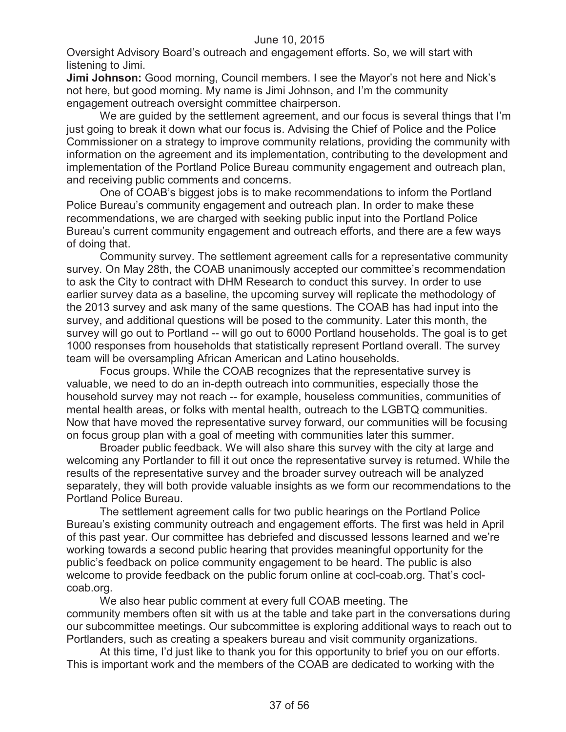Oversight Advisory Board's outreach and engagement efforts. So, we will start with listening to Jimi.

**Jimi Johnson:** Good morning, Council members. I see the Mayor's not here and Nick's not here, but good morning. My name is Jimi Johnson, and I'm the community engagement outreach oversight committee chairperson.

We are guided by the settlement agreement, and our focus is several things that I'm just going to break it down what our focus is. Advising the Chief of Police and the Police Commissioner on a strategy to improve community relations, providing the community with information on the agreement and its implementation, contributing to the development and implementation of the Portland Police Bureau community engagement and outreach plan, and receiving public comments and concerns.

One of COAB's biggest jobs is to make recommendations to inform the Portland Police Bureau's community engagement and outreach plan. In order to make these recommendations, we are charged with seeking public input into the Portland Police Bureau's current community engagement and outreach efforts, and there are a few ways of doing that.

Community survey. The settlement agreement calls for a representative community survey. On May 28th, the COAB unanimously accepted our committee's recommendation to ask the City to contract with DHM Research to conduct this survey. In order to use earlier survey data as a baseline, the upcoming survey will replicate the methodology of the 2013 survey and ask many of the same questions. The COAB has had input into the survey, and additional questions will be posed to the community. Later this month, the survey will go out to Portland -- will go out to 6000 Portland households. The goal is to get 1000 responses from households that statistically represent Portland overall. The survey team will be oversampling African American and Latino households.

Focus groups. While the COAB recognizes that the representative survey is valuable, we need to do an in-depth outreach into communities, especially those the household survey may not reach -- for example, houseless communities, communities of mental health areas, or folks with mental health, outreach to the LGBTQ communities. Now that have moved the representative survey forward, our communities will be focusing on focus group plan with a goal of meeting with communities later this summer.

Broader public feedback. We will also share this survey with the city at large and welcoming any Portlander to fill it out once the representative survey is returned. While the results of the representative survey and the broader survey outreach will be analyzed separately, they will both provide valuable insights as we form our recommendations to the Portland Police Bureau.

The settlement agreement calls for two public hearings on the Portland Police Bureau's existing community outreach and engagement efforts. The first was held in April of this past year. Our committee has debriefed and discussed lessons learned and we're working towards a second public hearing that provides meaningful opportunity for the public's feedback on police community engagement to be heard. The public is also welcome to provide feedback on the public forum online at cocl-coab.org. That's cocl-coab.org.

We also hear public comment at every full COAB meeting. The community members often sit with us at the table and take part in the conversations during our subcommittee meetings. Our subcommittee is exploring additional ways to reach out to Portlanders, such as creating a speakers bureau and visit community organizations.

At this time, I'd just like to thank you for this opportunity to brief you on our efforts. This is important work and the members of the COAB are dedicated to working with the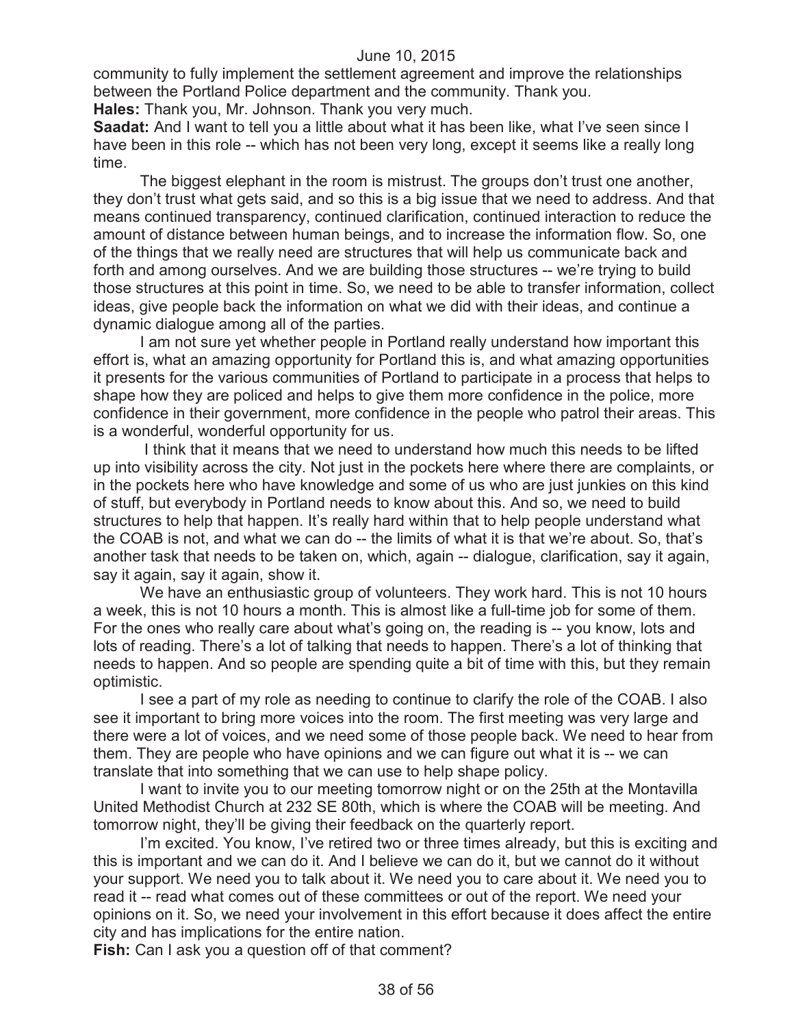community to fully implement the settlement agreement and improve the relationships between the Portland Police department and the community. Thank you.

**Hales:** Thank you, Mr. Johnson. Thank you very much.

**Saadat:** And I want to tell you a little about what it has been like, what I've seen since I have been in this role -- which has not been very long, except it seems like a really long time.

The biggest elephant in the room is mistrust. The groups don't trust one another, they don't trust what gets said, and so this is a big issue that we need to address. And that means continued transparency, continued clarification, continued interaction to reduce the amount of distance between human beings, and to increase the information flow. So, one of the things that we really need are structures that will help us communicate back and forth and among ourselves. And we are building those structures -- we're trying to build those structures at this point in time. So, we need to be able to transfer information, collect ideas, give people back the information on what we did with their ideas, and continue a dynamic dialogue among all of the parties.

I am not sure yet whether people in Portland really understand how important this effort is, what an amazing opportunity for Portland this is, and what amazing opportunities it presents for the various communities of Portland to participate in a process that helps to shape how they are policed and helps to give them more confidence in the police, more confidence in their government, more confidence in the people who patrol their areas. This is a wonderful, wonderful opportunity for us.

I think that it means that we need to understand how much this needs to be lifted up into visibility across the city. Not just in the pockets here where there are complaints, or in the pockets here who have knowledge and some of us who are just junkies on this kind of stuff, but everybody in Portland needs to know about this. And so, we need to build structures to help that happen. It's really hard within that to help people understand what the COAB is not, and what we can do -- the limits of what it is that we're about. So, that's another task that needs to be taken on, which, again -- dialogue, clarification, say it again, say it again, say it again, show it.

We have an enthusiastic group of volunteers. They work hard. This is not 10 hours a week, this is not 10 hours a month. This is almost like a full-time job for some of them. For the ones who really care about what's going on, the reading is -- you know, lots and lots of reading. There's a lot of talking that needs to happen. There's a lot of thinking that needs to happen. And so people are spending quite a bit of time with this, but they remain optimistic.

I see a part of my role as needing to continue to clarify the role of the COAB. I also see it important to bring more voices into the room. The first meeting was very large and there were a lot of voices, and we need some of those people back. We need to hear from them. They are people who have opinions and we can figure out what it is -- we can translate that into something that we can use to help shape policy.

I want to invite you to our meeting tomorrow night or on the 25th at the Montavilla United Methodist Church at 232 SE 80th, which is where the COAB will be meeting. And tomorrow night, they'll be giving their feedback on the quarterly report.

I'm excited. You know, I've retired two or three times already, but this is exciting and this is important and we can do it. And I believe we can do it, but we cannot do it without your support. We need you to talk about it. We need you to care about it. We need you to read it -- read what comes out of these committees or out of the report. We need your opinions on it. So, we need your involvement in this effort because it does affect the entire city and has implications for the entire nation.

**Fish:** Can I ask you a question off of that comment?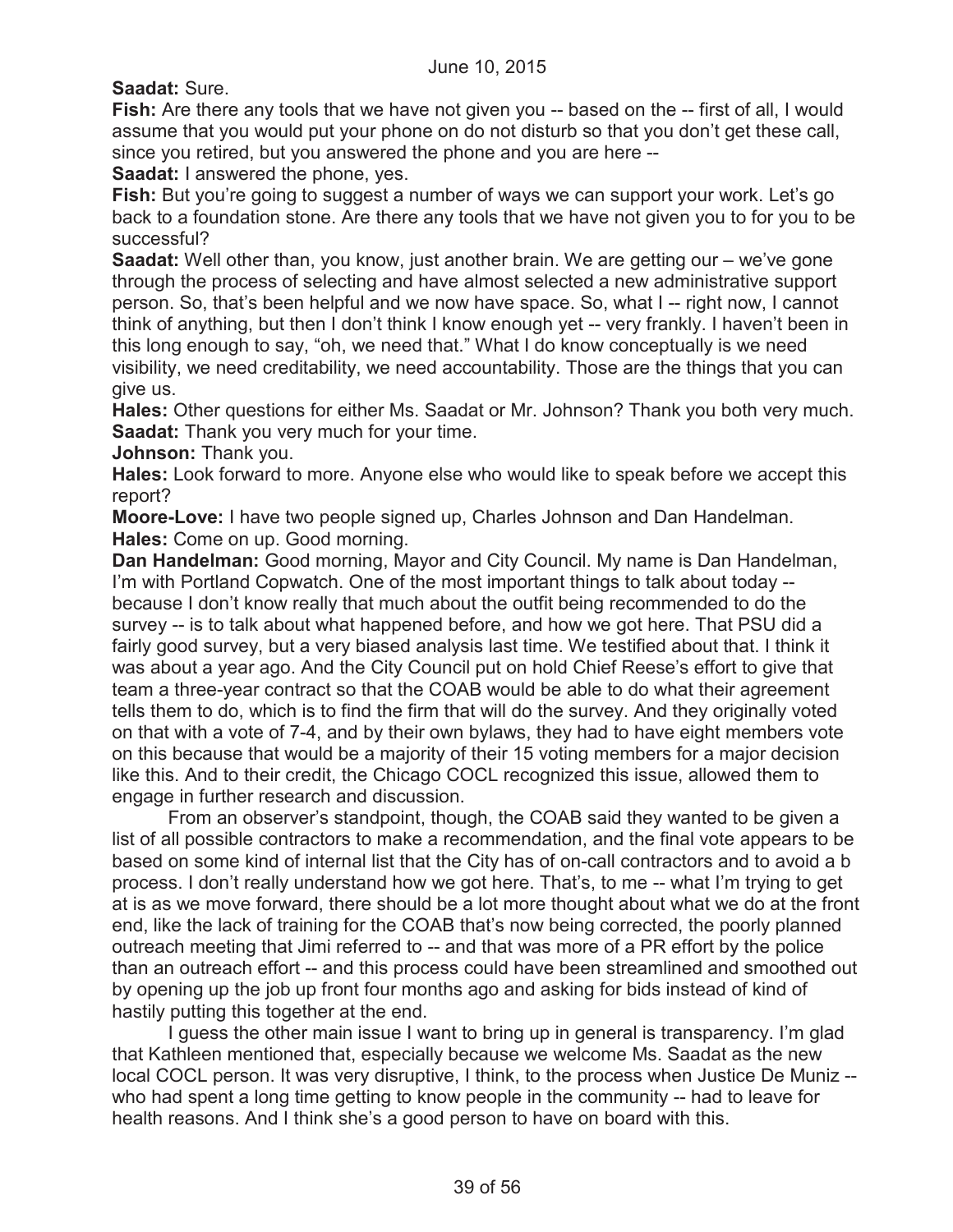**Saadat:** Sure.

**Fish:** Are there any tools that we have not given you -- based on the -- first of all, I would assume that you would put your phone on do not disturb so that you don't get these call, since you retired, but you answered the phone and you are here --

**Saadat:** I answered the phone, yes.

**Fish:** But you're going to suggest a number of ways we can support your work. Let's go back to a foundation stone. Are there any tools that we have not given you to for you to be successful?

**Saadat:** Well other than, you know, just another brain. We are getting our – we've gone through the process of selecting and have almost selected a new administrative support person. So, that's been helpful and we now have space. So, what I -- right now, I cannot think of anything, but then I don't think I know enough yet -- very frankly. I haven't been in this long enough to say, "oh, we need that." What I do know conceptually is we need visibility, we need creditability, we need accountability. Those are the things that you can give us.

**Hales:** Other questions for either Ms. Saadat or Mr. Johnson? Thank you both very much.

**Saadat:** Thank you very much for your time.

**Johnson:** Thank you.

**Hales:** Look forward to more. Anyone else who would like to speak before we accept this report?

**Moore-Love:** I have two people signed up, Charles Johnson and Dan Handelman.

**Hales:** Come on up. Good morning.

**Dan Handelman:** Good morning, Mayor and City Council. My name is Dan Handelman, I'm with Portland Copwatch. One of the most important things to talk about today -- because I don't know really that much about the outfit being recommended to do the survey -- is to talk about what happened before, and how we got here. That PSU did a fairly good survey, but a very biased analysis last time. We testified about that. I think it was about a year ago. And the City Council put on hold Chief Reese's effort to give that team a three-year contract so that the COAB would be able to do what their agreement tells them to do, which is to find the firm that will do the survey. And they originally voted on that with a vote of 7-4, and by their own bylaws, they had to have eight members vote on this because that would be a majority of their 15 voting members for a major decision like this. And to their credit, the Chicago COCL recognized this issue, allowed them to engage in further research and discussion.

From an observer's standpoint, though, the COAB said they wanted to be given a list of all possible contractors to make a recommendation, and the final vote appears to be based on some kind of internal list that the City has of on-call contractors and to avoid a b process. I don't really understand how we got here. That's, to me -- what I'm trying to get at is as we move forward, there should be a lot more thought about what we do at the front end, like the lack of training for the COAB that's now being corrected, the poorly planned outreach meeting that Jimi referred to -- and that was more of a PR effort by the police than an outreach effort -- and this process could have been streamlined and smoothed out by opening up the job up front four months ago and asking for bids instead of kind of hastily putting this together at the end.

I guess the other main issue I want to bring up in general is transparency. I'm glad that Kathleen mentioned that, especially because we welcome Ms. Saadat as the new local COCL person. It was very disruptive, I think, to the process when Justice De Muniz -- who had spent a long time getting to know people in the community -- had to leave for health reasons. And I think she's a good person to have on board with this.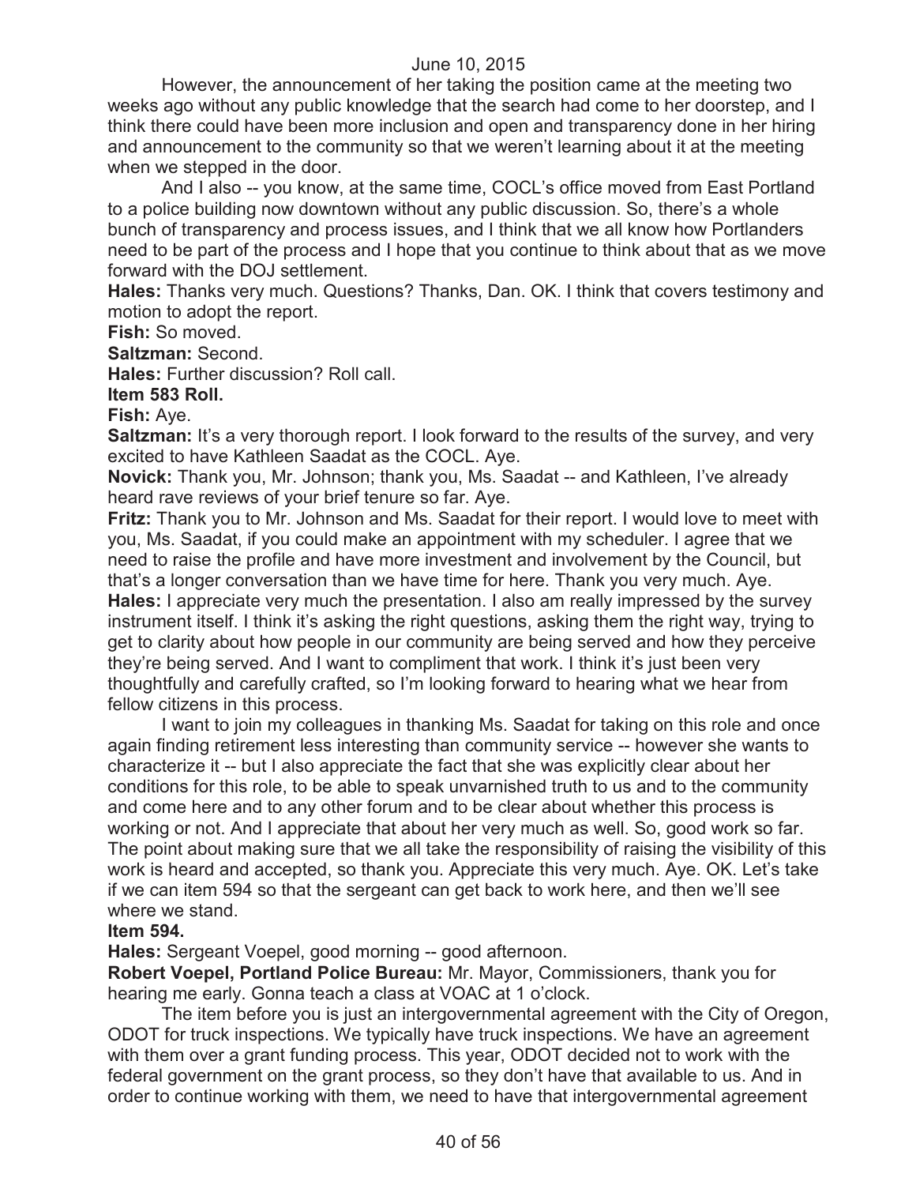However, the announcement of her taking the position came at the meeting two weeks ago without any public knowledge that the search had come to her doorstep, and I think there could have been more inclusion and open and transparency done in her hiring and announcement to the community so that we weren't learning about it at the meeting when we stepped in the door.

And I also -- you know, at the same time, COCL's office moved from East Portland to a police building now downtown without any public discussion. So, there's a whole bunch of transparency and process issues, and I think that we all know how Portlanders need to be part of the process and I hope that you continue to think about that as we move forward with the DOJ settlement.

**Hales:** Thanks very much. Questions? Thanks, Dan. OK. I think that covers testimony and motion to adopt the report.

**Fish:** So moved.

**Saltzman:** Second.

**Hales:** Further discussion? Roll call.

**Item 583 Roll.**

**Fish:** Aye.

**Saltzman:** It's a very thorough report. I look forward to the results of the survey, and very excited to have Kathleen Saadat as the COCL. Aye.

**Novick:** Thank you, Mr. Johnson; thank you, Ms. Saadat -- and Kathleen, I've already heard rave reviews of your brief tenure so far. Aye.

**Fritz:** Thank you to Mr. Johnson and Ms. Saadat for their report. I would love to meet with you, Ms. Saadat, if you could make an appointment with my scheduler. I agree that we need to raise the profile and have more investment and involvement by the Council, but that's a longer conversation than we have time for here. Thank you very much. Aye.

**Hales:** I appreciate very much the presentation. I also am really impressed by the survey instrument itself. I think it's asking the right questions, asking them the right way, trying to get to clarity about how people in our community are being served and how they perceive they're being served. And I want to compliment that work. I think it's just been very thoughtfully and carefully crafted, so I'm looking forward to hearing what we hear from fellow citizens in this process.

I want to join my colleagues in thanking Ms. Saadat for taking on this role and once again finding retirement less interesting than community service -- however she wants to characterize it -- but I also appreciate the fact that she was explicitly clear about her conditions for this role, to be able to speak unvarnished truth to us and to the community and come here and to any other forum and to be clear about whether this process is working or not. And I appreciate that about her very much as well. So, good work so far. The point about making sure that we all take the responsibility of raising the visibility of this work is heard and accepted, so thank you. Appreciate this very much. Aye. OK. Let's take if we can item 594 so that the sergeant can get back to work here, and then we'll see where we stand.

**Item 594.**

**Hales:** Sergeant Voepel, good morning -- good afternoon.

**Robert Voepel, Portland Police Bureau:** Mr. Mayor, Commissioners, thank you for hearing me early. Gonna teach a class at VOAC at 1 o'clock.

The item before you is just an intergovernmental agreement with the City of Oregon, ODOT for truck inspections. We typically have truck inspections. We have an agreement with them over a grant funding process. This year, ODOT decided not to work with the federal government on the grant process, so they don't have that available to us. And in order to continue working with them, we need to have that intergovernmental agreement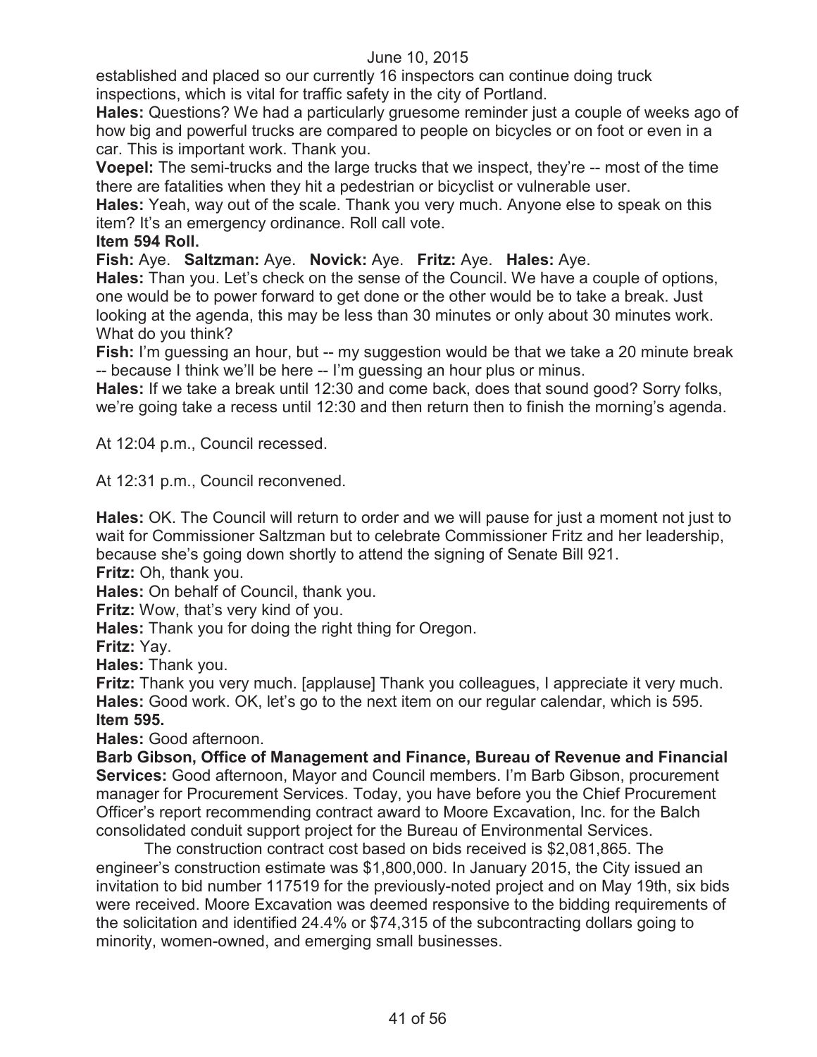established and placed so our currently 16 inspectors can continue doing truck inspections, which is vital for traffic safety in the city of Portland.

**Hales:** Questions? We had a particularly gruesome reminder just a couple of weeks ago of how big and powerful trucks are compared to people on bicycles or on foot or even in a car. This is important work. Thank you.

**Voepel:** The semi-trucks and the large trucks that we inspect, they're -- most of the time there are fatalities when they hit a pedestrian or bicyclist or vulnerable user.

**Hales:** Yeah, way out of the scale. Thank you very much. Anyone else to speak on this item? It's an emergency ordinance. Roll call vote.

**Item 594 Roll.**

**Fish:** Aye. **Saltzman:** Aye. **Novick:** Aye. **Fritz:** Aye. **Hales:** Aye.

**Hales:** Than you. Let's check on the sense of the Council. We have a couple of options, one would be to power forward to get done or the other would be to take a break. Just looking at the agenda, this may be less than 30 minutes or only about 30 minutes work. What do you think?

**Fish:** I'm guessing an hour, but -- my suggestion would be that we take a 20 minute break -- because I think we'll be here -- I'm guessing an hour plus or minus.

**Hales:** If we take a break until 12:30 and come back, does that sound good? Sorry folks, we're going take a recess until 12:30 and then return then to finish the morning's agenda.

At 12:04 p.m., Council recessed.

At 12:31 p.m., Council reconvened.

**Hales:** OK. The Council will return to order and we will pause for just a moment not just to wait for Commissioner Saltzman but to celebrate Commissioner Fritz and her leadership, because she's going down shortly to attend the signing of Senate Bill 921.

**Fritz:** Oh, thank you.

**Hales:** On behalf of Council, thank you.

**Fritz:** Wow, that's very kind of you.

**Hales:** Thank you for doing the right thing for Oregon.

**Fritz:** Yay.

**Hales:** Thank you.

**Fritz:** Thank you very much. [applause] Thank you colleagues, I appreciate it very much.

**Hales:** Good work. OK, let's go to the next item on our regular calendar, which is 595.

**Item 595.**

**Hales:** Good afternoon.

**Barb Gibson, Office of Management and Finance, Bureau of Revenue and Financial Services:** Good afternoon, Mayor and Council members. I'm Barb Gibson, procurement manager for Procurement Services. Today, you have before you the Chief Procurement Officer's report recommending contract award to Moore Excavation, Inc. for the Balch consolidated conduit support project for the Bureau of Environmental Services.

The construction contract cost based on bids received is $2,081,865. The engineer's construction estimate was $1,800,000. In January 2015, the City issued an invitation to bid number 117519 for the previously-noted project and on May 19th, six bids were received. Moore Excavation was deemed responsive to the bidding requirements of the solicitation and identified 24.4% or $74,315 of the subcontracting dollars going to minority, women-owned, and emerging small businesses.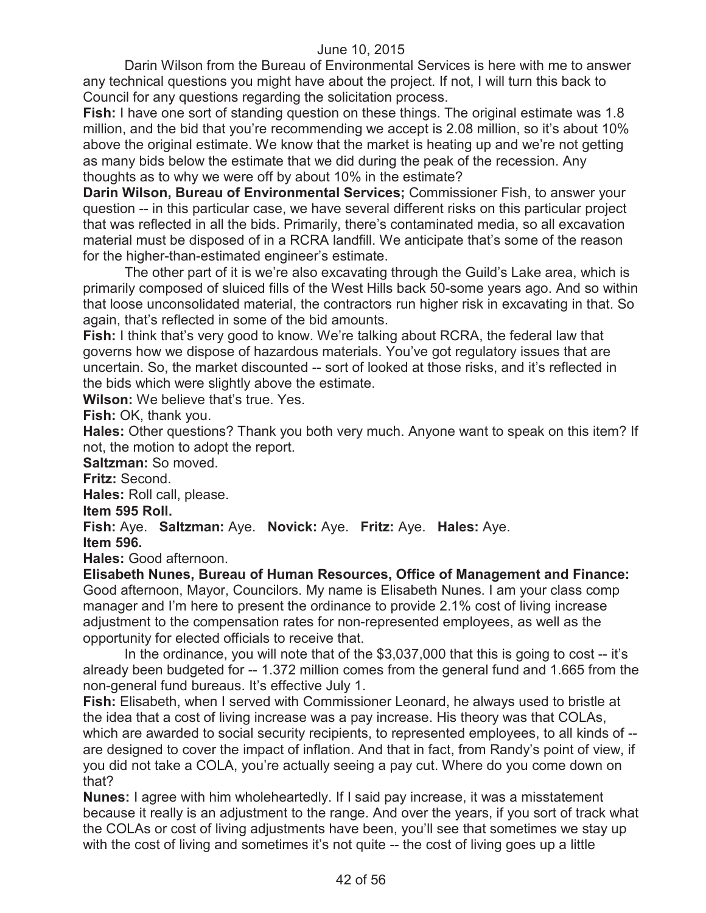Darin Wilson from the Bureau of Environmental Services is here with me to answer any technical questions you might have about the project. If not, I will turn this back to Council for any questions regarding the solicitation process.

**Fish:** I have one sort of standing question on these things. The original estimate was 1.8 million, and the bid that you're recommending we accept is 2.08 million, so it's about 10% above the original estimate. We know that the market is heating up and we're not getting as many bids below the estimate that we did during the peak of the recession. Any thoughts as to why we were off by about 10% in the estimate?

**Darin Wilson, Bureau of Environmental Services;** Commissioner Fish, to answer your question -- in this particular case, we have several different risks on this particular project that was reflected in all the bids. Primarily, there's contaminated media, so all excavation material must be disposed of in a RCRA landfill. We anticipate that's some of the reason for the higher-than-estimated engineer's estimate.

The other part of it is we're also excavating through the Guild's Lake area, which is primarily composed of sluiced fills of the West Hills back 50-some years ago. And so within that loose unconsolidated material, the contractors run higher risk in excavating in that. So again, that's reflected in some of the bid amounts.

**Fish:** I think that's very good to know. We're talking about RCRA, the federal law that governs how we dispose of hazardous materials. You've got regulatory issues that are uncertain. So, the market discounted -- sort of looked at those risks, and it's reflected in the bids which were slightly above the estimate.

**Wilson:** We believe that's true. Yes.

**Fish:** OK, thank you.

**Hales:** Other questions? Thank you both very much. Anyone want to speak on this item? If not, the motion to adopt the report.

**Saltzman:** So moved.

**Fritz:** Second.

**Hales:** Roll call, please.

**Item 595 Roll.**

**Fish:** Aye. **Saltzman:** Aye. **Novick:** Aye. **Fritz:** Aye. **Hales:** Aye.

**Item 596.**

**Hales:** Good afternoon.

**Elisabeth Nunes, Bureau of Human Resources, Office of Management and Finance:** Good afternoon, Mayor, Councilors. My name is Elisabeth Nunes. I am your class comp manager and I'm here to present the ordinance to provide 2.1% cost of living increase adjustment to the compensation rates for non-represented employees, as well as the opportunity for elected officials to receive that.

In the ordinance, you will note that of the $3,037,000 that this is going to cost -- it's already been budgeted for -- 1.372 million comes from the general fund and 1.665 from the non-general fund bureaus. It's effective July 1.

**Fish:** Elisabeth, when I served with Commissioner Leonard, he always used to bristle at the idea that a cost of living increase was a pay increase. His theory was that COLAs, which are awarded to social security recipients, to represented employees, to all kinds of -- are designed to cover the impact of inflation. And that in fact, from Randy's point of view, if you did not take a COLA, you're actually seeing a pay cut. Where do you come down on that?

**Nunes:** I agree with him wholeheartedly. If I said pay increase, it was a misstatement because it really is an adjustment to the range. And over the years, if you sort of track what the COLAs or cost of living adjustments have been, you'll see that sometimes we stay up with the cost of living and sometimes it's not quite -- the cost of living goes up a little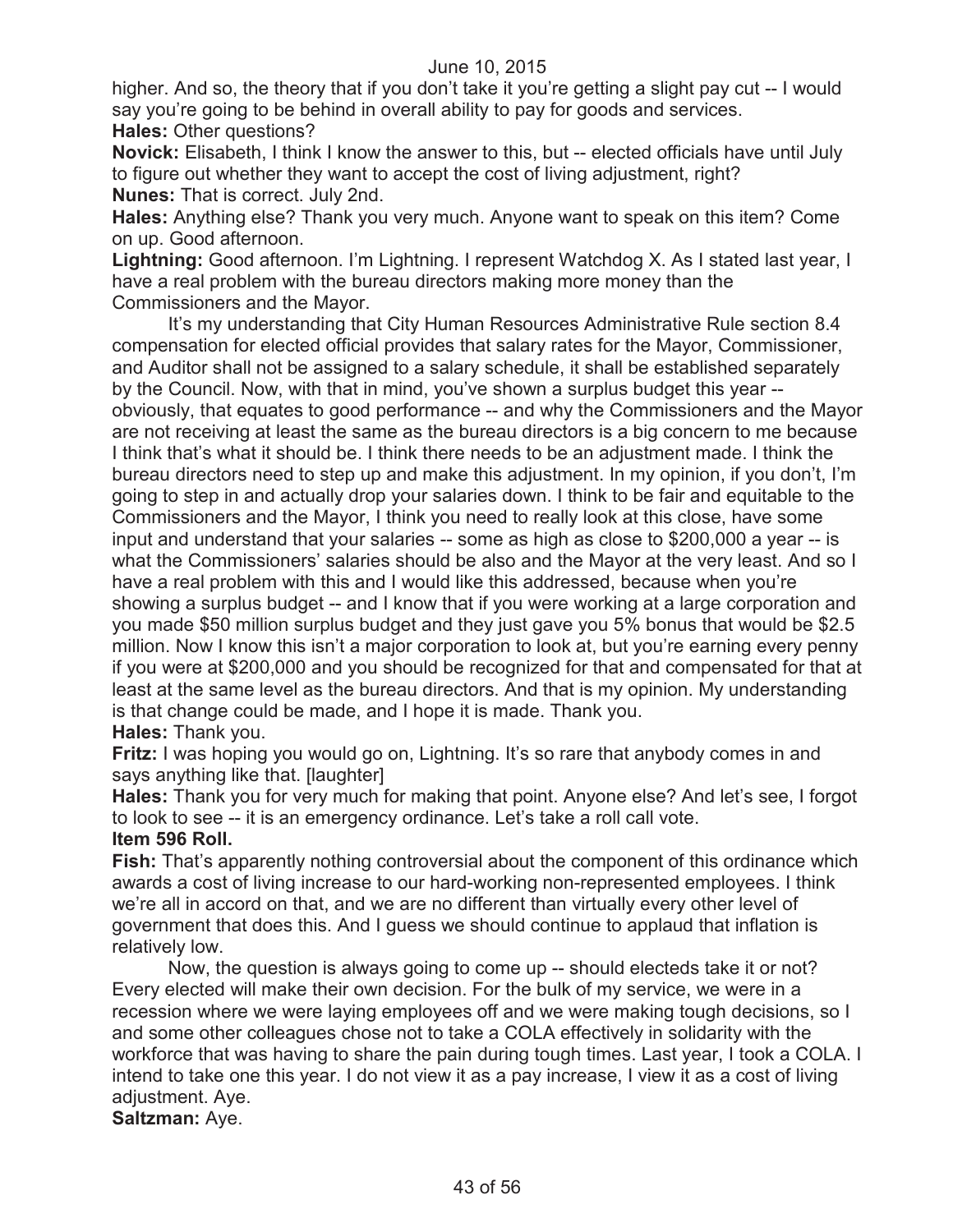higher. And so, the theory that if you don't take it you're getting a slight pay cut -- I would say you're going to be behind in overall ability to pay for goods and services.

**Hales:** Other questions?

**Novick:** Elisabeth, I think I know the answer to this, but -- elected officials have until July to figure out whether they want to accept the cost of living adjustment, right?

**Nunes:** That is correct. July 2nd.

**Hales:** Anything else? Thank you very much. Anyone want to speak on this item? Come on up. Good afternoon.

**Lightning:** Good afternoon. I'm Lightning. I represent Watchdog X. As I stated last year, I have a real problem with the bureau directors making more money than the Commissioners and the Mayor.

It's my understanding that City Human Resources Administrative Rule section 8.4 compensation for elected official provides that salary rates for the Mayor, Commissioner, and Auditor shall not be assigned to a salary schedule, it shall be established separately by the Council. Now, with that in mind, you've shown a surplus budget this year -- obviously, that equates to good performance -- and why the Commissioners and the Mayor are not receiving at least the same as the bureau directors is a big concern to me because I think that's what it should be. I think there needs to be an adjustment made. I think the bureau directors need to step up and make this adjustment. In my opinion, if you don't, I'm going to step in and actually drop your salaries down. I think to be fair and equitable to the Commissioners and the Mayor, I think you need to really look at this close, have some input and understand that your salaries -- some as high as close to $200,000 a year -- is what the Commissioners' salaries should be also and the Mayor at the very least. And so I have a real problem with this and I would like this addressed, because when you're showing a surplus budget -- and I know that if you were working at a large corporation and you made $50 million surplus budget and they just gave you 5% bonus that would be $2.5 million. Now I know this isn't a major corporation to look at, but you're earning every penny if you were at $200,000 and you should be recognized for that and compensated for that at least at the same level as the bureau directors. And that is my opinion. My understanding is that change could be made, and I hope it is made. Thank you.

**Hales:** Thank you.

**Fritz:** I was hoping you would go on, Lightning. It's so rare that anybody comes in and says anything like that. [laughter]

**Hales:** Thank you for very much for making that point. Anyone else? And let's see, I forgot to look to see -- it is an emergency ordinance. Let's take a roll call vote.

**Item 596 Roll.**

**Fish:** That's apparently nothing controversial about the component of this ordinance which awards a cost of living increase to our hard-working non-represented employees. I think we're all in accord on that, and we are no different than virtually every other level of government that does this. And I guess we should continue to applaud that inflation is relatively low.

Now, the question is always going to come up -- should electeds take it or not? Every elected will make their own decision. For the bulk of my service, we were in a recession where we were laying employees off and we were making tough decisions, so I and some other colleagues chose not to take a COLA effectively in solidarity with the workforce that was having to share the pain during tough times. Last year, I took a COLA. I intend to take one this year. I do not view it as a pay increase, I view it as a cost of living adjustment. Aye.

**Saltzman:** Aye.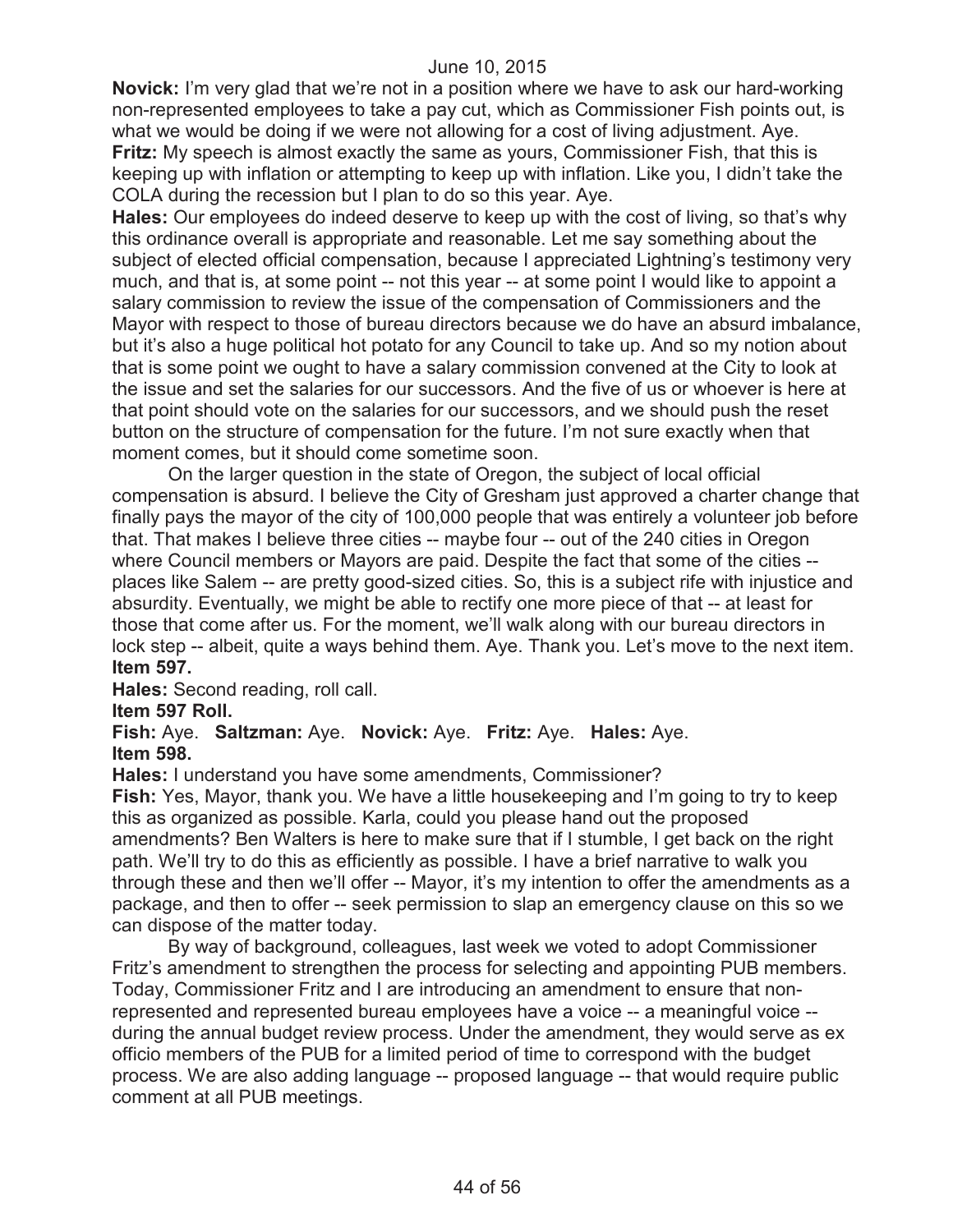**Novick:** I'm very glad that we're not in a position where we have to ask our hard-working non-represented employees to take a pay cut, which as Commissioner Fish points out, is what we would be doing if we were not allowing for a cost of living adjustment. Aye.

**Fritz:** My speech is almost exactly the same as yours, Commissioner Fish, that this is keeping up with inflation or attempting to keep up with inflation. Like you, I didn't take the COLA during the recession but I plan to do so this year. Aye.

**Hales:** Our employees do indeed deserve to keep up with the cost of living, so that's why this ordinance overall is appropriate and reasonable. Let me say something about the subject of elected official compensation, because I appreciated Lightning's testimony very much, and that is, at some point -- not this year -- at some point I would like to appoint a salary commission to review the issue of the compensation of Commissioners and the Mayor with respect to those of bureau directors because we do have an absurd imbalance, but it's also a huge political hot potato for any Council to take up. And so my notion about that is some point we ought to have a salary commission convened at the City to look at the issue and set the salaries for our successors. And the five of us or whoever is here at that point should vote on the salaries for our successors, and we should push the reset button on the structure of compensation for the future. I'm not sure exactly when that moment comes, but it should come sometime soon.

On the larger question in the state of Oregon, the subject of local official compensation is absurd. I believe the City of Gresham just approved a charter change that finally pays the mayor of the city of 100,000 people that was entirely a volunteer job before that. That makes I believe three cities -- maybe four -- out of the 240 cities in Oregon where Council members or Mayors are paid. Despite the fact that some of the cities -- places like Salem -- are pretty good-sized cities. So, this is a subject rife with injustice and absurdity. Eventually, we might be able to rectify one more piece of that -- at least for those that come after us. For the moment, we'll walk along with our bureau directors in lock step -- albeit, quite a ways behind them. Aye. Thank you. Let's move to the next item.

**Item 597.**

**Hales:** Second reading, roll call.

**Item 597 Roll.**

**Fish:** Aye. **Saltzman:** Aye. **Novick:** Aye. **Fritz:** Aye. **Hales:** Aye.

**Item 598.**

**Hales:** I understand you have some amendments, Commissioner?

**Fish:** Yes, Mayor, thank you. We have a little housekeeping and I'm going to try to keep this as organized as possible. Karla, could you please hand out the proposed amendments? Ben Walters is here to make sure that if I stumble, I get back on the right path. We'll try to do this as efficiently as possible. I have a brief narrative to walk you through these and then we'll offer -- Mayor, it's my intention to offer the amendments as a package, and then to offer -- seek permission to slap an emergency clause on this so we can dispose of the matter today.

By way of background, colleagues, last week we voted to adopt Commissioner Fritz's amendment to strengthen the process for selecting and appointing PUB members. Today, Commissioner Fritz and I are introducing an amendment to ensure that non-represented and represented bureau employees have a voice -- a meaningful voice -- during the annual budget review process. Under the amendment, they would serve as ex officio members of the PUB for a limited period of time to correspond with the budget process. We are also adding language -- proposed language -- that would require public comment at all PUB meetings.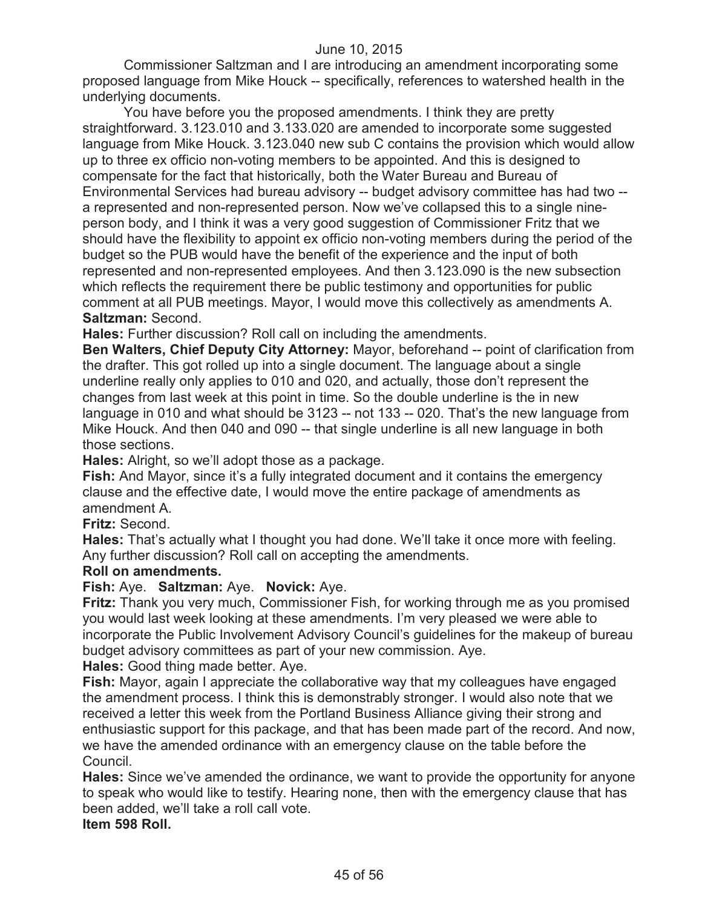June 10, 2015

Commissioner Saltzman and I are introducing an amendment incorporating some proposed language from Mike Houck -- specifically, references to watershed health in the underlying documents.

You have before you the proposed amendments. I think they are pretty straightforward. 3.123.010 and 3.133.020 are amended to incorporate some suggested language from Mike Houck. 3.123.040 new sub C contains the provision which would allow up to three ex officio non-voting members to be appointed. And this is designed to compensate for the fact that historically, both the Water Bureau and Bureau of Environmental Services had bureau advisory -- budget advisory committee has had two -- a represented and non-represented person. Now we've collapsed this to a single nine-person body, and I think it was a very good suggestion of Commissioner Fritz that we should have the flexibility to appoint ex officio non-voting members during the period of the budget so the PUB would have the benefit of the experience and the input of both represented and non-represented employees. And then 3.123.090 is the new subsection which reflects the requirement there be public testimony and opportunities for public comment at all PUB meetings. Mayor, I would move this collectively as amendments A.

**Saltzman:** Second.

**Hales:** Further discussion? Roll call on including the amendments.

**Ben Walters, Chief Deputy City Attorney:** Mayor, beforehand -- point of clarification from the drafter. This got rolled up into a single document. The language about a single underline really only applies to 010 and 020, and actually, those don't represent the changes from last week at this point in time. So the double underline is the in new language in 010 and what should be 3123 -- not 133 -- 020. That's the new language from Mike Houck. And then 040 and 090 -- that single underline is all new language in both those sections.

**Hales:** Alright, so we'll adopt those as a package.

**Fish:** And Mayor, since it's a fully integrated document and it contains the emergency clause and the effective date, I would move the entire package of amendments as amendment A.

**Fritz:** Second.

**Hales:** That's actually what I thought you had done. We'll take it once more with feeling. Any further discussion? Roll call on accepting the amendments.

**Roll on amendments.**

**Fish:** Aye. **Saltzman:** Aye. **Novick:** Aye.

**Fritz:** Thank you very much, Commissioner Fish, for working through me as you promised you would last week looking at these amendments. I'm very pleased we were able to incorporate the Public Involvement Advisory Council's guidelines for the makeup of bureau budget advisory committees as part of your new commission. Aye.

**Hales:** Good thing made better. Aye.

**Fish:** Mayor, again I appreciate the collaborative way that my colleagues have engaged the amendment process. I think this is demonstrably stronger. I would also note that we received a letter this week from the Portland Business Alliance giving their strong and enthusiastic support for this package, and that has been made part of the record. And now, we have the amended ordinance with an emergency clause on the table before the Council.

**Hales:** Since we've amended the ordinance, we want to provide the opportunity for anyone to speak who would like to testify. Hearing none, then with the emergency clause that has been added, we'll take a roll call vote.

**Item 598 Roll.**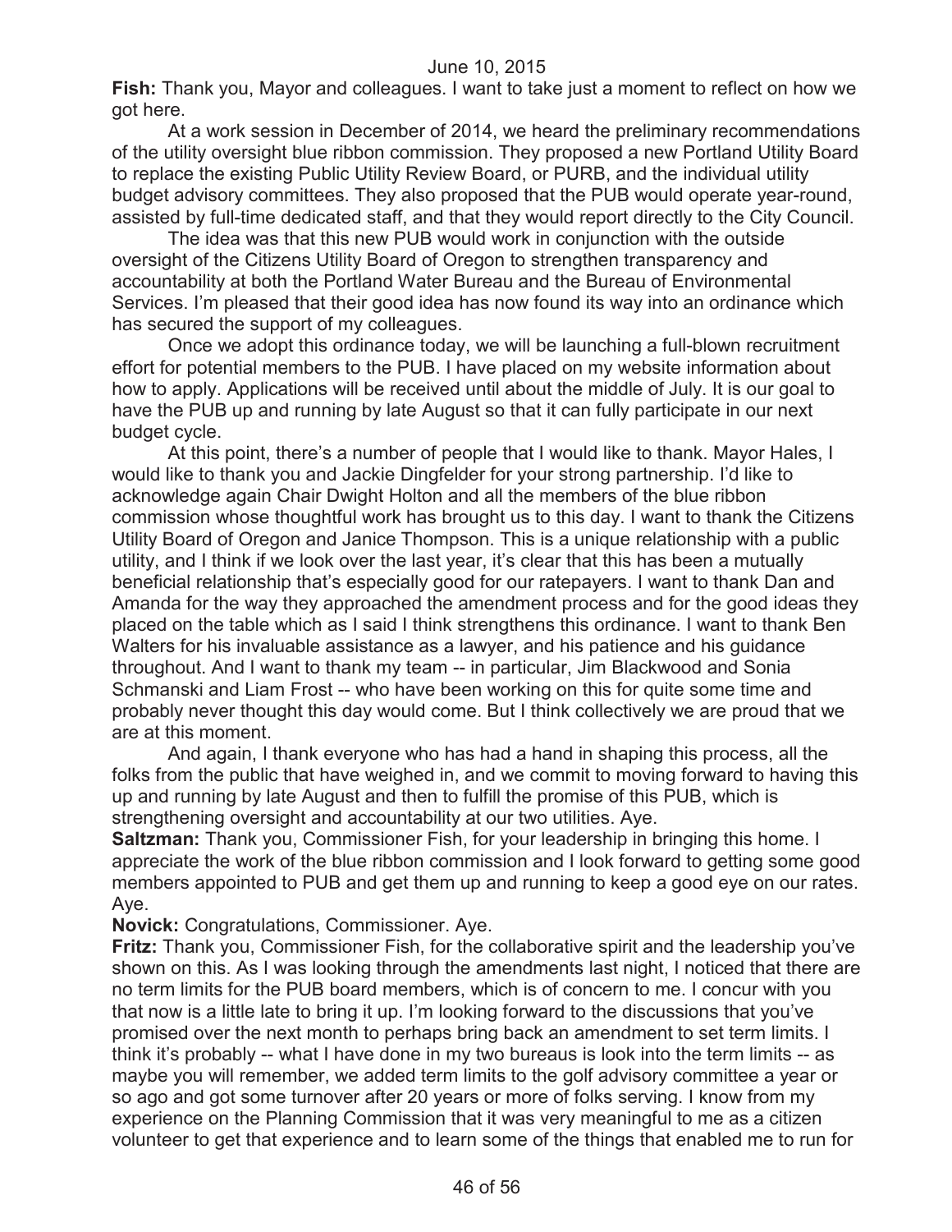**Fish:** Thank you, Mayor and colleagues. I want to take just a moment to reflect on how we got here.

At a work session in December of 2014, we heard the preliminary recommendations of the utility oversight blue ribbon commission. They proposed a new Portland Utility Board to replace the existing Public Utility Review Board, or PURB, and the individual utility budget advisory committees. They also proposed that the PUB would operate year-round, assisted by full-time dedicated staff, and that they would report directly to the City Council.

The idea was that this new PUB would work in conjunction with the outside oversight of the Citizens Utility Board of Oregon to strengthen transparency and accountability at both the Portland Water Bureau and the Bureau of Environmental Services. I'm pleased that their good idea has now found its way into an ordinance which has secured the support of my colleagues.

Once we adopt this ordinance today, we will be launching a full-blown recruitment effort for potential members to the PUB. I have placed on my website information about how to apply. Applications will be received until about the middle of July. It is our goal to have the PUB up and running by late August so that it can fully participate in our next budget cycle.

At this point, there's a number of people that I would like to thank. Mayor Hales, I would like to thank you and Jackie Dingfelder for your strong partnership. I'd like to acknowledge again Chair Dwight Holton and all the members of the blue ribbon commission whose thoughtful work has brought us to this day. I want to thank the Citizens Utility Board of Oregon and Janice Thompson. This is a unique relationship with a public utility, and I think if we look over the last year, it's clear that this has been a mutually beneficial relationship that's especially good for our ratepayers. I want to thank Dan and Amanda for the way they approached the amendment process and for the good ideas they placed on the table which as I said I think strengthens this ordinance. I want to thank Ben Walters for his invaluable assistance as a lawyer, and his patience and his guidance throughout. And I want to thank my team -- in particular, Jim Blackwood and Sonia Schmanski and Liam Frost -- who have been working on this for quite some time and probably never thought this day would come. But I think collectively we are proud that we are at this moment.

And again, I thank everyone who has had a hand in shaping this process, all the folks from the public that have weighed in, and we commit to moving forward to having this up and running by late August and then to fulfill the promise of this PUB, which is strengthening oversight and accountability at our two utilities. Aye.

**Saltzman:** Thank you, Commissioner Fish, for your leadership in bringing this home. I appreciate the work of the blue ribbon commission and I look forward to getting some good members appointed to PUB and get them up and running to keep a good eye on our rates. Aye.

**Novick:** Congratulations, Commissioner. Aye.

**Fritz:** Thank you, Commissioner Fish, for the collaborative spirit and the leadership you've shown on this. As I was looking through the amendments last night, I noticed that there are no term limits for the PUB board members, which is of concern to me. I concur with you that now is a little late to bring it up. I'm looking forward to the discussions that you've promised over the next month to perhaps bring back an amendment to set term limits. I think it's probably -- what I have done in my two bureaus is look into the term limits -- as maybe you will remember, we added term limits to the golf advisory committee a year or so ago and got some turnover after 20 years or more of folks serving. I know from my experience on the Planning Commission that it was very meaningful to me as a citizen volunteer to get that experience and to learn some of the things that enabled me to run for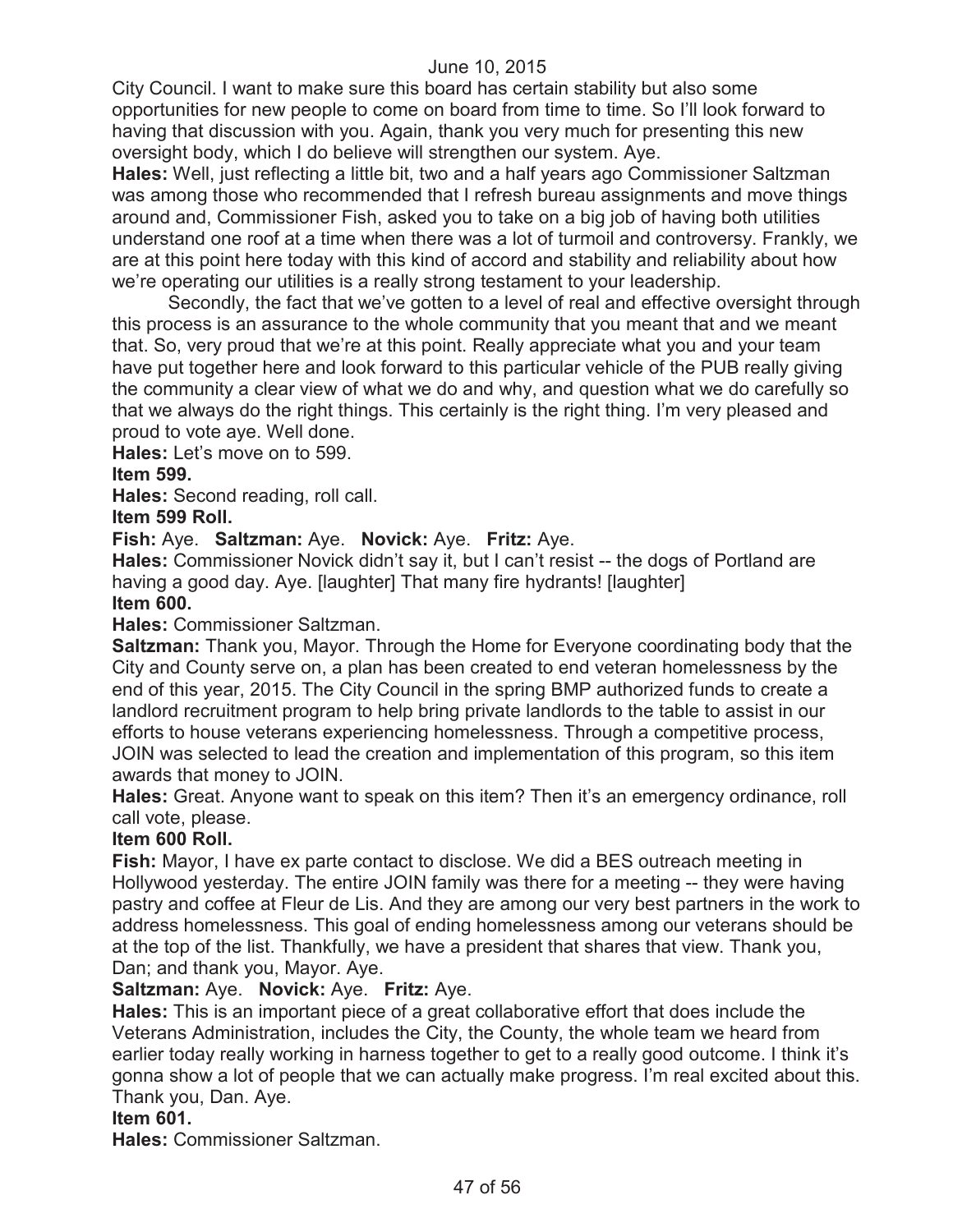City Council. I want to make sure this board has certain stability but also some opportunities for new people to come on board from time to time. So I'll look forward to having that discussion with you. Again, thank you very much for presenting this new oversight body, which I do believe will strengthen our system. Aye.

**Hales:** Well, just reflecting a little bit, two and a half years ago Commissioner Saltzman was among those who recommended that I refresh bureau assignments and move things around and, Commissioner Fish, asked you to take on a big job of having both utilities understand one roof at a time when there was a lot of turmoil and controversy. Frankly, we are at this point here today with this kind of accord and stability and reliability about how we're operating our utilities is a really strong testament to your leadership.

Secondly, the fact that we've gotten to a level of real and effective oversight through this process is an assurance to the whole community that you meant that and we meant that. So, very proud that we're at this point. Really appreciate what you and your team have put together here and look forward to this particular vehicle of the PUB really giving the community a clear view of what we do and why, and question what we do carefully so that we always do the right things. This certainly is the right thing. I'm very pleased and proud to vote aye. Well done.

**Hales:** Let's move on to 599.

**Item 599.**

**Hales:** Second reading, roll call.

**Item 599 Roll.**

**Fish:** Aye. **Saltzman:** Aye. **Novick:** Aye. **Fritz:** Aye.

**Hales:** Commissioner Novick didn't say it, but I can't resist -- the dogs of Portland are having a good day. Aye. [laughter] That many fire hydrants! [laughter]

**Item 600.**

**Hales:** Commissioner Saltzman.

**Saltzman:** Thank you, Mayor. Through the Home for Everyone coordinating body that the City and County serve on, a plan has been created to end veteran homelessness by the end of this year, 2015. The City Council in the spring BMP authorized funds to create a landlord recruitment program to help bring private landlords to the table to assist in our efforts to house veterans experiencing homelessness. Through a competitive process, JOIN was selected to lead the creation and implementation of this program, so this item awards that money to JOIN.

**Hales:** Great. Anyone want to speak on this item? Then it's an emergency ordinance, roll call vote, please.

**Item 600 Roll.**

**Fish:** Mayor, I have ex parte contact to disclose. We did a BES outreach meeting in Hollywood yesterday. The entire JOIN family was there for a meeting -- they were having pastry and coffee at Fleur de Lis. And they are among our very best partners in the work to address homelessness. This goal of ending homelessness among our veterans should be at the top of the list. Thankfully, we have a president that shares that view. Thank you, Dan; and thank you, Mayor. Aye.

**Saltzman:** Aye. **Novick:** Aye. **Fritz:** Aye.

**Hales:** This is an important piece of a great collaborative effort that does include the Veterans Administration, includes the City, the County, the whole team we heard from earlier today really working in harness together to get to a really good outcome. I think it's gonna show a lot of people that we can actually make progress. I'm real excited about this. Thank you, Dan. Aye.

**Item 601.**

**Hales:** Commissioner Saltzman.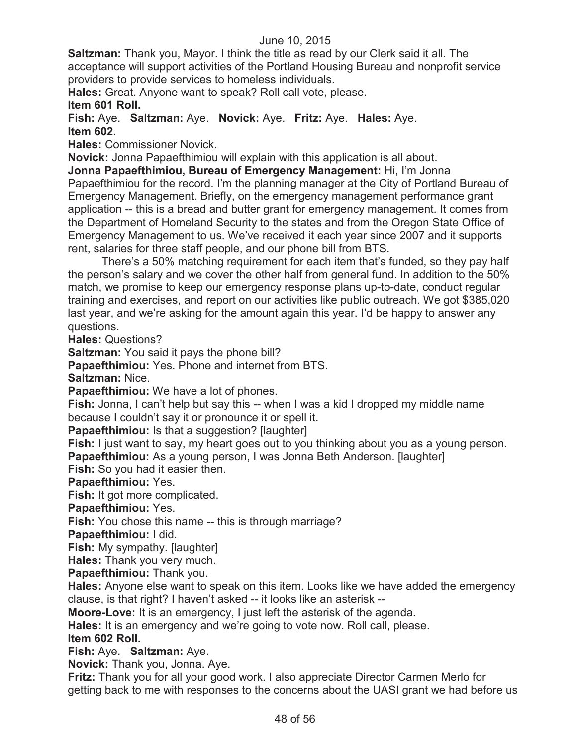**Saltzman:** Thank you, Mayor. I think the title as read by our Clerk said it all. The acceptance will support activities of the Portland Housing Bureau and nonprofit service providers to provide services to homeless individuals.

**Hales:** Great. Anyone want to speak? Roll call vote, please.

**Item 601 Roll.**

**Fish:** Aye. **Saltzman:** Aye. **Novick:** Aye. **Fritz:** Aye. **Hales:** Aye.

**Item 602.**

**Hales:** Commissioner Novick.

**Novick:** Jonna Papaefthimiou will explain with this application is all about.

**Jonna Papaefthimiou, Bureau of Emergency Management:** Hi, I'm Jonna Papaefthimiou for the record. I'm the planning manager at the City of Portland Bureau of Emergency Management. Briefly, on the emergency management performance grant application -- this is a bread and butter grant for emergency management. It comes from the Department of Homeland Security to the states and from the Oregon State Office of Emergency Management to us. We've received it each year since 2007 and it supports rent, salaries for three staff people, and our phone bill from BTS.

There's a 50% matching requirement for each item that's funded, so they pay half the person's salary and we cover the other half from general fund. In addition to the 50% match, we promise to keep our emergency response plans up-to-date, conduct regular training and exercises, and report on our activities like public outreach. We got $385,020 last year, and we're asking for the amount again this year. I'd be happy to answer any questions.

**Hales:** Questions?

**Saltzman:** You said it pays the phone bill?

**Papaefthimiou:** Yes. Phone and internet from BTS.

**Saltzman:** Nice.

**Papaefthimiou:** We have a lot of phones.

**Fish:** Jonna, I can't help but say this -- when I was a kid I dropped my middle name because I couldn't say it or pronounce it or spell it.

**Papaefthimiou:** Is that a suggestion? [laughter]

**Fish:** I just want to say, my heart goes out to you thinking about you as a young person.

**Papaefthimiou:** As a young person, I was Jonna Beth Anderson. [laughter]

**Fish:** So you had it easier then.

**Papaefthimiou:** Yes.

**Fish:** It got more complicated.

**Papaefthimiou:** Yes.

**Fish:** You chose this name -- this is through marriage?

**Papaefthimiou:** I did.

**Fish:** My sympathy. [laughter]

**Hales:** Thank you very much.

**Papaefthimiou:** Thank you.

**Hales:** Anyone else want to speak on this item. Looks like we have added the emergency clause, is that right? I haven't asked -- it looks like an asterisk --

**Moore-Love:** It is an emergency, I just left the asterisk of the agenda.

**Hales:** It is an emergency and we're going to vote now. Roll call, please.

**Item 602 Roll.**

**Fish:** Aye. **Saltzman:** Aye.

**Novick:** Thank you, Jonna. Aye.

**Fritz:** Thank you for all your good work. I also appreciate Director Carmen Merlo for getting back to me with responses to the concerns about the UASI grant we had before us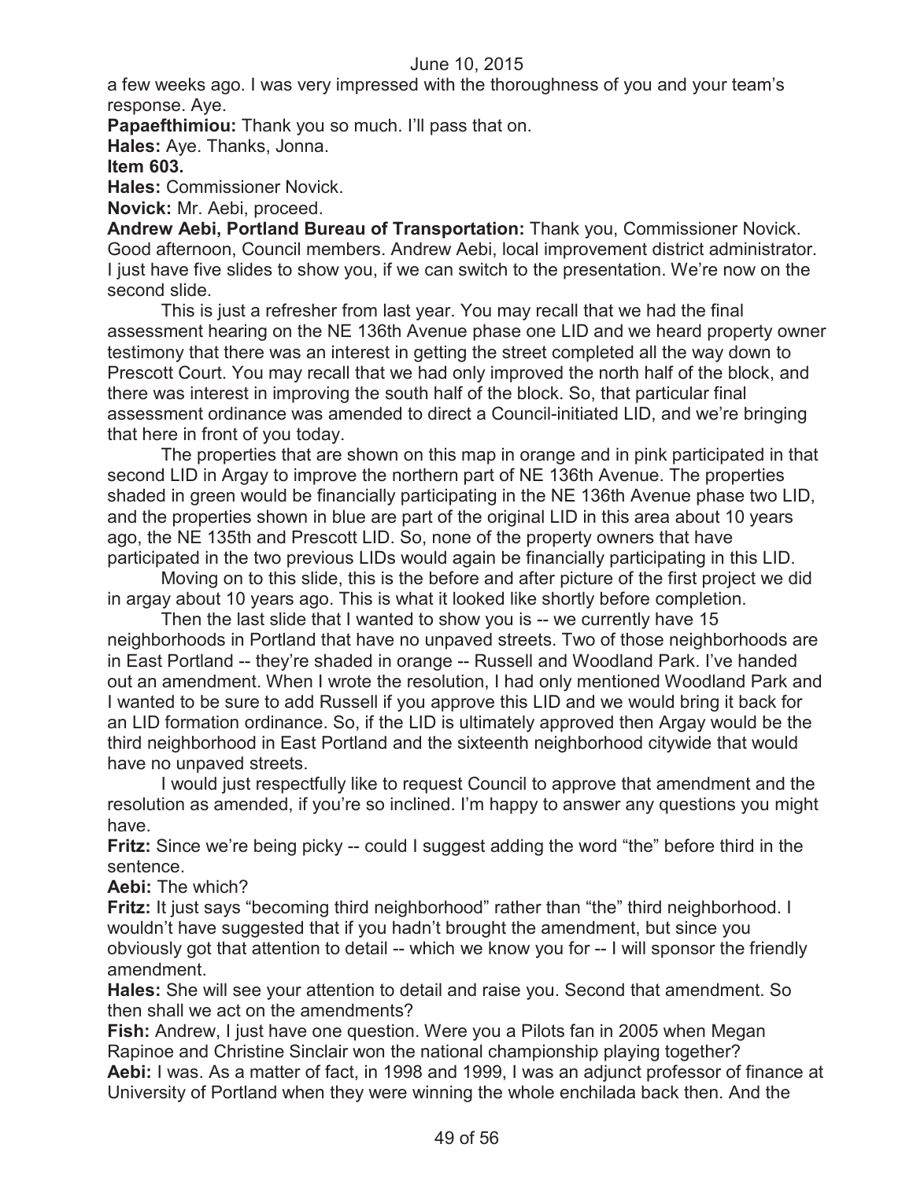a few weeks ago. I was very impressed with the thoroughness of you and your team's response. Aye.

**Papaefthimiou:** Thank you so much. I'll pass that on.

**Hales:** Aye. Thanks, Jonna.

**Item 603.**

**Hales:** Commissioner Novick.

**Novick:** Mr. Aebi, proceed.

**Andrew Aebi, Portland Bureau of Transportation:** Thank you, Commissioner Novick. Good afternoon, Council members. Andrew Aebi, local improvement district administrator. I just have five slides to show you, if we can switch to the presentation. We're now on the second slide.

This is just a refresher from last year. You may recall that we had the final assessment hearing on the NE 136th Avenue phase one LID and we heard property owner testimony that there was an interest in getting the street completed all the way down to Prescott Court. You may recall that we had only improved the north half of the block, and there was interest in improving the south half of the block. So, that particular final assessment ordinance was amended to direct a Council-initiated LID, and we're bringing that here in front of you today.

The properties that are shown on this map in orange and in pink participated in that second LID in Argay to improve the northern part of NE 136th Avenue. The properties shaded in green would be financially participating in the NE 136th Avenue phase two LID, and the properties shown in blue are part of the original LID in this area about 10 years ago, the NE 135th and Prescott LID. So, none of the property owners that have participated in the two previous LIDs would again be financially participating in this LID.

Moving on to this slide, this is the before and after picture of the first project we did in argay about 10 years ago. This is what it looked like shortly before completion.

Then the last slide that I wanted to show you is -- we currently have 15 neighborhoods in Portland that have no unpaved streets. Two of those neighborhoods are in East Portland -- they're shaded in orange -- Russell and Woodland Park. I've handed out an amendment. When I wrote the resolution, I had only mentioned Woodland Park and I wanted to be sure to add Russell if you approve this LID and we would bring it back for an LID formation ordinance. So, if the LID is ultimately approved then Argay would be the third neighborhood in East Portland and the sixteenth neighborhood citywide that would have no unpaved streets.

I would just respectfully like to request Council to approve that amendment and the resolution as amended, if you're so inclined. I'm happy to answer any questions you might have.

**Fritz:** Since we're being picky -- could I suggest adding the word "the" before third in the sentence.

**Aebi:** The which?

**Fritz:** It just says "becoming third neighborhood" rather than "the" third neighborhood. I wouldn't have suggested that if you hadn't brought the amendment, but since you obviously got that attention to detail -- which we know you for -- I will sponsor the friendly amendment.

**Hales:** She will see your attention to detail and raise you. Second that amendment. So then shall we act on the amendments?

**Fish:** Andrew, I just have one question. Were you a Pilots fan in 2005 when Megan Rapinoe and Christine Sinclair won the national championship playing together?

**Aebi:** I was. As a matter of fact, in 1998 and 1999, I was an adjunct professor of finance at University of Portland when they were winning the whole enchilada back then. And the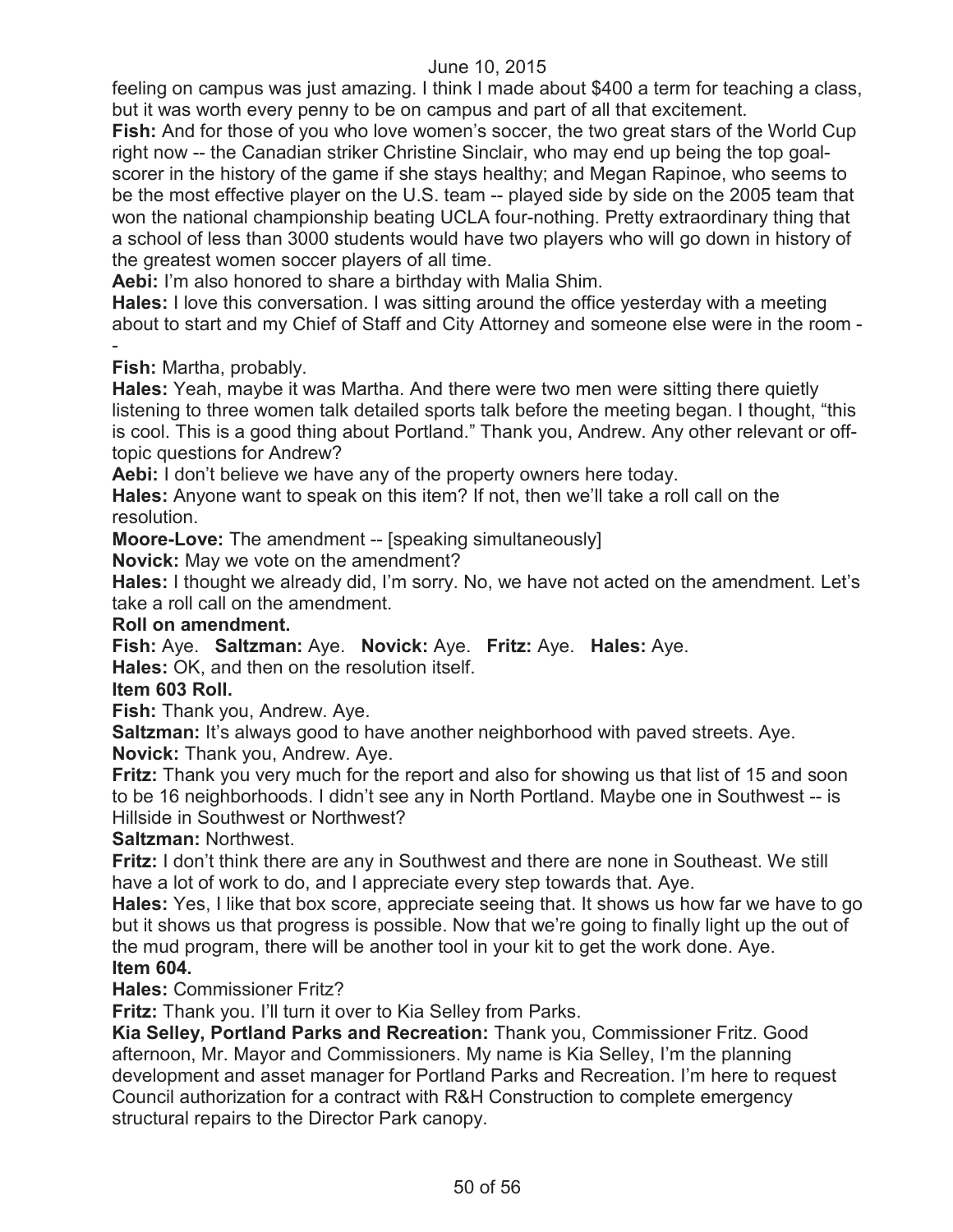feeling on campus was just amazing. I think I made about $400 a term for teaching a class, but it was worth every penny to be on campus and part of all that excitement.

**Fish:** And for those of you who love women's soccer, the two great stars of the World Cup right now -- the Canadian striker Christine Sinclair, who may end up being the top goal-scorer in the history of the game if she stays healthy; and Megan Rapinoe, who seems to be the most effective player on the U.S. team -- played side by side on the 2005 team that won the national championship beating UCLA four-nothing. Pretty extraordinary thing that a school of less than 3000 students would have two players who will go down in history of the greatest women soccer players of all time.

**Aebi:** I'm also honored to share a birthday with Malia Shim.

**Hales:** I love this conversation. I was sitting around the office yesterday with a meeting about to start and my Chief of Staff and City Attorney and someone else were in the room --

**Fish:** Martha, probably.

**Hales:** Yeah, maybe it was Martha. And there were two men were sitting there quietly listening to three women talk detailed sports talk before the meeting began. I thought, "this is cool. This is a good thing about Portland." Thank you, Andrew. Any other relevant or off-topic questions for Andrew?

**Aebi:** I don't believe we have any of the property owners here today.

**Hales:** Anyone want to speak on this item? If not, then we'll take a roll call on the resolution.

**Moore-Love:** The amendment -- [speaking simultaneously]

**Novick:** May we vote on the amendment?

**Hales:** I thought we already did, I'm sorry. No, we have not acted on the amendment. Let's take a roll call on the amendment.

**Roll on amendment.**

**Fish:** Aye. **Saltzman:** Aye. **Novick:** Aye. **Fritz:** Aye. **Hales:** Aye.

**Hales:** OK, and then on the resolution itself.

**Item 603 Roll.**

**Fish:** Thank you, Andrew. Aye.

**Saltzman:** It's always good to have another neighborhood with paved streets. Aye.

**Novick:** Thank you, Andrew. Aye.

**Fritz:** Thank you very much for the report and also for showing us that list of 15 and soon to be 16 neighborhoods. I didn't see any in North Portland. Maybe one in Southwest -- is Hillside in Southwest or Northwest?

**Saltzman:** Northwest.

**Fritz:** I don't think there are any in Southwest and there are none in Southeast. We still have a lot of work to do, and I appreciate every step towards that. Aye.

**Hales:** Yes, I like that box score, appreciate seeing that. It shows us how far we have to go but it shows us that progress is possible. Now that we're going to finally light up the out of the mud program, there will be another tool in your kit to get the work done. Aye.

**Item 604.**

**Hales:** Commissioner Fritz?

**Fritz:** Thank you. I'll turn it over to Kia Selley from Parks.

**Kia Selley, Portland Parks and Recreation:** Thank you, Commissioner Fritz. Good afternoon, Mr. Mayor and Commissioners. My name is Kia Selley, I'm the planning development and asset manager for Portland Parks and Recreation. I'm here to request Council authorization for a contract with R&H Construction to complete emergency structural repairs to the Director Park canopy.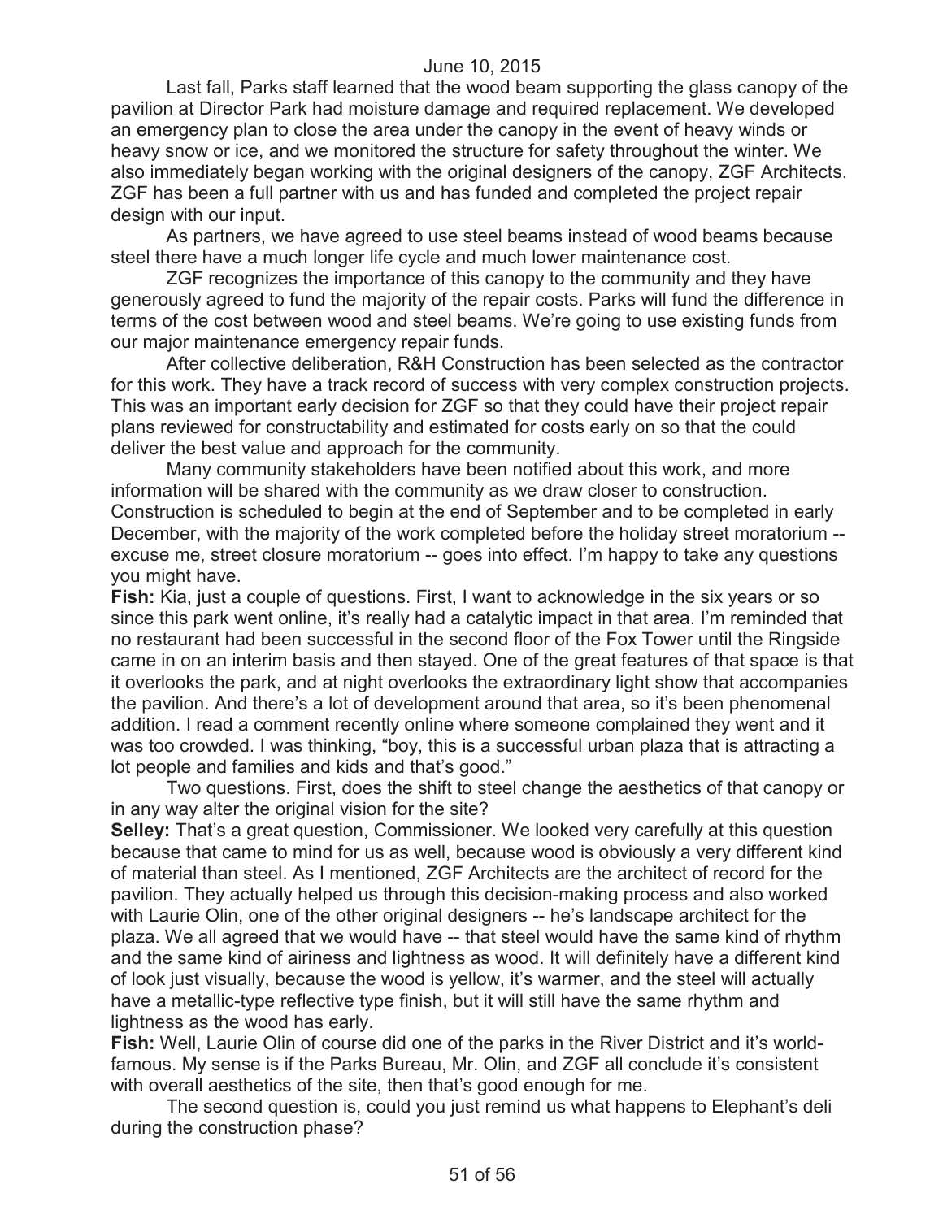Last fall, Parks staff learned that the wood beam supporting the glass canopy of the pavilion at Director Park had moisture damage and required replacement. We developed an emergency plan to close the area under the canopy in the event of heavy winds or heavy snow or ice, and we monitored the structure for safety throughout the winter. We also immediately began working with the original designers of the canopy, ZGF Architects. ZGF has been a full partner with us and has funded and completed the project repair design with our input.

As partners, we have agreed to use steel beams instead of wood beams because steel there have a much longer life cycle and much lower maintenance cost.

ZGF recognizes the importance of this canopy to the community and they have generously agreed to fund the majority of the repair costs. Parks will fund the difference in terms of the cost between wood and steel beams. We're going to use existing funds from our major maintenance emergency repair funds.

After collective deliberation, R&H Construction has been selected as the contractor for this work. They have a track record of success with very complex construction projects. This was an important early decision for ZGF so that they could have their project repair plans reviewed for constructability and estimated for costs early on so that the could deliver the best value and approach for the community.

Many community stakeholders have been notified about this work, and more information will be shared with the community as we draw closer to construction. Construction is scheduled to begin at the end of September and to be completed in early December, with the majority of the work completed before the holiday street moratorium -- excuse me, street closure moratorium -- goes into effect. I'm happy to take any questions you might have.

**Fish:** Kia, just a couple of questions. First, I want to acknowledge in the six years or so since this park went online, it's really had a catalytic impact in that area. I'm reminded that no restaurant had been successful in the second floor of the Fox Tower until the Ringside came in on an interim basis and then stayed. One of the great features of that space is that it overlooks the park, and at night overlooks the extraordinary light show that accompanies the pavilion. And there's a lot of development around that area, so it's been phenomenal addition. I read a comment recently online where someone complained they went and it was too crowded. I was thinking, "boy, this is a successful urban plaza that is attracting a lot people and families and kids and that's good."

Two questions. First, does the shift to steel change the aesthetics of that canopy or in any way alter the original vision for the site?

**Selley:** That's a great question, Commissioner. We looked very carefully at this question because that came to mind for us as well, because wood is obviously a very different kind of material than steel. As I mentioned, ZGF Architects are the architect of record for the pavilion. They actually helped us through this decision-making process and also worked with Laurie Olin, one of the other original designers -- he's landscape architect for the plaza. We all agreed that we would have -- that steel would have the same kind of rhythm and the same kind of airiness and lightness as wood. It will definitely have a different kind of look just visually, because the wood is yellow, it's warmer, and the steel will actually have a metallic-type reflective type finish, but it will still have the same rhythm and lightness as the wood has early.

**Fish:** Well, Laurie Olin of course did one of the parks in the River District and it's world-famous. My sense is if the Parks Bureau, Mr. Olin, and ZGF all conclude it's consistent with overall aesthetics of the site, then that's good enough for me.

The second question is, could you just remind us what happens to Elephant's deli during the construction phase?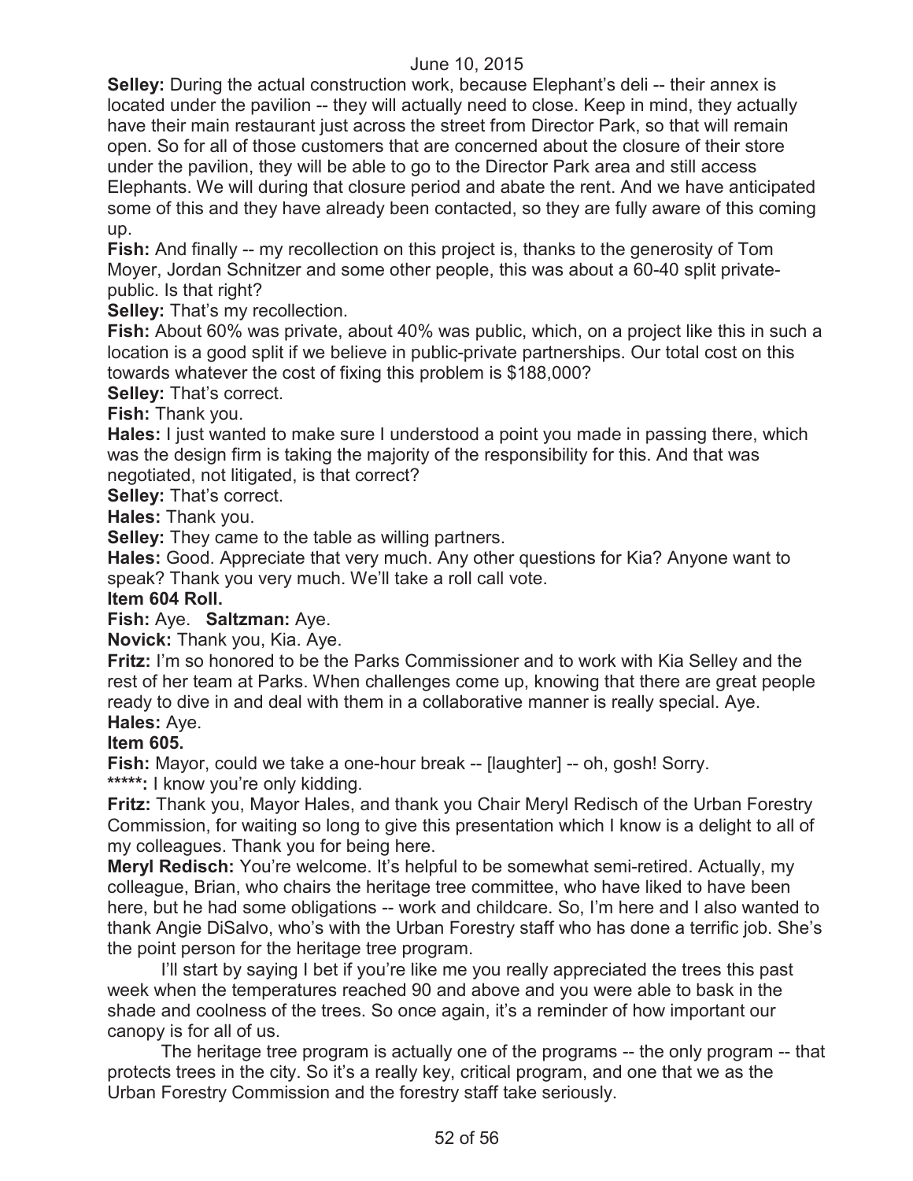**Selley:** During the actual construction work, because Elephant's deli -- their annex is located under the pavilion -- they will actually need to close. Keep in mind, they actually have their main restaurant just across the street from Director Park, so that will remain open. So for all of those customers that are concerned about the closure of their store under the pavilion, they will be able to go to the Director Park area and still access Elephants. We will during that closure period and abate the rent. And we have anticipated some of this and they have already been contacted, so they are fully aware of this coming up.

**Fish:** And finally -- my recollection on this project is, thanks to the generosity of Tom Moyer, Jordan Schnitzer and some other people, this was about a 60-40 split private-public. Is that right?

**Selley:** That's my recollection.

**Fish:** About 60% was private, about 40% was public, which, on a project like this in such a location is a good split if we believe in public-private partnerships. Our total cost on this towards whatever the cost of fixing this problem is $188,000?

**Selley:** That's correct.

**Fish:** Thank you.

**Hales:** I just wanted to make sure I understood a point you made in passing there, which was the design firm is taking the majority of the responsibility for this. And that was negotiated, not litigated, is that correct?

**Selley:** That's correct.

**Hales:** Thank you.

**Selley:** They came to the table as willing partners.

**Hales:** Good. Appreciate that very much. Any other questions for Kia? Anyone want to speak? Thank you very much. We'll take a roll call vote.

**Item 604 Roll.**

**Fish:** Aye. **Saltzman:** Aye.

**Novick:** Thank you, Kia. Aye.

**Fritz:** I'm so honored to be the Parks Commissioner and to work with Kia Selley and the rest of her team at Parks. When challenges come up, knowing that there are great people ready to dive in and deal with them in a collaborative manner is really special. Aye.

**Hales:** Aye.

**Item 605.**

**Fish:** Mayor, could we take a one-hour break -- [laughter] -- oh, gosh! Sorry.

**\*\*\*\*\*:** I know you're only kidding.

**Fritz:** Thank you, Mayor Hales, and thank you Chair Meryl Redisch of the Urban Forestry Commission, for waiting so long to give this presentation which I know is a delight to all of my colleagues. Thank you for being here.

**Meryl Redisch:** You're welcome. It's helpful to be somewhat semi-retired. Actually, my colleague, Brian, who chairs the heritage tree committee, who have liked to have been here, but he had some obligations -- work and childcare. So, I'm here and I also wanted to thank Angie DiSalvo, who's with the Urban Forestry staff who has done a terrific job. She's the point person for the heritage tree program.

I'll start by saying I bet if you're like me you really appreciated the trees this past week when the temperatures reached 90 and above and you were able to bask in the shade and coolness of the trees. So once again, it's a reminder of how important our canopy is for all of us.

The heritage tree program is actually one of the programs -- the only program -- that protects trees in the city. So it's a really key, critical program, and one that we as the Urban Forestry Commission and the forestry staff take seriously.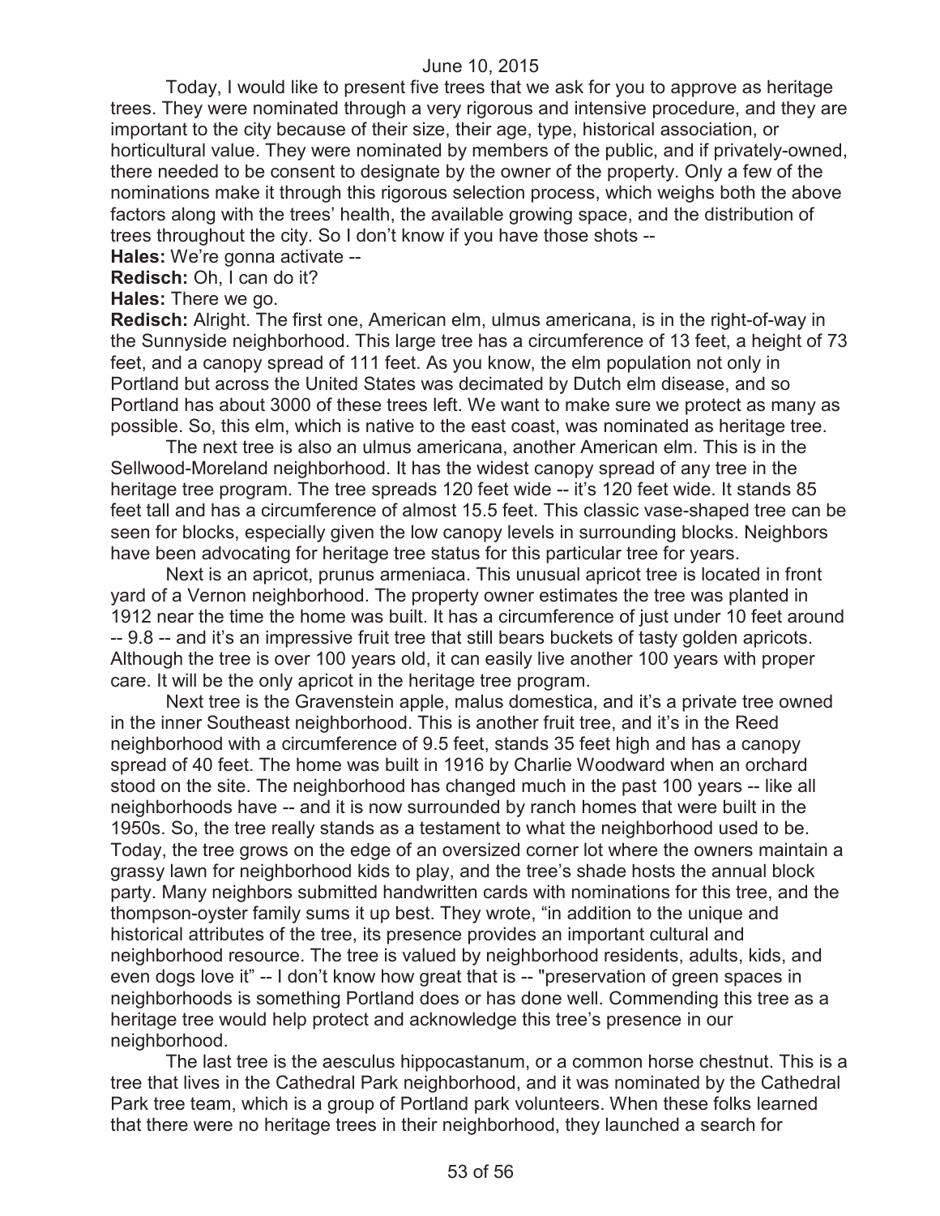Today, I would like to present five trees that we ask for you to approve as heritage trees. They were nominated through a very rigorous and intensive procedure, and they are important to the city because of their size, their age, type, historical association, or horticultural value. They were nominated by members of the public, and if privately-owned, there needed to be consent to designate by the owner of the property. Only a few of the nominations make it through this rigorous selection process, which weighs both the above factors along with the trees' health, the available growing space, and the distribution of trees throughout the city. So I don't know if you have those shots --

**Hales:** We're gonna activate --

**Redisch:** Oh, I can do it?

**Hales:** There we go.

**Redisch:** Alright. The first one, American elm, ulmus americana, is in the right-of-way in the Sunnyside neighborhood. This large tree has a circumference of 13 feet, a height of 73 feet, and a canopy spread of 111 feet. As you know, the elm population not only in Portland but across the United States was decimated by Dutch elm disease, and so Portland has about 3000 of these trees left. We want to make sure we protect as many as possible. So, this elm, which is native to the east coast, was nominated as heritage tree.

The next tree is also an ulmus americana, another American elm. This is in the Sellwood-Moreland neighborhood. It has the widest canopy spread of any tree in the heritage tree program. The tree spreads 120 feet wide -- it's 120 feet wide. It stands 85 feet tall and has a circumference of almost 15.5 feet. This classic vase-shaped tree can be seen for blocks, especially given the low canopy levels in surrounding blocks. Neighbors have been advocating for heritage tree status for this particular tree for years.

Next is an apricot, prunus armeniaca. This unusual apricot tree is located in front yard of a Vernon neighborhood. The property owner estimates the tree was planted in 1912 near the time the home was built. It has a circumference of just under 10 feet around -- 9.8 -- and it's an impressive fruit tree that still bears buckets of tasty golden apricots. Although the tree is over 100 years old, it can easily live another 100 years with proper care. It will be the only apricot in the heritage tree program.

Next tree is the Gravenstein apple, malus domestica, and it's a private tree owned in the inner Southeast neighborhood. This is another fruit tree, and it's in the Reed neighborhood with a circumference of 9.5 feet, stands 35 feet high and has a canopy spread of 40 feet. The home was built in 1916 by Charlie Woodward when an orchard stood on the site. The neighborhood has changed much in the past 100 years -- like all neighborhoods have -- and it is now surrounded by ranch homes that were built in the 1950s. So, the tree really stands as a testament to what the neighborhood used to be. Today, the tree grows on the edge of an oversized corner lot where the owners maintain a grassy lawn for neighborhood kids to play, and the tree's shade hosts the annual block party. Many neighbors submitted handwritten cards with nominations for this tree, and the thompson-oyster family sums it up best. They wrote, "in addition to the unique and historical attributes of the tree, its presence provides an important cultural and neighborhood resource. The tree is valued by neighborhood residents, adults, kids, and even dogs love it" -- I don't know how great that is -- "preservation of green spaces in neighborhoods is something Portland does or has done well. Commending this tree as a heritage tree would help protect and acknowledge this tree's presence in our neighborhood.

The last tree is the aesculus hippocastanum, or a common horse chestnut. This is a tree that lives in the Cathedral Park neighborhood, and it was nominated by the Cathedral Park tree team, which is a group of Portland park volunteers. When these folks learned that there were no heritage trees in their neighborhood, they launched a search for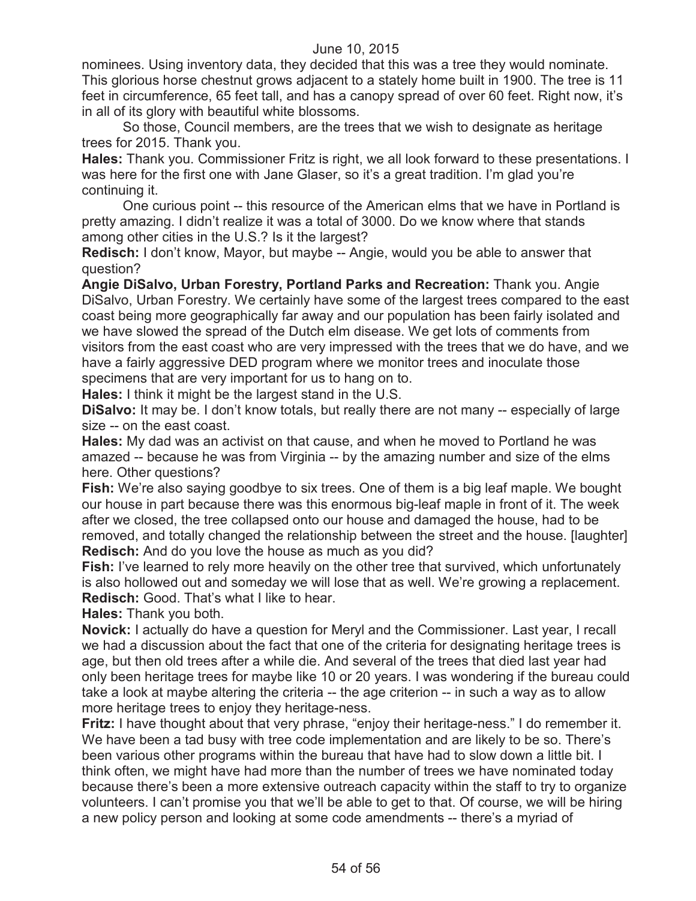nominees. Using inventory data, they decided that this was a tree they would nominate. This glorious horse chestnut grows adjacent to a stately home built in 1900. The tree is 11 feet in circumference, 65 feet tall, and has a canopy spread of over 60 feet. Right now, it's in all of its glory with beautiful white blossoms.

So those, Council members, are the trees that we wish to designate as heritage trees for 2015. Thank you.

**Hales:** Thank you. Commissioner Fritz is right, we all look forward to these presentations. I was here for the first one with Jane Glaser, so it's a great tradition. I'm glad you're continuing it.

One curious point -- this resource of the American elms that we have in Portland is pretty amazing. I didn't realize it was a total of 3000. Do we know where that stands among other cities in the U.S.? Is it the largest?

**Redisch:** I don't know, Mayor, but maybe -- Angie, would you be able to answer that question?

**Angie DiSalvo, Urban Forestry, Portland Parks and Recreation:** Thank you. Angie DiSalvo, Urban Forestry. We certainly have some of the largest trees compared to the east coast being more geographically far away and our population has been fairly isolated and we have slowed the spread of the Dutch elm disease. We get lots of comments from visitors from the east coast who are very impressed with the trees that we do have, and we have a fairly aggressive DED program where we monitor trees and inoculate those specimens that are very important for us to hang on to.

**Hales:** I think it might be the largest stand in the U.S.

**DiSalvo:** It may be. I don't know totals, but really there are not many -- especially of large size -- on the east coast.

**Hales:** My dad was an activist on that cause, and when he moved to Portland he was amazed -- because he was from Virginia -- by the amazing number and size of the elms here. Other questions?

**Fish:** We're also saying goodbye to six trees. One of them is a big leaf maple. We bought our house in part because there was this enormous big-leaf maple in front of it. The week after we closed, the tree collapsed onto our house and damaged the house, had to be removed, and totally changed the relationship between the street and the house. [laughter]

**Redisch:** And do you love the house as much as you did?

**Fish:** I've learned to rely more heavily on the other tree that survived, which unfortunately is also hollowed out and someday we will lose that as well. We're growing a replacement.

**Redisch:** Good. That's what I like to hear.

**Hales:** Thank you both.

**Novick:** I actually do have a question for Meryl and the Commissioner. Last year, I recall we had a discussion about the fact that one of the criteria for designating heritage trees is age, but then old trees after a while die. And several of the trees that died last year had only been heritage trees for maybe like 10 or 20 years. I was wondering if the bureau could take a look at maybe altering the criteria -- the age criterion -- in such a way as to allow more heritage trees to enjoy they heritage-ness.

**Fritz:** I have thought about that very phrase, "enjoy their heritage-ness." I do remember it. We have been a tad busy with tree code implementation and are likely to be so. There's been various other programs within the bureau that have had to slow down a little bit. I think often, we might have had more than the number of trees we have nominated today because there's been a more extensive outreach capacity within the staff to try to organize volunteers. I can't promise you that we'll be able to get to that. Of course, we will be hiring a new policy person and looking at some code amendments -- there's a myriad of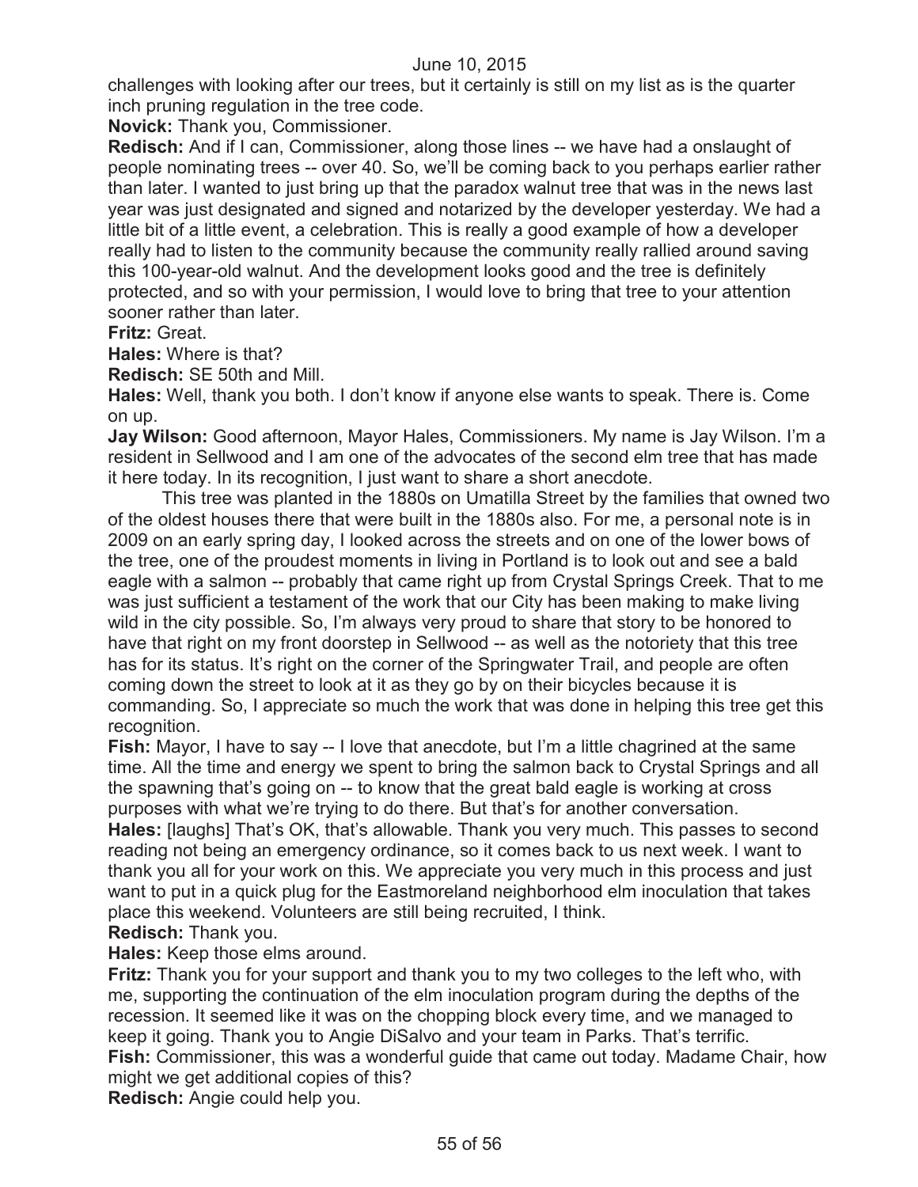challenges with looking after our trees, but it certainly is still on my list as is the quarter inch pruning regulation in the tree code.

**Novick:** Thank you, Commissioner.

**Redisch:** And if I can, Commissioner, along those lines -- we have had a onslaught of people nominating trees -- over 40. So, we'll be coming back to you perhaps earlier rather than later. I wanted to just bring up that the paradox walnut tree that was in the news last year was just designated and signed and notarized by the developer yesterday. We had a little bit of a little event, a celebration. This is really a good example of how a developer really had to listen to the community because the community really rallied around saving this 100-year-old walnut. And the development looks good and the tree is definitely protected, and so with your permission, I would love to bring that tree to your attention sooner rather than later.

**Fritz:** Great.

**Hales:** Where is that?

**Redisch:** SE 50th and Mill.

**Hales:** Well, thank you both. I don't know if anyone else wants to speak. There is. Come on up.

**Jay Wilson:** Good afternoon, Mayor Hales, Commissioners. My name is Jay Wilson. I'm a resident in Sellwood and I am one of the advocates of the second elm tree that has made it here today. In its recognition, I just want to share a short anecdote.

This tree was planted in the 1880s on Umatilla Street by the families that owned two of the oldest houses there that were built in the 1880s also. For me, a personal note is in 2009 on an early spring day, I looked across the streets and on one of the lower bows of the tree, one of the proudest moments in living in Portland is to look out and see a bald eagle with a salmon -- probably that came right up from Crystal Springs Creek. That to me was just sufficient a testament of the work that our City has been making to make living wild in the city possible. So, I'm always very proud to share that story to be honored to have that right on my front doorstep in Sellwood -- as well as the notoriety that this tree has for its status. It's right on the corner of the Springwater Trail, and people are often coming down the street to look at it as they go by on their bicycles because it is commanding. So, I appreciate so much the work that was done in helping this tree get this recognition.

**Fish:** Mayor, I have to say -- I love that anecdote, but I'm a little chagrined at the same time. All the time and energy we spent to bring the salmon back to Crystal Springs and all the spawning that's going on -- to know that the great bald eagle is working at cross purposes with what we're trying to do there. But that's for another conversation.

**Hales:** [laughs] That's OK, that's allowable. Thank you very much. This passes to second reading not being an emergency ordinance, so it comes back to us next week. I want to thank you all for your work on this. We appreciate you very much in this process and just want to put in a quick plug for the Eastmoreland neighborhood elm inoculation that takes place this weekend. Volunteers are still being recruited, I think.

**Redisch:** Thank you.

**Hales:** Keep those elms around.

**Fritz:** Thank you for your support and thank you to my two colleges to the left who, with me, supporting the continuation of the elm inoculation program during the depths of the recession. It seemed like it was on the chopping block every time, and we managed to keep it going. Thank you to Angie DiSalvo and your team in Parks. That's terrific.

**Fish:** Commissioner, this was a wonderful guide that came out today. Madame Chair, how might we get additional copies of this?

**Redisch:** Angie could help you.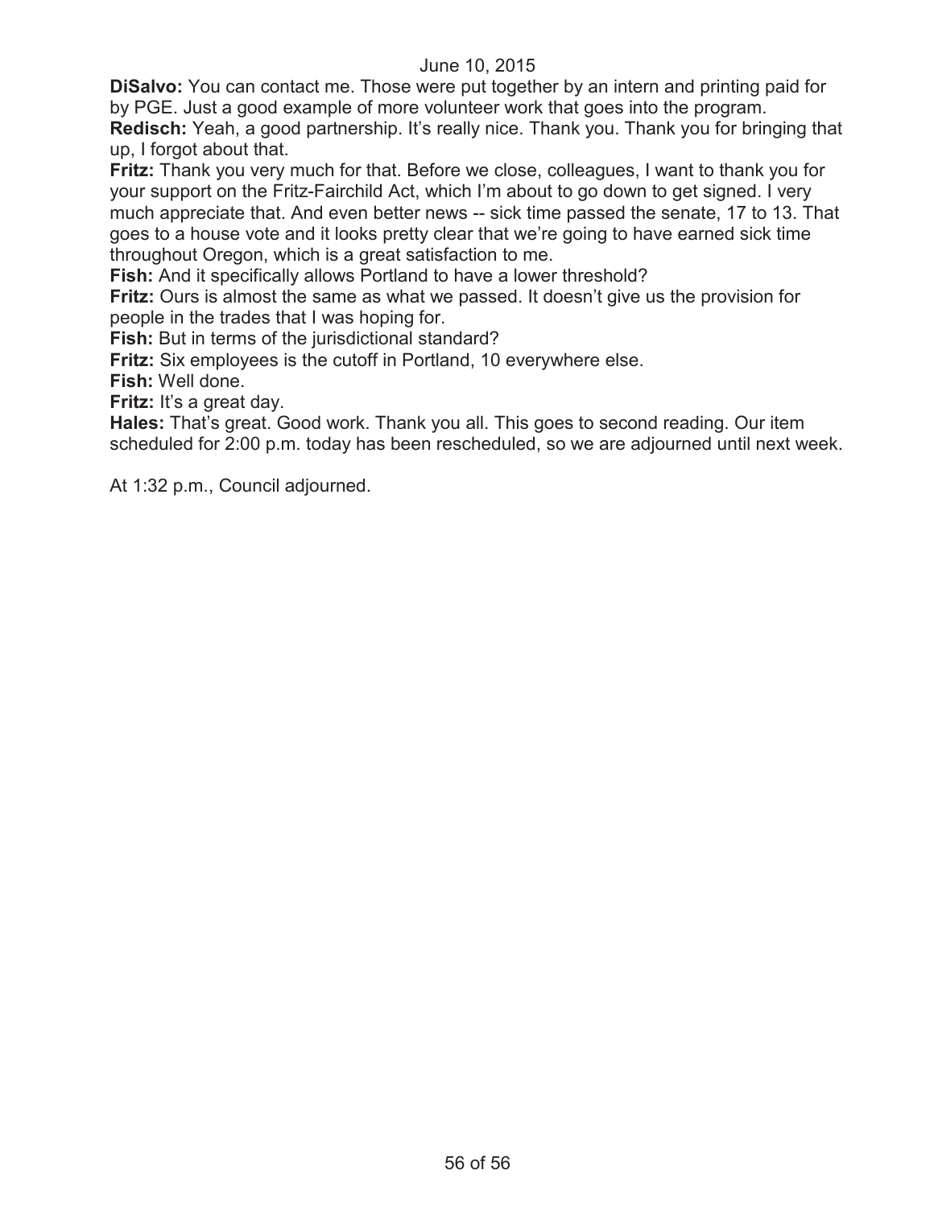**DiSalvo:** You can contact me. Those were put together by an intern and printing paid for by PGE. Just a good example of more volunteer work that goes into the program.

**Redisch:** Yeah, a good partnership. It's really nice. Thank you. Thank you for bringing that up, I forgot about that.

**Fritz:** Thank you very much for that. Before we close, colleagues, I want to thank you for your support on the Fritz-Fairchild Act, which I'm about to go down to get signed. I very much appreciate that. And even better news -- sick time passed the senate, 17 to 13. That goes to a house vote and it looks pretty clear that we're going to have earned sick time throughout Oregon, which is a great satisfaction to me.

**Fish:** And it specifically allows Portland to have a lower threshold?

**Fritz:** Ours is almost the same as what we passed. It doesn't give us the provision for people in the trades that I was hoping for.

**Fish:** But in terms of the jurisdictional standard?

**Fritz:** Six employees is the cutoff in Portland, 10 everywhere else.

**Fish:** Well done.

**Fritz:** It's a great day.

**Hales:** That's great. Good work. Thank you all. This goes to second reading. Our item scheduled for 2:00 p.m. today has been rescheduled, so we are adjourned until next week.

At 1:32 p.m., Council adjourned.